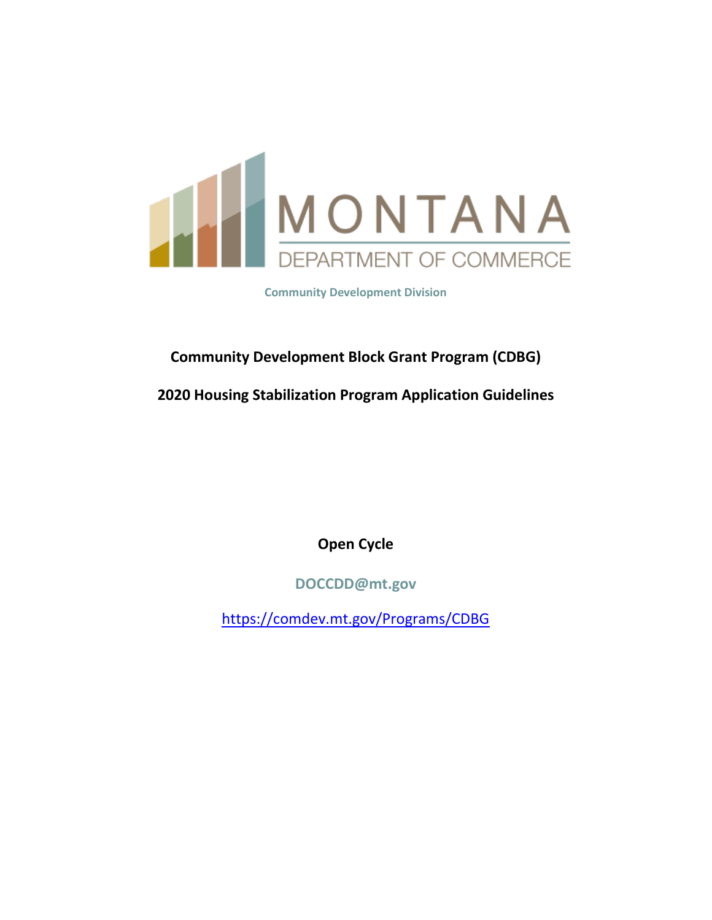MONTANA

DEPARTMENT OF COMMERCE

Community Development Division

# Community Development Block Grant Program (CDBG)

# 2020 Housing Stabilization Program Application Guidelines

**Open Cycle**

**DOCCDD@mt.gov**

https://comdev.mt.gov/Programs/CDBG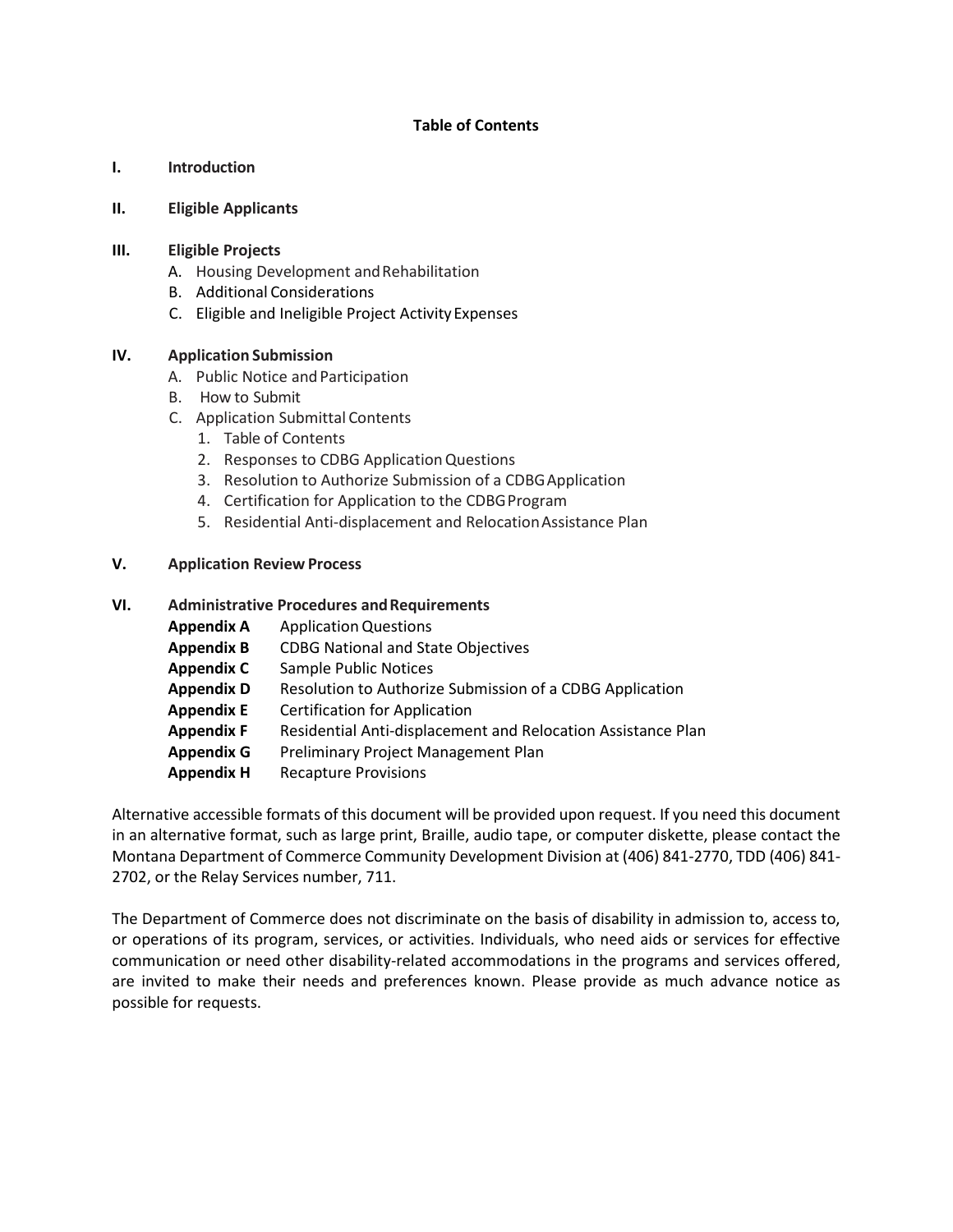## Table of Contents

**I. Introduction**

**II. Eligible Applicants**

**III. Eligible Projects**

- A. Housing Development and Rehabilitation
- B. Additional Considerations
- C. Eligible and Ineligible Project Activity Expenses

**IV. Application Submission**

- A. Public Notice and Participation
- B. How to Submit
- C. Application Submittal Contents
  1. Table of Contents
  2. Responses to CDBG Application Questions
  3. Resolution to Authorize Submission of a CDBG Application
  4. Certification for Application to the CDBG Program
  5. Residential Anti-displacement and Relocation Assistance Plan

**V. Application Review Process**

**VI. Administrative Procedures and Requirements**

- **Appendix A** Application Questions
- **Appendix B** CDBG National and State Objectives
- **Appendix C** Sample Public Notices
- **Appendix D** Resolution to Authorize Submission of a CDBG Application
- **Appendix E** Certification for Application
- **Appendix F** Residential Anti-displacement and Relocation Assistance Plan
- **Appendix G** Preliminary Project Management Plan
- **Appendix H** Recapture Provisions

Alternative accessible formats of this document will be provided upon request. If you need this document in an alternative format, such as large print, Braille, audio tape, or computer diskette, please contact the Montana Department of Commerce Community Development Division at (406) 841-2770, TDD (406) 841-2702, or the Relay Services number, 711.

The Department of Commerce does not discriminate on the basis of disability in admission to, access to, or operations of its program, services, or activities. Individuals, who need aids or services for effective communication or need other disability-related accommodations in the programs and services offered, are invited to make their needs and preferences known. Please provide as much advance notice as possible for requests.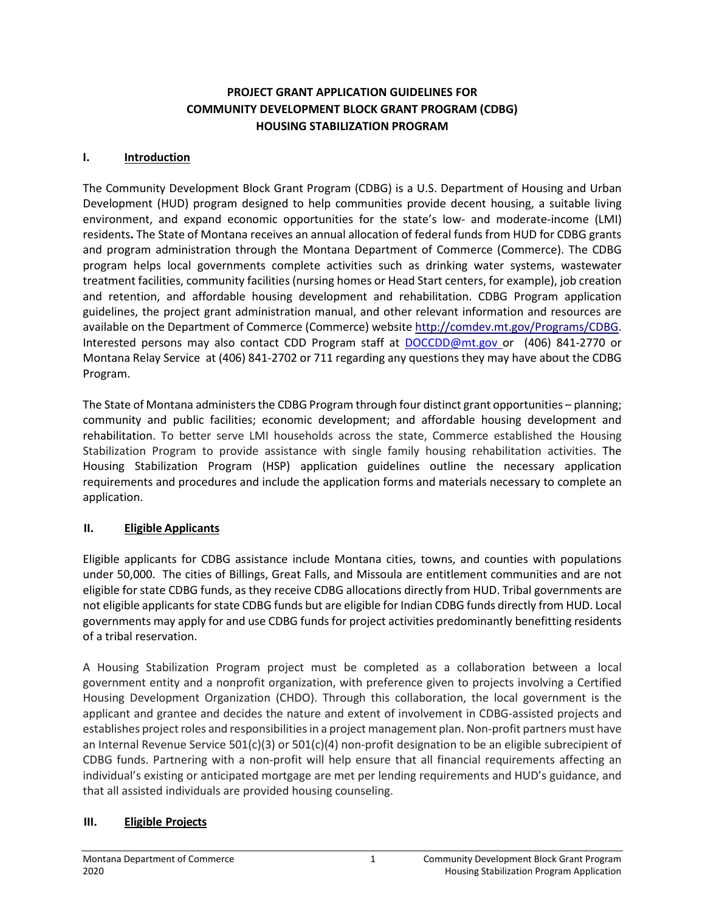**PROJECT GRANT APPLICATION GUIDELINES FOR COMMUNITY DEVELOPMENT BLOCK GRANT PROGRAM (CDBG) HOUSING STABILIZATION PROGRAM**

## I. Introduction

The Community Development Block Grant Program (CDBG) is a U.S. Department of Housing and Urban Development (HUD) program designed to help communities provide decent housing, a suitable living environment, and expand economic opportunities for the state's low- and moderate-income (LMI) residents**.** The State of Montana receives an annual allocation of federal funds from HUD for CDBG grants and program administration through the Montana Department of Commerce (Commerce). The CDBG program helps local governments complete activities such as drinking water systems, wastewater treatment facilities, community facilities (nursing homes or Head Start centers, for example), job creation and retention, and affordable housing development and rehabilitation. CDBG Program application guidelines, the project grant administration manual, and other relevant information and resources are available on the Department of Commerce (Commerce) website [http://comdev.mt.gov/Programs/CDBG](http://comdev.mt.gov/Programs/CDBG). Interested persons may also contact CDD Program staff at [DOCCDD@mt.gov](mailto:DOCCDD@mt.gov) or (406) 841-2770 or Montana Relay Service at (406) 841-2702 or 711 regarding any questions they may have about the CDBG Program.

The State of Montana administers the CDBG Program through four distinct grant opportunities – planning; community and public facilities; economic development; and affordable housing development and rehabilitation. To better serve LMI households across the state, Commerce established the Housing Stabilization Program to provide assistance with single family housing rehabilitation activities. The Housing Stabilization Program (HSP) application guidelines outline the necessary application requirements and procedures and include the application forms and materials necessary to complete an application.

## II. Eligible Applicants

Eligible applicants for CDBG assistance include Montana cities, towns, and counties with populations under 50,000. The cities of Billings, Great Falls, and Missoula are entitlement communities and are not eligible for state CDBG funds, as they receive CDBG allocations directly from HUD. Tribal governments are not eligible applicants for state CDBG funds but are eligible for Indian CDBG funds directly from HUD. Local governments may apply for and use CDBG funds for project activities predominantly benefitting residents of a tribal reservation.

A Housing Stabilization Program project must be completed as a collaboration between a local government entity and a nonprofit organization, with preference given to projects involving a Certified Housing Development Organization (CHDO). Through this collaboration, the local government is the applicant and grantee and decides the nature and extent of involvement in CDBG-assisted projects and establishes project roles and responsibilities in a project management plan. Non-profit partners must have an Internal Revenue Service 501(c)(3) or 501(c)(4) non-profit designation to be an eligible subrecipient of CDBG funds. Partnering with a non-profit will help ensure that all financial requirements affecting an individual's existing or anticipated mortgage are met per lending requirements and HUD's guidance, and that all assisted individuals are provided housing counseling.

## III. Eligible Projects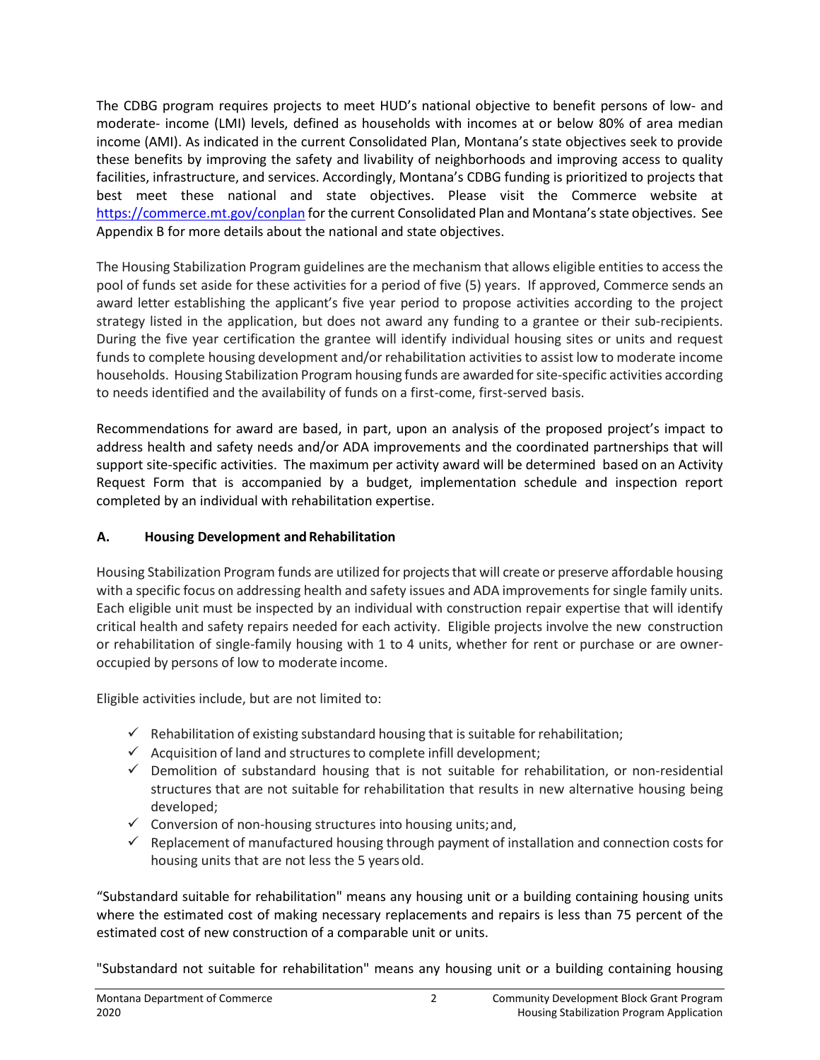The CDBG program requires projects to meet HUD's national objective to benefit persons of low- and moderate- income (LMI) levels, defined as households with incomes at or below 80% of area median income (AMI). As indicated in the current Consolidated Plan, Montana's state objectives seek to provide these benefits by improving the safety and livability of neighborhoods and improving access to quality facilities, infrastructure, and services. Accordingly, Montana's CDBG funding is prioritized to projects that best meet these national and state objectives. Please visit the Commerce website at https://commerce.mt.gov/conplan for the current Consolidated Plan and Montana's state objectives. See Appendix B for more details about the national and state objectives.

The Housing Stabilization Program guidelines are the mechanism that allows eligible entities to access the pool of funds set aside for these activities for a period of five (5) years. If approved, Commerce sends an award letter establishing the applicant's five year period to propose activities according to the project strategy listed in the application, but does not award any funding to a grantee or their sub-recipients. During the five year certification the grantee will identify individual housing sites or units and request funds to complete housing development and/or rehabilitation activities to assist low to moderate income households. Housing Stabilization Program housing funds are awarded for site-specific activities according to needs identified and the availability of funds on a first-come, first-served basis.

Recommendations for award are based, in part, upon an analysis of the proposed project's impact to address health and safety needs and/or ADA improvements and the coordinated partnerships that will support site-specific activities. The maximum per activity award will be determined based on an Activity Request Form that is accompanied by a budget, implementation schedule and inspection report completed by an individual with rehabilitation expertise.

### A. Housing Development and Rehabilitation

Housing Stabilization Program funds are utilized for projects that will create or preserve affordable housing with a specific focus on addressing health and safety issues and ADA improvements for single family units. Each eligible unit must be inspected by an individual with construction repair expertise that will identify critical health and safety repairs needed for each activity. Eligible projects involve the new construction or rehabilitation of single-family housing with 1 to 4 units, whether for rent or purchase or are owner-occupied by persons of low to moderate income.

Eligible activities include, but are not limited to:

- ✓ Rehabilitation of existing substandard housing that is suitable for rehabilitation;
- ✓ Acquisition of land and structures to complete infill development;
- ✓ Demolition of substandard housing that is not suitable for rehabilitation, or non-residential structures that are not suitable for rehabilitation that results in new alternative housing being developed;
- ✓ Conversion of non-housing structures into housing units; and,
- ✓ Replacement of manufactured housing through payment of installation and connection costs for housing units that are not less the 5 years old.

"Substandard suitable for rehabilitation" means any housing unit or a building containing housing units where the estimated cost of making necessary replacements and repairs is less than 75 percent of the estimated cost of new construction of a comparable unit or units.

"Substandard not suitable for rehabilitation" means any housing unit or a building containing housing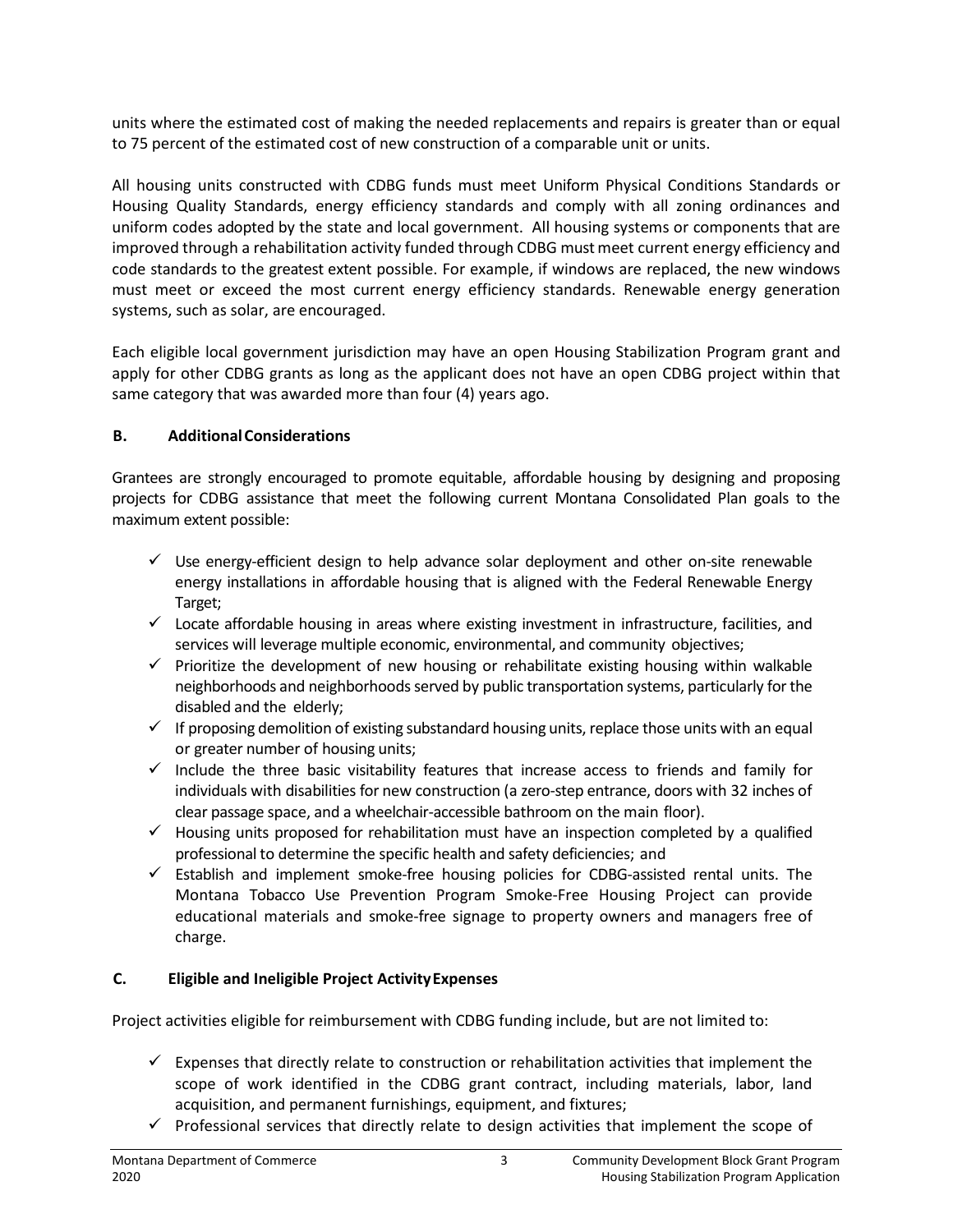units where the estimated cost of making the needed replacements and repairs is greater than or equal to 75 percent of the estimated cost of new construction of a comparable unit or units.

All housing units constructed with CDBG funds must meet Uniform Physical Conditions Standards or Housing Quality Standards, energy efficiency standards and comply with all zoning ordinances and uniform codes adopted by the state and local government. All housing systems or components that are improved through a rehabilitation activity funded through CDBG must meet current energy efficiency and code standards to the greatest extent possible. For example, if windows are replaced, the new windows must meet or exceed the most current energy efficiency standards. Renewable energy generation systems, such as solar, are encouraged.

Each eligible local government jurisdiction may have an open Housing Stabilization Program grant and apply for other CDBG grants as long as the applicant does not have an open CDBG project within that same category that was awarded more than four (4) years ago.

### B. Additional Considerations

Grantees are strongly encouraged to promote equitable, affordable housing by designing and proposing projects for CDBG assistance that meet the following current Montana Consolidated Plan goals to the maximum extent possible:

- ✓ Use energy-efficient design to help advance solar deployment and other on-site renewable energy installations in affordable housing that is aligned with the Federal Renewable Energy Target;
- ✓ Locate affordable housing in areas where existing investment in infrastructure, facilities, and services will leverage multiple economic, environmental, and community objectives;
- ✓ Prioritize the development of new housing or rehabilitate existing housing within walkable neighborhoods and neighborhoods served by public transportation systems, particularly for the disabled and the elderly;
- ✓ If proposing demolition of existing substandard housing units, replace those units with an equal or greater number of housing units;
- ✓ Include the three basic visitability features that increase access to friends and family for individuals with disabilities for new construction (a zero-step entrance, doors with 32 inches of clear passage space, and a wheelchair-accessible bathroom on the main floor).
- ✓ Housing units proposed for rehabilitation must have an inspection completed by a qualified professional to determine the specific health and safety deficiencies; and
- ✓ Establish and implement smoke-free housing policies for CDBG-assisted rental units. The Montana Tobacco Use Prevention Program Smoke-Free Housing Project can provide educational materials and smoke-free signage to property owners and managers free of charge.

### C. Eligible and Ineligible Project Activity Expenses

Project activities eligible for reimbursement with CDBG funding include, but are not limited to:

- ✓ Expenses that directly relate to construction or rehabilitation activities that implement the scope of work identified in the CDBG grant contract, including materials, labor, land acquisition, and permanent furnishings, equipment, and fixtures;
- ✓ Professional services that directly relate to design activities that implement the scope of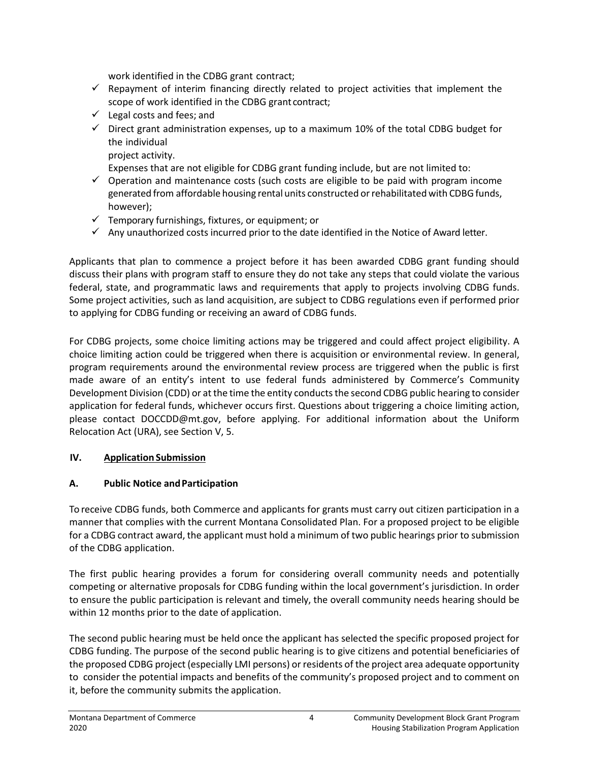work identified in the CDBG grant contract;

- ✓ Repayment of interim financing directly related to project activities that implement the scope of work identified in the CDBG grant contract;
- ✓ Legal costs and fees; and
- ✓ Direct grant administration expenses, up to a maximum 10% of the total CDBG budget for the individual project activity.

Expenses that are not eligible for CDBG grant funding include, but are not limited to:

- ✓ Operation and maintenance costs (such costs are eligible to be paid with program income generated from affordable housing rental units constructed or rehabilitated with CDBG funds, however);
- ✓ Temporary furnishings, fixtures, or equipment; or
- ✓ Any unauthorized costs incurred prior to the date identified in the Notice of Award letter.

Applicants that plan to commence a project before it has been awarded CDBG grant funding should discuss their plans with program staff to ensure they do not take any steps that could violate the various federal, state, and programmatic laws and requirements that apply to projects involving CDBG funds. Some project activities, such as land acquisition, are subject to CDBG regulations even if performed prior to applying for CDBG funding or receiving an award of CDBG funds.

For CDBG projects, some choice limiting actions may be triggered and could affect project eligibility. A choice limiting action could be triggered when there is acquisition or environmental review. In general, program requirements around the environmental review process are triggered when the public is first made aware of an entity's intent to use federal funds administered by Commerce's Community Development Division (CDD) or at the time the entity conducts the second CDBG public hearing to consider application for federal funds, whichever occurs first. Questions about triggering a choice limiting action, please contact DOCCDD@mt.gov, before applying. For additional information about the Uniform Relocation Act (URA), see Section V, 5.

## IV. Application Submission

### A. Public Notice and Participation

To receive CDBG funds, both Commerce and applicants for grants must carry out citizen participation in a manner that complies with the current Montana Consolidated Plan. For a proposed project to be eligible for a CDBG contract award, the applicant must hold a minimum of two public hearings prior to submission of the CDBG application.

The first public hearing provides a forum for considering overall community needs and potentially competing or alternative proposals for CDBG funding within the local government's jurisdiction. In order to ensure the public participation is relevant and timely, the overall community needs hearing should be within 12 months prior to the date of application.

The second public hearing must be held once the applicant has selected the specific proposed project for CDBG funding. The purpose of the second public hearing is to give citizens and potential beneficiaries of the proposed CDBG project (especially LMI persons) or residents of the project area adequate opportunity to consider the potential impacts and benefits of the community's proposed project and to comment on it, before the community submits the application.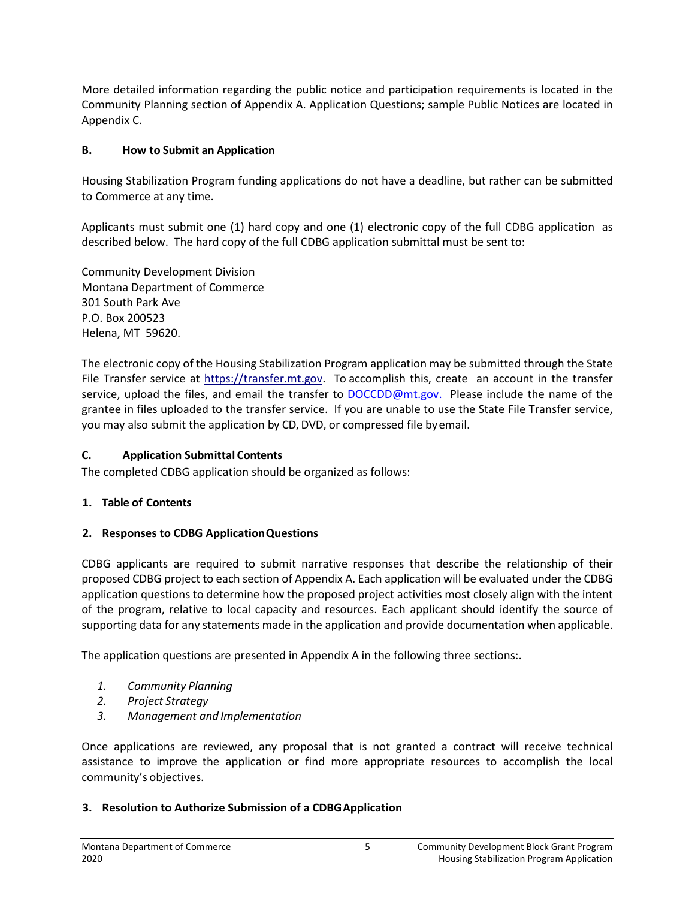More detailed information regarding the public notice and participation requirements is located in the Community Planning section of Appendix A. Application Questions; sample Public Notices are located in Appendix C.

### B. How to Submit an Application

Housing Stabilization Program funding applications do not have a deadline, but rather can be submitted to Commerce at any time.

Applicants must submit one (1) hard copy and one (1) electronic copy of the full CDBG application as described below. The hard copy of the full CDBG application submittal must be sent to:

Community Development Division
Montana Department of Commerce
301 South Park Ave
P.O. Box 200523
Helena, MT 59620.

The electronic copy of the Housing Stabilization Program application may be submitted through the State File Transfer service at [https://transfer.mt.gov](https://transfer.mt.gov). To accomplish this, create an account in the transfer service, upload the files, and email the transfer to [DOCCDD@mt.gov.](mailto:DOCCDD@mt.gov) Please include the name of the grantee in files uploaded to the transfer service. If you are unable to use the State File Transfer service, you may also submit the application by CD, DVD, or compressed file by email.

### C. Application Submittal Contents

The completed CDBG application should be organized as follows:

**1. Table of Contents**

**2. Responses to CDBG Application Questions**

CDBG applicants are required to submit narrative responses that describe the relationship of their proposed CDBG project to each section of Appendix A. Each application will be evaluated under the CDBG application questions to determine how the proposed project activities most closely align with the intent of the program, relative to local capacity and resources. Each applicant should identify the source of supporting data for any statements made in the application and provide documentation when applicable.

The application questions are presented in Appendix A in the following three sections:.

1. *Community Planning*
2. *Project Strategy*
3. *Management and Implementation*

Once applications are reviewed, any proposal that is not granted a contract will receive technical assistance to improve the application or find more appropriate resources to accomplish the local community's objectives.

**3. Resolution to Authorize Submission of a CDBG Application**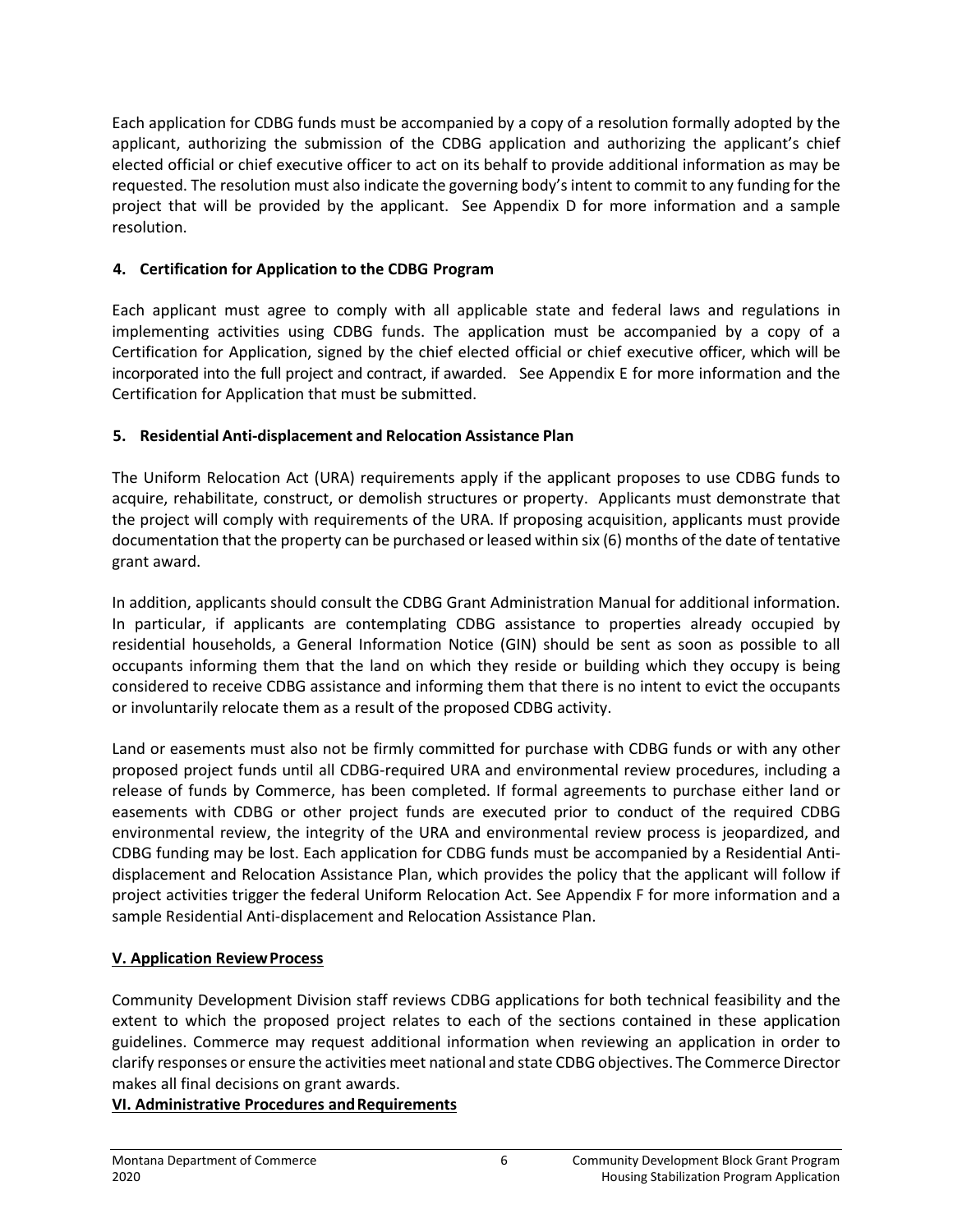Each application for CDBG funds must be accompanied by a copy of a resolution formally adopted by the applicant, authorizing the submission of the CDBG application and authorizing the applicant's chief elected official or chief executive officer to act on its behalf to provide additional information as may be requested. The resolution must also indicate the governing body's intent to commit to any funding for the project that will be provided by the applicant. See Appendix D for more information and a sample resolution.

### 4. Certification for Application to the CDBG Program

Each applicant must agree to comply with all applicable state and federal laws and regulations in implementing activities using CDBG funds. The application must be accompanied by a copy of a Certification for Application, signed by the chief elected official or chief executive officer, which will be incorporated into the full project and contract, if awarded. See Appendix E for more information and the Certification for Application that must be submitted.

### 5. Residential Anti-displacement and Relocation Assistance Plan

The Uniform Relocation Act (URA) requirements apply if the applicant proposes to use CDBG funds to acquire, rehabilitate, construct, or demolish structures or property. Applicants must demonstrate that the project will comply with requirements of the URA. If proposing acquisition, applicants must provide documentation that the property can be purchased or leased within six (6) months of the date of tentative grant award.

In addition, applicants should consult the CDBG Grant Administration Manual for additional information. In particular, if applicants are contemplating CDBG assistance to properties already occupied by residential households, a General Information Notice (GIN) should be sent as soon as possible to all occupants informing them that the land on which they reside or building which they occupy is being considered to receive CDBG assistance and informing them that there is no intent to evict the occupants or involuntarily relocate them as a result of the proposed CDBG activity.

Land or easements must also not be firmly committed for purchase with CDBG funds or with any other proposed project funds until all CDBG-required URA and environmental review procedures, including a release of funds by Commerce, has been completed. If formal agreements to purchase either land or easements with CDBG or other project funds are executed prior to conduct of the required CDBG environmental review, the integrity of the URA and environmental review process is jeopardized, and CDBG funding may be lost. Each application for CDBG funds must be accompanied by a Residential Anti-displacement and Relocation Assistance Plan, which provides the policy that the applicant will follow if project activities trigger the federal Uniform Relocation Act. See Appendix F for more information and a sample Residential Anti-displacement and Relocation Assistance Plan.

## V. Application Review Process

Community Development Division staff reviews CDBG applications for both technical feasibility and the extent to which the proposed project relates to each of the sections contained in these application guidelines. Commerce may request additional information when reviewing an application in order to clarify responses or ensure the activities meet national and state CDBG objectives. The Commerce Director makes all final decisions on grant awards.

## VI. Administrative Procedures and Requirements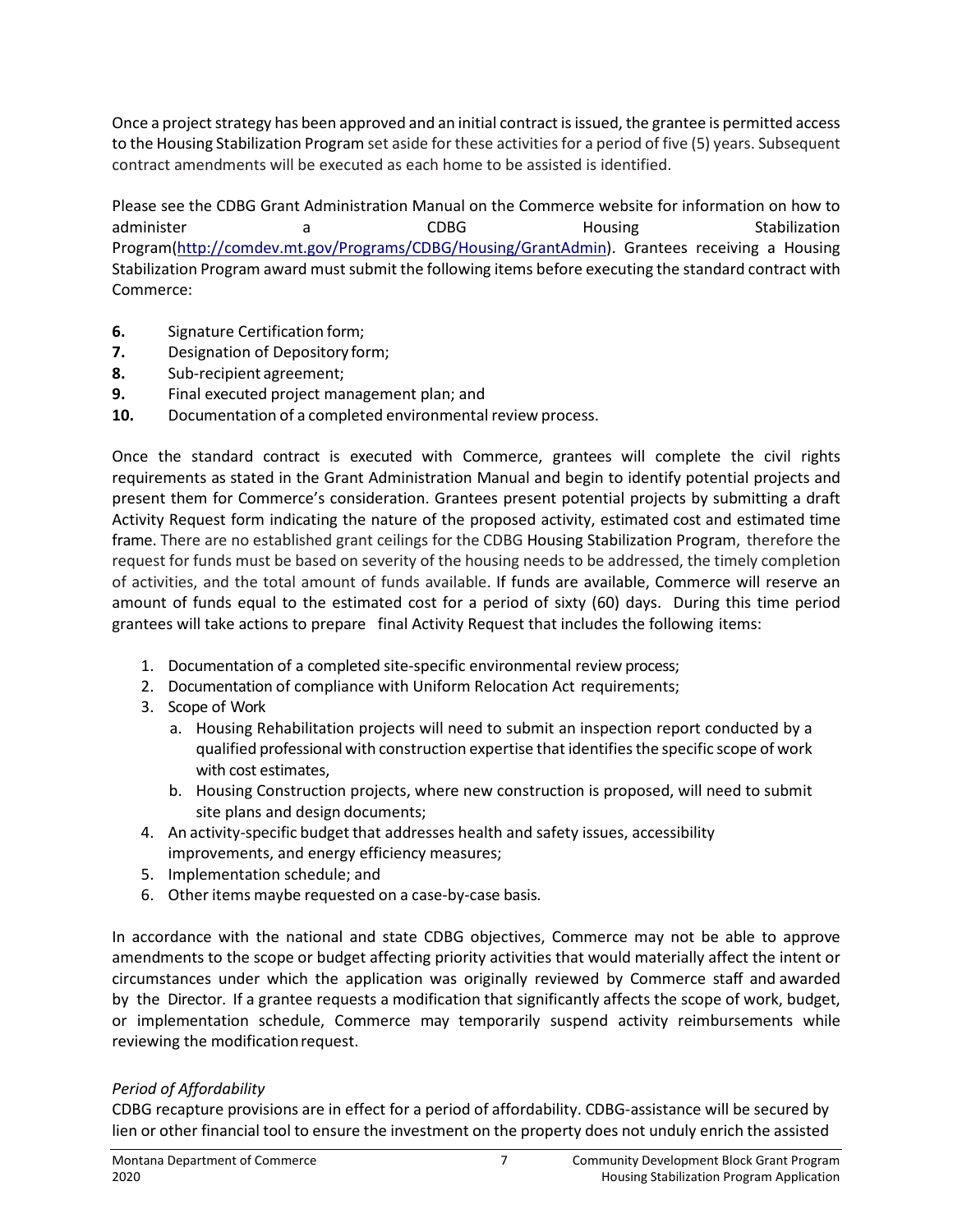Once a project strategy has been approved and an initial contract is issued, the grantee is permitted access to the Housing Stabilization Program set aside for these activities for a period of five (5) years. Subsequent contract amendments will be executed as each home to be assisted is identified.

Please see the CDBG Grant Administration Manual on the Commerce website for information on how to administer a CDBG Housing Stabilization Program(http://comdev.mt.gov/Programs/CDBG/Housing/GrantAdmin). Grantees receiving a Housing Stabilization Program award must submit the following items before executing the standard contract with Commerce:

6. Signature Certification form;
7. Designation of Depository form;
8. Sub-recipient agreement;
9. Final executed project management plan; and
10. Documentation of a completed environmental review process.

Once the standard contract is executed with Commerce, grantees will complete the civil rights requirements as stated in the Grant Administration Manual and begin to identify potential projects and present them for Commerce's consideration. Grantees present potential projects by submitting a draft Activity Request form indicating the nature of the proposed activity, estimated cost and estimated time frame. There are no established grant ceilings for the CDBG Housing Stabilization Program, therefore the request for funds must be based on severity of the housing needs to be addressed, the timely completion of activities, and the total amount of funds available. If funds are available, Commerce will reserve an amount of funds equal to the estimated cost for a period of sixty (60) days. During this time period grantees will take actions to prepare final Activity Request that includes the following items:

1. Documentation of a completed site-specific environmental review process;
2. Documentation of compliance with Uniform Relocation Act requirements;
3. Scope of Work
   a. Housing Rehabilitation projects will need to submit an inspection report conducted by a qualified professional with construction expertise that identifies the specific scope of work with cost estimates,
   b. Housing Construction projects, where new construction is proposed, will need to submit site plans and design documents;
4. An activity-specific budget that addresses health and safety issues, accessibility improvements, and energy efficiency measures;
5. Implementation schedule; and
6. Other items maybe requested on a case-by-case basis.

In accordance with the national and state CDBG objectives, Commerce may not be able to approve amendments to the scope or budget affecting priority activities that would materially affect the intent or circumstances under which the application was originally reviewed by Commerce staff and awarded by the Director. If a grantee requests a modification that significantly affects the scope of work, budget, or implementation schedule, Commerce may temporarily suspend activity reimbursements while reviewing the modification request.

*Period of Affordability*

CDBG recapture provisions are in effect for a period of affordability. CDBG-assistance will be secured by lien or other financial tool to ensure the investment on the property does not unduly enrich the assisted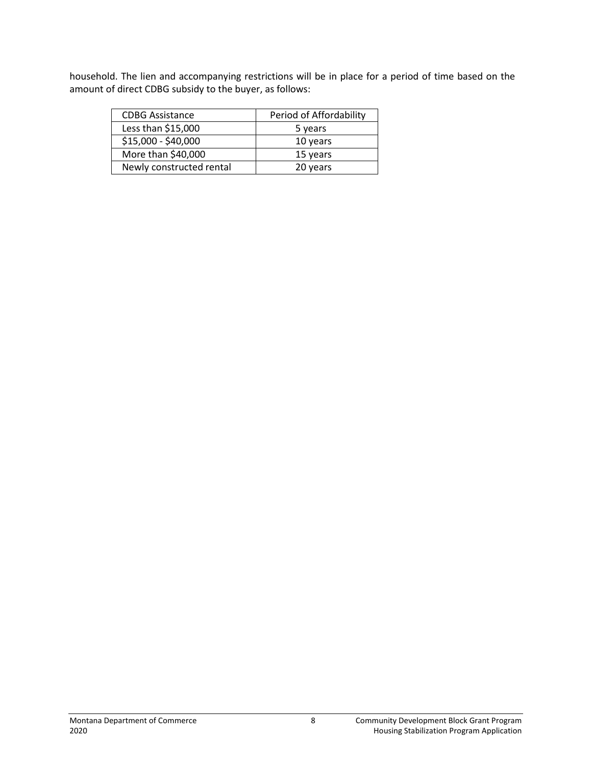household. The lien and accompanying restrictions will be in place for a period of time based on the amount of direct CDBG subsidy to the buyer, as follows:

| CDBG Assistance | Period of Affordability |
| --- | --- |
| Less than $15,000 | 5 years |
| $15,000 - $40,000 | 10 years |
| More than $40,000 | 15 years |
| Newly constructed rental | 20 years |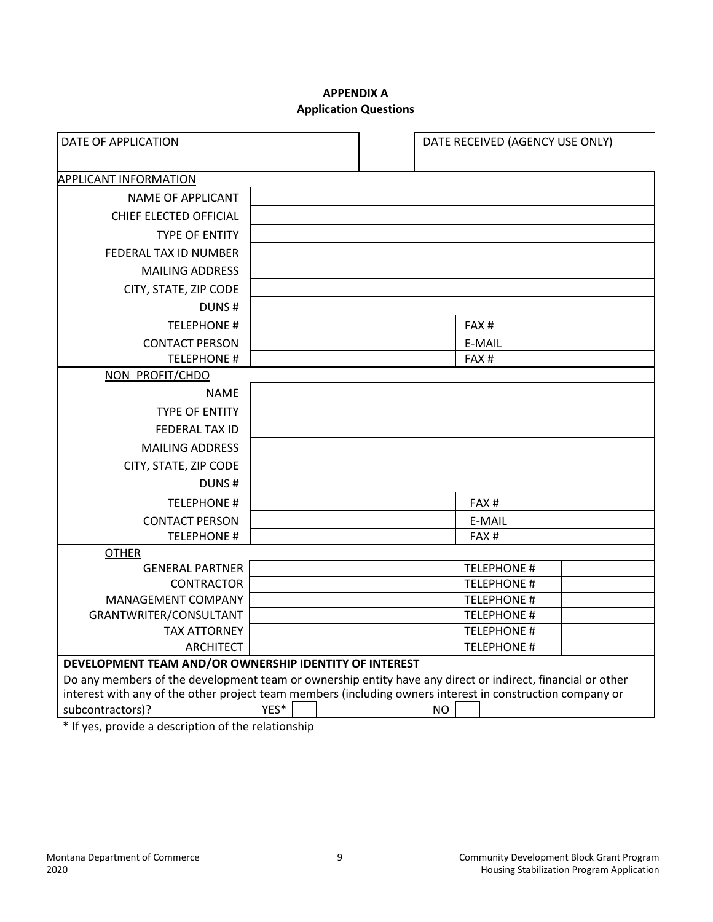**APPENDIX A**
**Application Questions**

| DATE OF APPLICATION | | DATE RECEIVED (AGENCY USE ONLY) |
|---|---|---|

**APPLICANT INFORMATION**

| | | | |
|---|---|---|---|
| NAME OF APPLICANT | | | |
| CHIEF ELECTED OFFICIAL | | | |
| TYPE OF ENTITY | | | |
| FEDERAL TAX ID NUMBER | | | |
| MAILING ADDRESS | | | |
| CITY, STATE, ZIP CODE | | | |
| DUNS # | | | |
| TELEPHONE # | | FAX # | |
| CONTACT PERSON | | E-MAIL | |
| TELEPHONE # | | FAX # | |

**NON PROFIT/CHDO**

| | | | |
|---|---|---|---|
| NAME | | | |
| TYPE OF ENTITY | | | |
| FEDERAL TAX ID | | | |
| MAILING ADDRESS | | | |
| CITY, STATE, ZIP CODE | | | |
| DUNS # | | | |
| TELEPHONE # | | FAX # | |
| CONTACT PERSON | | E-MAIL | |
| TELEPHONE # | | FAX # | |

**OTHER**

| | | | |
|---|---|---|---|
| GENERAL PARTNER | | TELEPHONE # | |
| CONTRACTOR | | TELEPHONE # | |
| MANAGEMENT COMPANY | | TELEPHONE # | |
| GRANTWRITER/CONSULTANT | | TELEPHONE # | |
| TAX ATTORNEY | | TELEPHONE # | |
| ARCHITECT | | TELEPHONE # | |

**DEVELOPMENT TEAM AND/OR OWNERSHIP IDENTITY OF INTEREST**

Do any members of the development team or ownership entity have any direct or indirect, financial or other interest with any of the other project team members (including owners interest in construction company or subcontractors)? YES* ☐ NO ☐

* If yes, provide a description of the relationship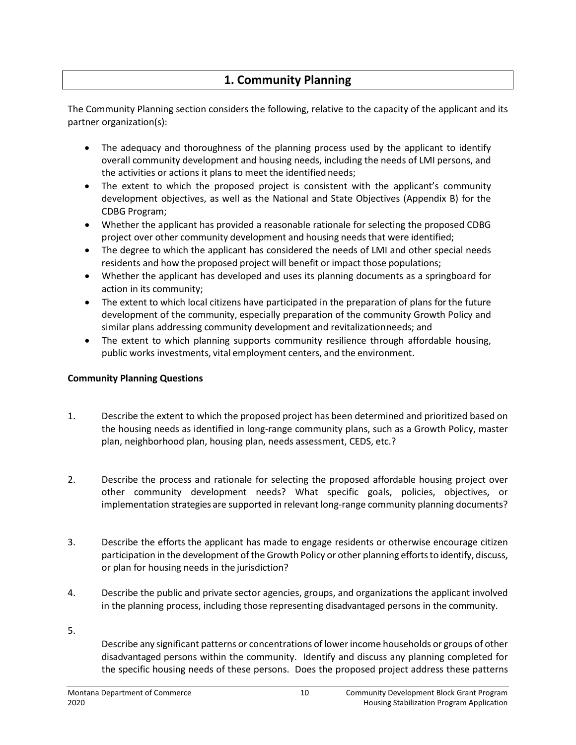# 1. Community Planning

The Community Planning section considers the following, relative to the capacity of the applicant and its partner organization(s):

- The adequacy and thoroughness of the planning process used by the applicant to identify overall community development and housing needs, including the needs of LMI persons, and the activities or actions it plans to meet the identified needs;
- The extent to which the proposed project is consistent with the applicant's community development objectives, as well as the National and State Objectives (Appendix B) for the CDBG Program;
- Whether the applicant has provided a reasonable rationale for selecting the proposed CDBG project over other community development and housing needs that were identified;
- The degree to which the applicant has considered the needs of LMI and other special needs residents and how the proposed project will benefit or impact those populations;
- Whether the applicant has developed and uses its planning documents as a springboard for action in its community;
- The extent to which local citizens have participated in the preparation of plans for the future development of the community, especially preparation of the community Growth Policy and similar plans addressing community development and revitalization needs; and
- The extent to which planning supports community resilience through affordable housing, public works investments, vital employment centers, and the environment.

**Community Planning Questions**

1. Describe the extent to which the proposed project has been determined and prioritized based on the housing needs as identified in long-range community plans, such as a Growth Policy, master plan, neighborhood plan, housing plan, needs assessment, CEDS, etc.?

2. Describe the process and rationale for selecting the proposed affordable housing project over other community development needs? What specific goals, policies, objectives, or implementation strategies are supported in relevant long-range community planning documents?

3. Describe the efforts the applicant has made to engage residents or otherwise encourage citizen participation in the development of the Growth Policy or other planning efforts to identify, discuss, or plan for housing needs in the jurisdiction?

4. Describe the public and private sector agencies, groups, and organizations the applicant involved in the planning process, including those representing disadvantaged persons in the community.

5. Describe any significant patterns or concentrations of lower income households or groups of other disadvantaged persons within the community. Identify and discuss any planning completed for the specific housing needs of these persons. Does the proposed project address these patterns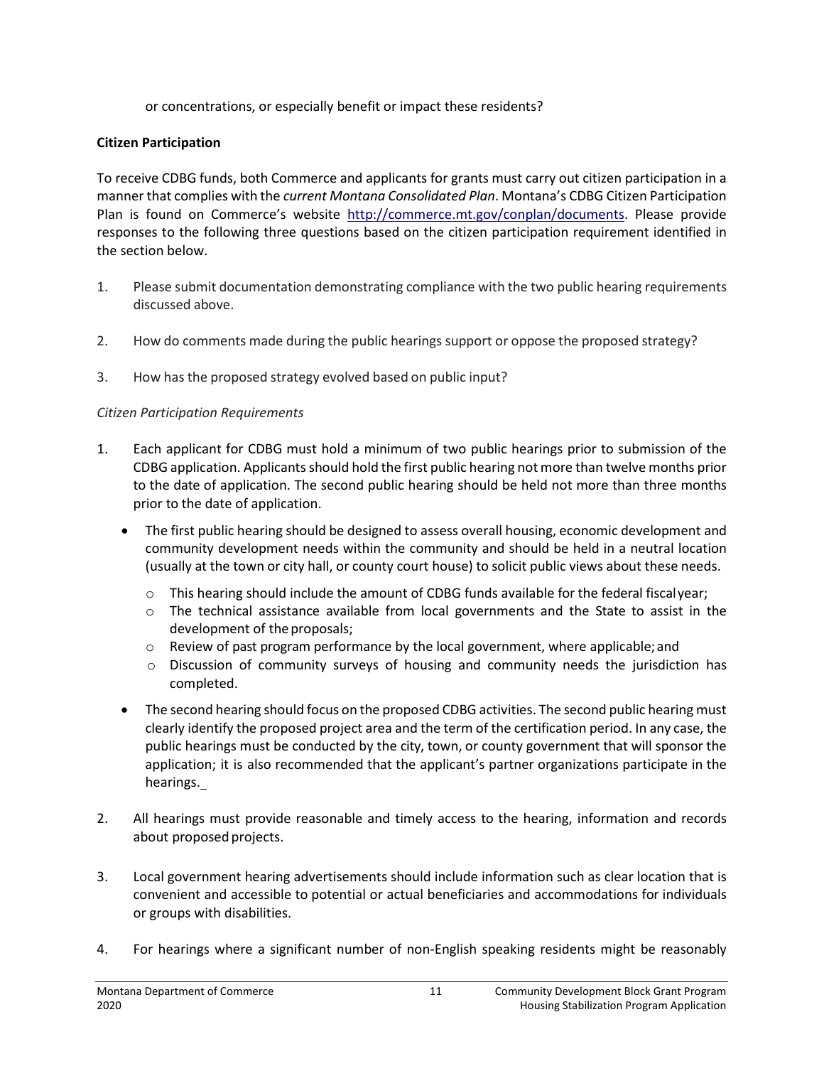or concentrations, or especially benefit or impact these residents?

**Citizen Participation**

To receive CDBG funds, both Commerce and applicants for grants must carry out citizen participation in a manner that complies with the *current Montana Consolidated Plan*. Montana's CDBG Citizen Participation Plan is found on Commerce's website http://commerce.mt.gov/conplan/documents. Please provide responses to the following three questions based on the citizen participation requirement identified in the section below.

1. Please submit documentation demonstrating compliance with the two public hearing requirements discussed above.
2. How do comments made during the public hearings support or oppose the proposed strategy?
3. How has the proposed strategy evolved based on public input?

*Citizen Participation Requirements*

1. Each applicant for CDBG must hold a minimum of two public hearings prior to submission of the CDBG application. Applicants should hold the first public hearing not more than twelve months prior to the date of application. The second public hearing should be held not more than three months prior to the date of application.
   - The first public hearing should be designed to assess overall housing, economic development and community development needs within the community and should be held in a neutral location (usually at the town or city hall, or county court house) to solicit public views about these needs.
     - This hearing should include the amount of CDBG funds available for the federal fiscal year;
     - The technical assistance available from local governments and the State to assist in the development of the proposals;
     - Review of past program performance by the local government, where applicable; and
     - Discussion of community surveys of housing and community needs the jurisdiction has completed.
   - The second hearing should focus on the proposed CDBG activities. The second public hearing must clearly identify the proposed project area and the term of the certification period. In any case, the public hearings must be conducted by the city, town, or county government that will sponsor the application; it is also recommended that the applicant's partner organizations participate in the hearings.
2. All hearings must provide reasonable and timely access to the hearing, information and records about proposed projects.
3. Local government hearing advertisements should include information such as clear location that is convenient and accessible to potential or actual beneficiaries and accommodations for individuals or groups with disabilities.
4. For hearings where a significant number of non-English speaking residents might be reasonably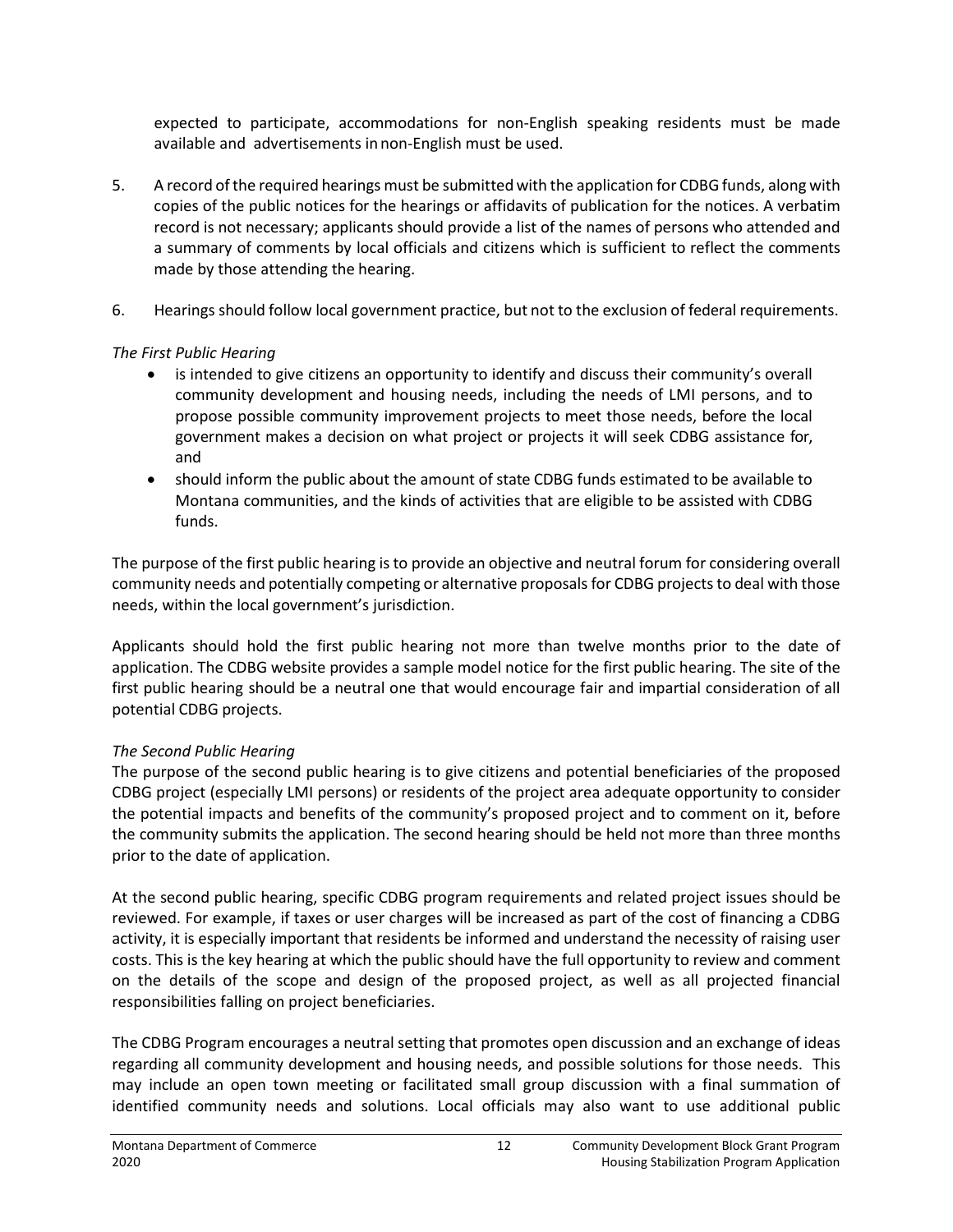expected to participate, accommodations for non-English speaking residents must be made available and advertisements in non-English must be used.

5. A record of the required hearings must be submitted with the application for CDBG funds, along with copies of the public notices for the hearings or affidavits of publication for the notices. A verbatim record is not necessary; applicants should provide a list of the names of persons who attended and a summary of comments by local officials and citizens which is sufficient to reflect the comments made by those attending the hearing.

6. Hearings should follow local government practice, but not to the exclusion of federal requirements.

*The First Public Hearing*

- is intended to give citizens an opportunity to identify and discuss their community's overall community development and housing needs, including the needs of LMI persons, and to propose possible community improvement projects to meet those needs, before the local government makes a decision on what project or projects it will seek CDBG assistance for, and
- should inform the public about the amount of state CDBG funds estimated to be available to Montana communities, and the kinds of activities that are eligible to be assisted with CDBG funds.

The purpose of the first public hearing is to provide an objective and neutral forum for considering overall community needs and potentially competing or alternative proposals for CDBG projects to deal with those needs, within the local government's jurisdiction.

Applicants should hold the first public hearing not more than twelve months prior to the date of application. The CDBG website provides a sample model notice for the first public hearing. The site of the first public hearing should be a neutral one that would encourage fair and impartial consideration of all potential CDBG projects.

*The Second Public Hearing*

The purpose of the second public hearing is to give citizens and potential beneficiaries of the proposed CDBG project (especially LMI persons) or residents of the project area adequate opportunity to consider the potential impacts and benefits of the community's proposed project and to comment on it, before the community submits the application. The second hearing should be held not more than three months prior to the date of application.

At the second public hearing, specific CDBG program requirements and related project issues should be reviewed. For example, if taxes or user charges will be increased as part of the cost of financing a CDBG activity, it is especially important that residents be informed and understand the necessity of raising user costs. This is the key hearing at which the public should have the full opportunity to review and comment on the details of the scope and design of the proposed project, as well as all projected financial responsibilities falling on project beneficiaries.

The CDBG Program encourages a neutral setting that promotes open discussion and an exchange of ideas regarding all community development and housing needs, and possible solutions for those needs. This may include an open town meeting or facilitated small group discussion with a final summation of identified community needs and solutions. Local officials may also want to use additional public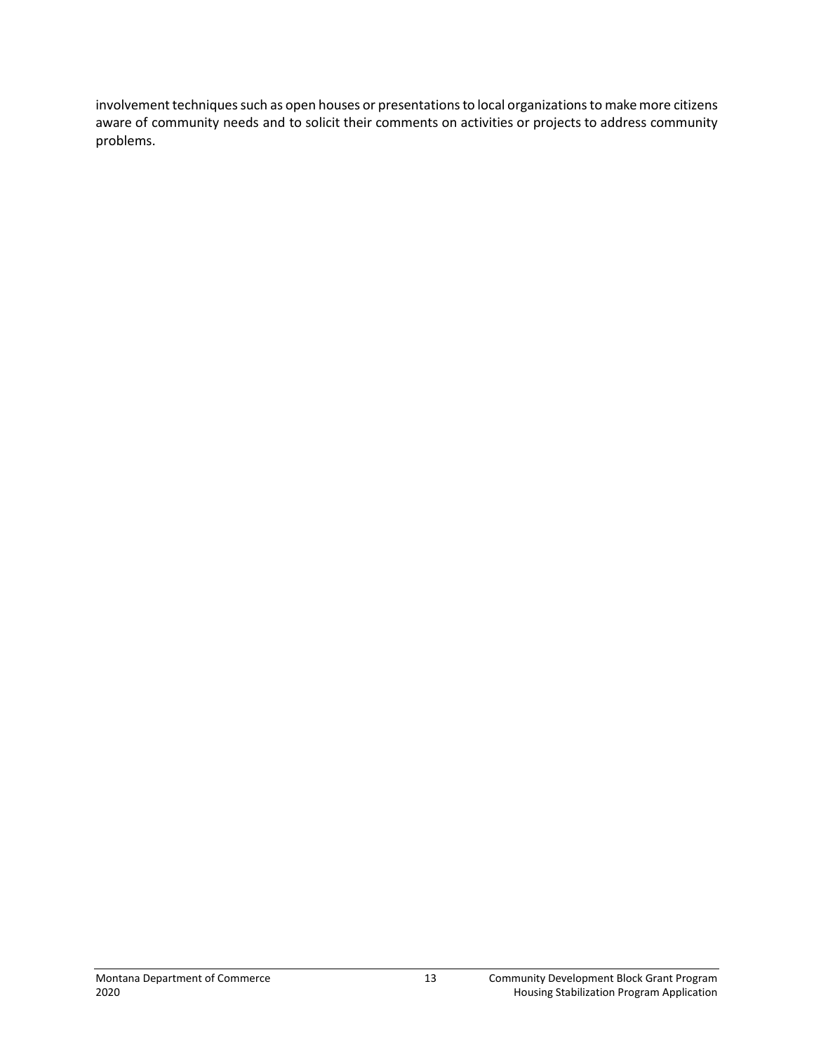involvement techniques such as open houses or presentations to local organizations to make more citizens aware of community needs and to solicit their comments on activities or projects to address community problems.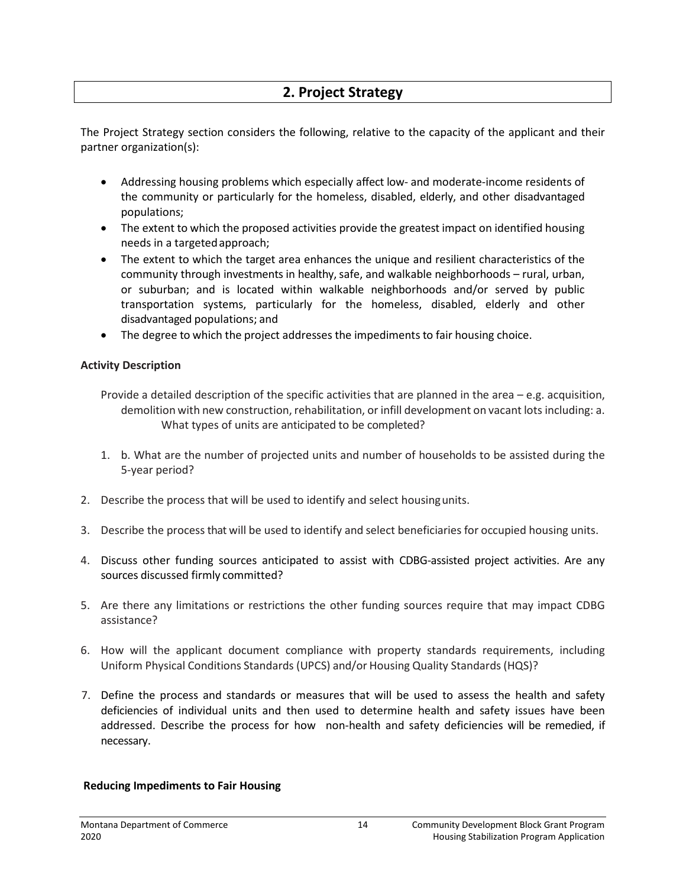## 2. Project Strategy

The Project Strategy section considers the following, relative to the capacity of the applicant and their partner organization(s):

- Addressing housing problems which especially affect low- and moderate-income residents of the community or particularly for the homeless, disabled, elderly, and other disadvantaged populations;
- The extent to which the proposed activities provide the greatest impact on identified housing needs in a targeted approach;
- The extent to which the target area enhances the unique and resilient characteristics of the community through investments in healthy, safe, and walkable neighborhoods – rural, urban, or suburban; and is located within walkable neighborhoods and/or served by public transportation systems, particularly for the homeless, disabled, elderly and other disadvantaged populations; and
- The degree to which the project addresses the impediments to fair housing choice.

**Activity Description**

Provide a detailed description of the specific activities that are planned in the area – e.g. acquisition, demolition with new construction, rehabilitation, or infill development on vacant lots including: a. What types of units are anticipated to be completed?

1. b. What are the number of projected units and number of households to be assisted during the 5-year period?
2. Describe the process that will be used to identify and select housing units.
3. Describe the process that will be used to identify and select beneficiaries for occupied housing units.
4. Discuss other funding sources anticipated to assist with CDBG-assisted project activities. Are any sources discussed firmly committed?
5. Are there any limitations or restrictions the other funding sources require that may impact CDBG assistance?
6. How will the applicant document compliance with property standards requirements, including Uniform Physical Conditions Standards (UPCS) and/or Housing Quality Standards (HQS)?
7. Define the process and standards or measures that will be used to assess the health and safety deficiencies of individual units and then used to determine health and safety issues have been addressed. Describe the process for how non-health and safety deficiencies will be remedied, if necessary.

**Reducing Impediments to Fair Housing**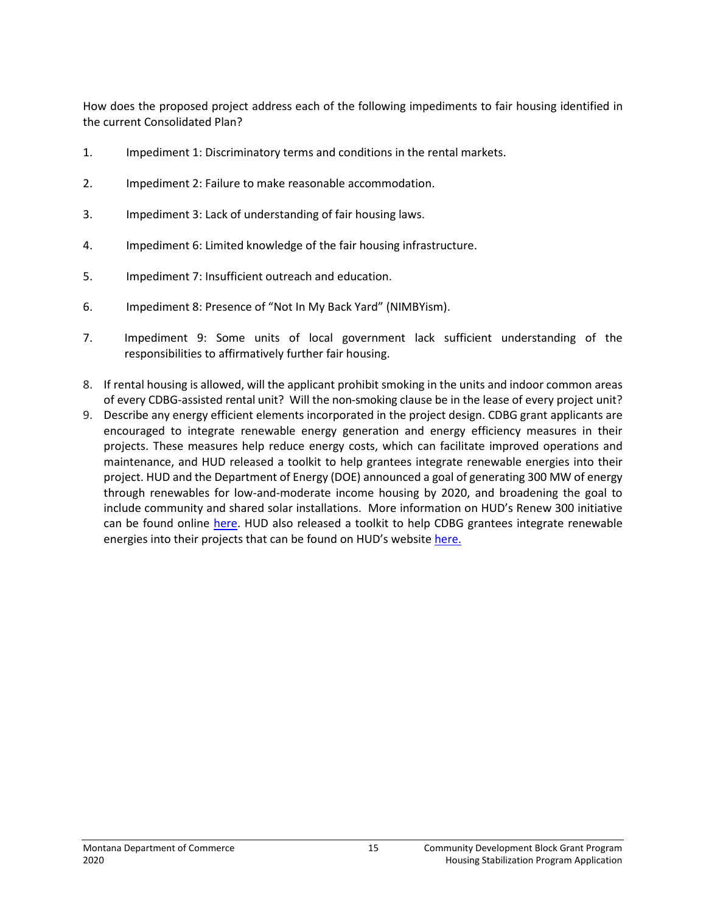How does the proposed project address each of the following impediments to fair housing identified in the current Consolidated Plan?

1. Impediment 1: Discriminatory terms and conditions in the rental markets.
2. Impediment 2: Failure to make reasonable accommodation.
3. Impediment 3: Lack of understanding of fair housing laws.
4. Impediment 6: Limited knowledge of the fair housing infrastructure.
5. Impediment 7: Insufficient outreach and education.
6. Impediment 8: Presence of "Not In My Back Yard" (NIMBYism).
7. Impediment 9: Some units of local government lack sufficient understanding of the responsibilities to affirmatively further fair housing.
8. If rental housing is allowed, will the applicant prohibit smoking in the units and indoor common areas of every CDBG-assisted rental unit? Will the non-smoking clause be in the lease of every project unit?
9. Describe any energy efficient elements incorporated in the project design. CDBG grant applicants are encouraged to integrate renewable energy generation and energy efficiency measures in their projects. These measures help reduce energy costs, which can facilitate improved operations and maintenance, and HUD released a toolkit to help grantees integrate renewable energies into their project. HUD and the Department of Energy (DOE) announced a goal of generating 300 MW of energy through renewables for low-and-moderate income housing by 2020, and broadening the goal to include community and shared solar installations. More information on HUD's Renew 300 initiative can be found online [here](). HUD also released a toolkit to help CDBG grantees integrate renewable energies into their projects that can be found on HUD's website [here.]()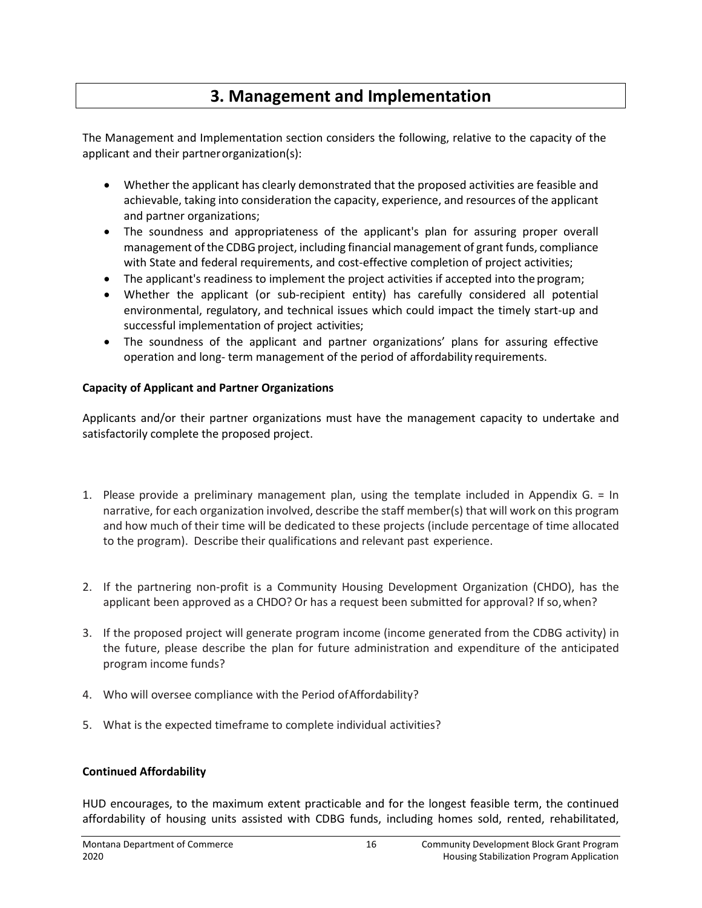# 3. Management and Implementation

The Management and Implementation section considers the following, relative to the capacity of the applicant and their partner organization(s):

- Whether the applicant has clearly demonstrated that the proposed activities are feasible and achievable, taking into consideration the capacity, experience, and resources of the applicant and partner organizations;
- The soundness and appropriateness of the applicant's plan for assuring proper overall management of the CDBG project, including financial management of grant funds, compliance with State and federal requirements, and cost-effective completion of project activities;
- The applicant's readiness to implement the project activities if accepted into the program;
- Whether the applicant (or sub-recipient entity) has carefully considered all potential environmental, regulatory, and technical issues which could impact the timely start-up and successful implementation of project activities;
- The soundness of the applicant and partner organizations' plans for assuring effective operation and long- term management of the period of affordability requirements.

**Capacity of Applicant and Partner Organizations**

Applicants and/or their partner organizations must have the management capacity to undertake and satisfactorily complete the proposed project.

1. Please provide a preliminary management plan, using the template included in Appendix G. = In narrative, for each organization involved, describe the staff member(s) that will work on this program and how much of their time will be dedicated to these projects (include percentage of time allocated to the program). Describe their qualifications and relevant past experience.

2. If the partnering non-profit is a Community Housing Development Organization (CHDO), has the applicant been approved as a CHDO? Or has a request been submitted for approval? If so, when?

3. If the proposed project will generate program income (income generated from the CDBG activity) in the future, please describe the plan for future administration and expenditure of the anticipated program income funds?

4. Who will oversee compliance with the Period of Affordability?

5. What is the expected timeframe to complete individual activities?

**Continued Affordability**

HUD encourages, to the maximum extent practicable and for the longest feasible term, the continued affordability of housing units assisted with CDBG funds, including homes sold, rented, rehabilitated,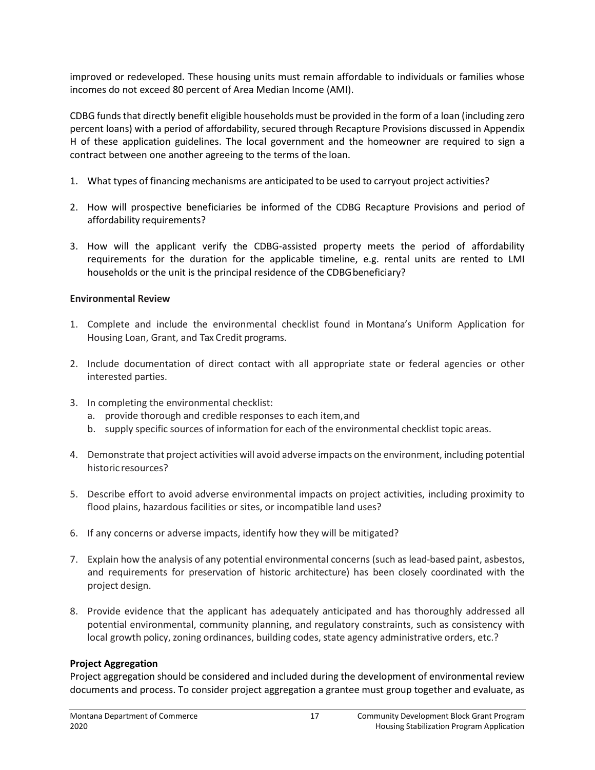improved or redeveloped. These housing units must remain affordable to individuals or families whose incomes do not exceed 80 percent of Area Median Income (AMI).

CDBG funds that directly benefit eligible households must be provided in the form of a loan (including zero percent loans) with a period of affordability, secured through Recapture Provisions discussed in Appendix H of these application guidelines. The local government and the homeowner are required to sign a contract between one another agreeing to the terms of the loan.

1. What types of financing mechanisms are anticipated to be used to carryout project activities?

2. How will prospective beneficiaries be informed of the CDBG Recapture Provisions and period of affordability requirements?

3. How will the applicant verify the CDBG-assisted property meets the period of affordability requirements for the duration for the applicable timeline, e.g. rental units are rented to LMI households or the unit is the principal residence of the CDBG beneficiary?

**Environmental Review**

1. Complete and include the environmental checklist found in Montana's Uniform Application for Housing Loan, Grant, and Tax Credit programs.

2. Include documentation of direct contact with all appropriate state or federal agencies or other interested parties.

3. In completing the environmental checklist:
   a. provide thorough and credible responses to each item, and
   b. supply specific sources of information for each of the environmental checklist topic areas.

4. Demonstrate that project activities will avoid adverse impacts on the environment, including potential historic resources?

5. Describe effort to avoid adverse environmental impacts on project activities, including proximity to flood plains, hazardous facilities or sites, or incompatible land uses?

6. If any concerns or adverse impacts, identify how they will be mitigated?

7. Explain how the analysis of any potential environmental concerns (such as lead-based paint, asbestos, and requirements for preservation of historic architecture) has been closely coordinated with the project design.

8. Provide evidence that the applicant has adequately anticipated and has thoroughly addressed all potential environmental, community planning, and regulatory constraints, such as consistency with local growth policy, zoning ordinances, building codes, state agency administrative orders, etc.?

**Project Aggregation**

Project aggregation should be considered and included during the development of environmental review documents and process. To consider project aggregation a grantee must group together and evaluate, as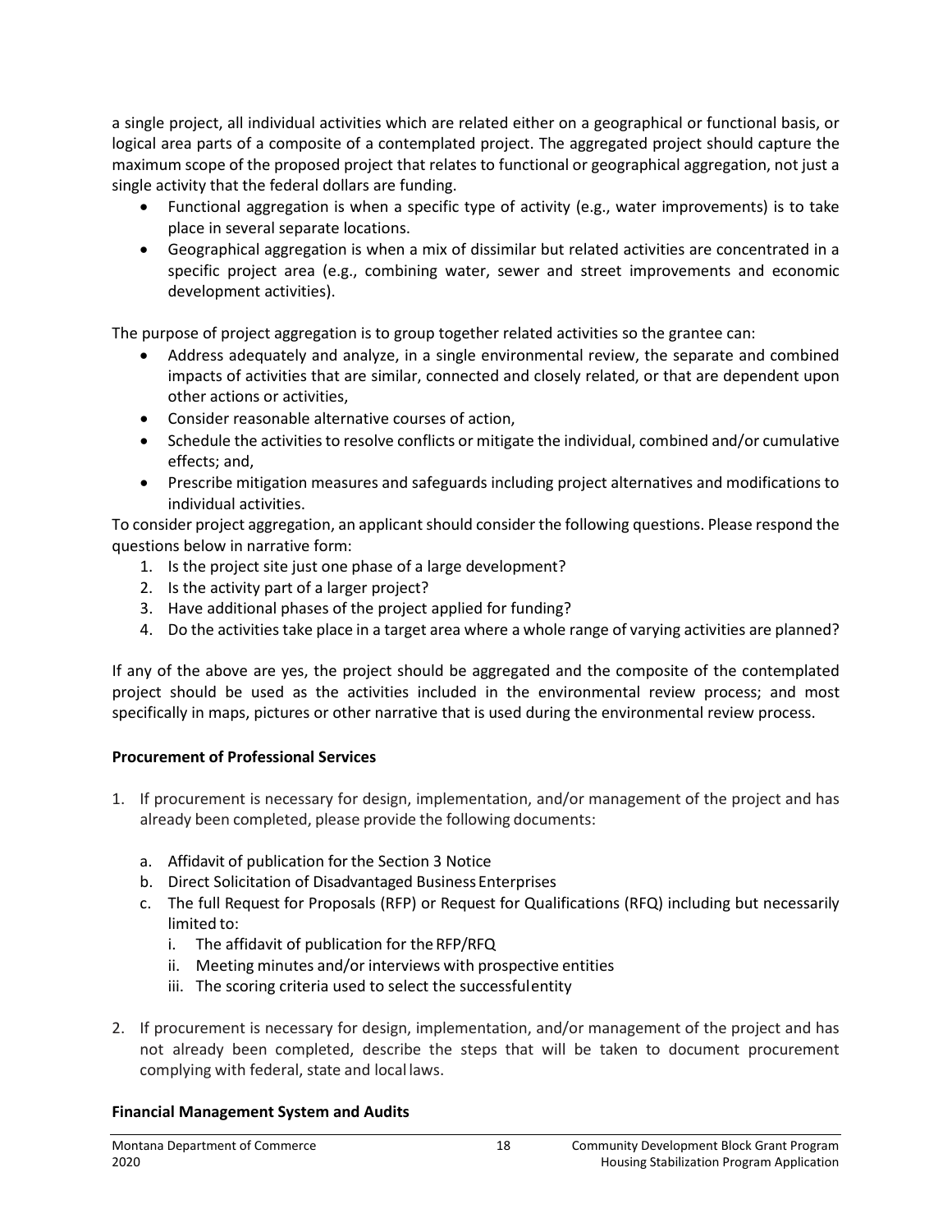a single project, all individual activities which are related either on a geographical or functional basis, or logical area parts of a composite of a contemplated project. The aggregated project should capture the maximum scope of the proposed project that relates to functional or geographical aggregation, not just a single activity that the federal dollars are funding.

- Functional aggregation is when a specific type of activity (e.g., water improvements) is to take place in several separate locations.
- Geographical aggregation is when a mix of dissimilar but related activities are concentrated in a specific project area (e.g., combining water, sewer and street improvements and economic development activities).

The purpose of project aggregation is to group together related activities so the grantee can:

- Address adequately and analyze, in a single environmental review, the separate and combined impacts of activities that are similar, connected and closely related, or that are dependent upon other actions or activities,
- Consider reasonable alternative courses of action,
- Schedule the activities to resolve conflicts or mitigate the individual, combined and/or cumulative effects; and,
- Prescribe mitigation measures and safeguards including project alternatives and modifications to individual activities.

To consider project aggregation, an applicant should consider the following questions. Please respond the questions below in narrative form:

1. Is the project site just one phase of a large development?
2. Is the activity part of a larger project?
3. Have additional phases of the project applied for funding?
4. Do the activities take place in a target area where a whole range of varying activities are planned?

If any of the above are yes, the project should be aggregated and the composite of the contemplated project should be used as the activities included in the environmental review process; and most specifically in maps, pictures or other narrative that is used during the environmental review process.

**Procurement of Professional Services**

1. If procurement is necessary for design, implementation, and/or management of the project and has already been completed, please provide the following documents:

   a. Affidavit of publication for the Section 3 Notice
   b. Direct Solicitation of Disadvantaged Business Enterprises
   c. The full Request for Proposals (RFP) or Request for Qualifications (RFQ) including but necessarily limited to:
      i. The affidavit of publication for the RFP/RFQ
      ii. Meeting minutes and/or interviews with prospective entities
      iii. The scoring criteria used to select the successful entity

2. If procurement is necessary for design, implementation, and/or management of the project and has not already been completed, describe the steps that will be taken to document procurement complying with federal, state and local laws.

**Financial Management System and Audits**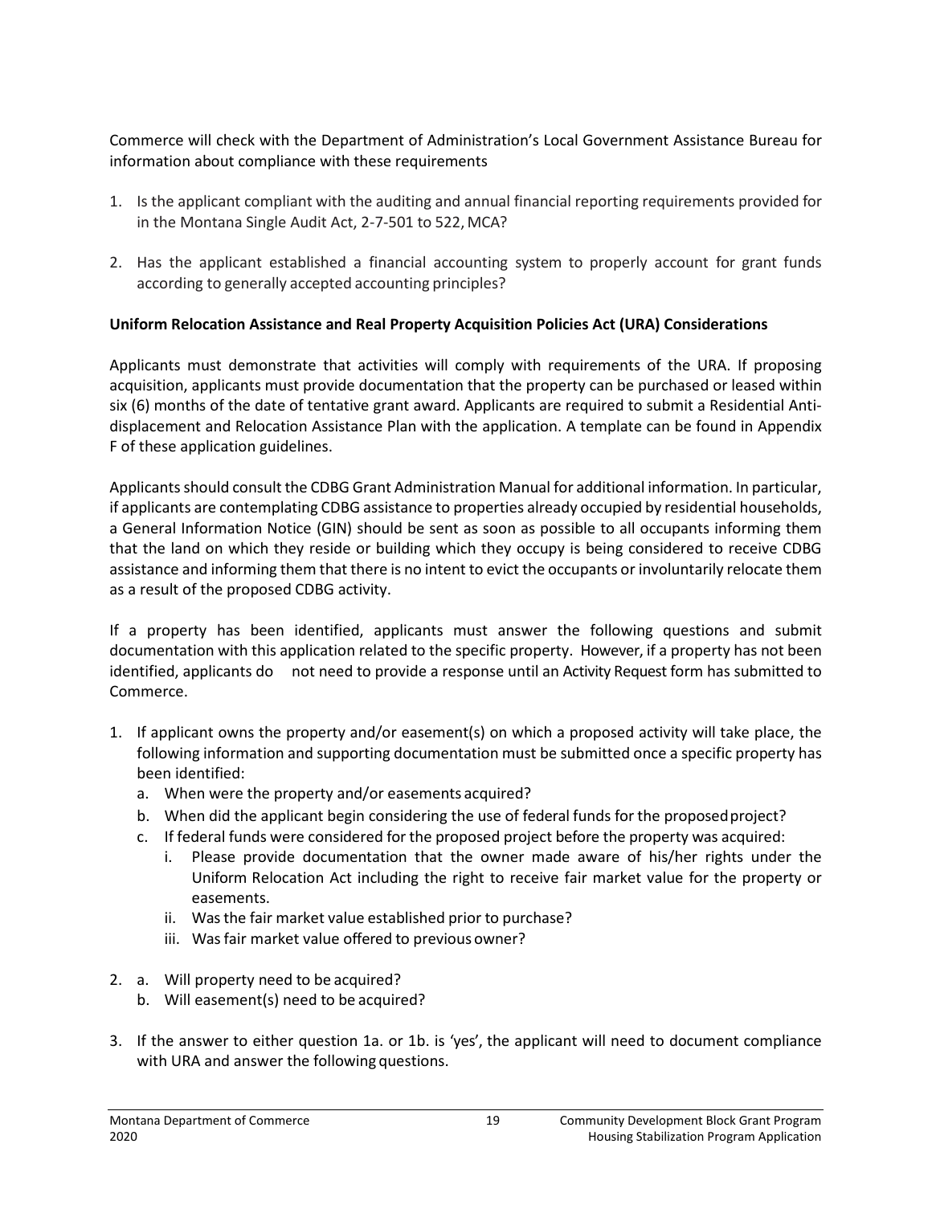Commerce will check with the Department of Administration's Local Government Assistance Bureau for information about compliance with these requirements

1. Is the applicant compliant with the auditing and annual financial reporting requirements provided for in the Montana Single Audit Act, 2-7-501 to 522, MCA?

2. Has the applicant established a financial accounting system to properly account for grant funds according to generally accepted accounting principles?

**Uniform Relocation Assistance and Real Property Acquisition Policies Act (URA) Considerations**

Applicants must demonstrate that activities will comply with requirements of the URA. If proposing acquisition, applicants must provide documentation that the property can be purchased or leased within six (6) months of the date of tentative grant award. Applicants are required to submit a Residential Anti-displacement and Relocation Assistance Plan with the application. A template can be found in Appendix F of these application guidelines.

Applicants should consult the CDBG Grant Administration Manual for additional information. In particular, if applicants are contemplating CDBG assistance to properties already occupied by residential households, a General Information Notice (GIN) should be sent as soon as possible to all occupants informing them that the land on which they reside or building which they occupy is being considered to receive CDBG assistance and informing them that there is no intent to evict the occupants or involuntarily relocate them as a result of the proposed CDBG activity.

If a property has been identified, applicants must answer the following questions and submit documentation with this application related to the specific property. However, if a property has not been identified, applicants do not need to provide a response until an Activity Request form has submitted to Commerce.

1. If applicant owns the property and/or easement(s) on which a proposed activity will take place, the following information and supporting documentation must be submitted once a specific property has been identified:
   a. When were the property and/or easements acquired?
   b. When did the applicant begin considering the use of federal funds for the proposed project?
   c. If federal funds were considered for the proposed project before the property was acquired:
      i. Please provide documentation that the owner made aware of his/her rights under the Uniform Relocation Act including the right to receive fair market value for the property or easements.
      ii. Was the fair market value established prior to purchase?
      iii. Was fair market value offered to previous owner?

2. a. Will property need to be acquired?
   b. Will easement(s) need to be acquired?

3. If the answer to either question 1a. or 1b. is 'yes', the applicant will need to document compliance with URA and answer the following questions.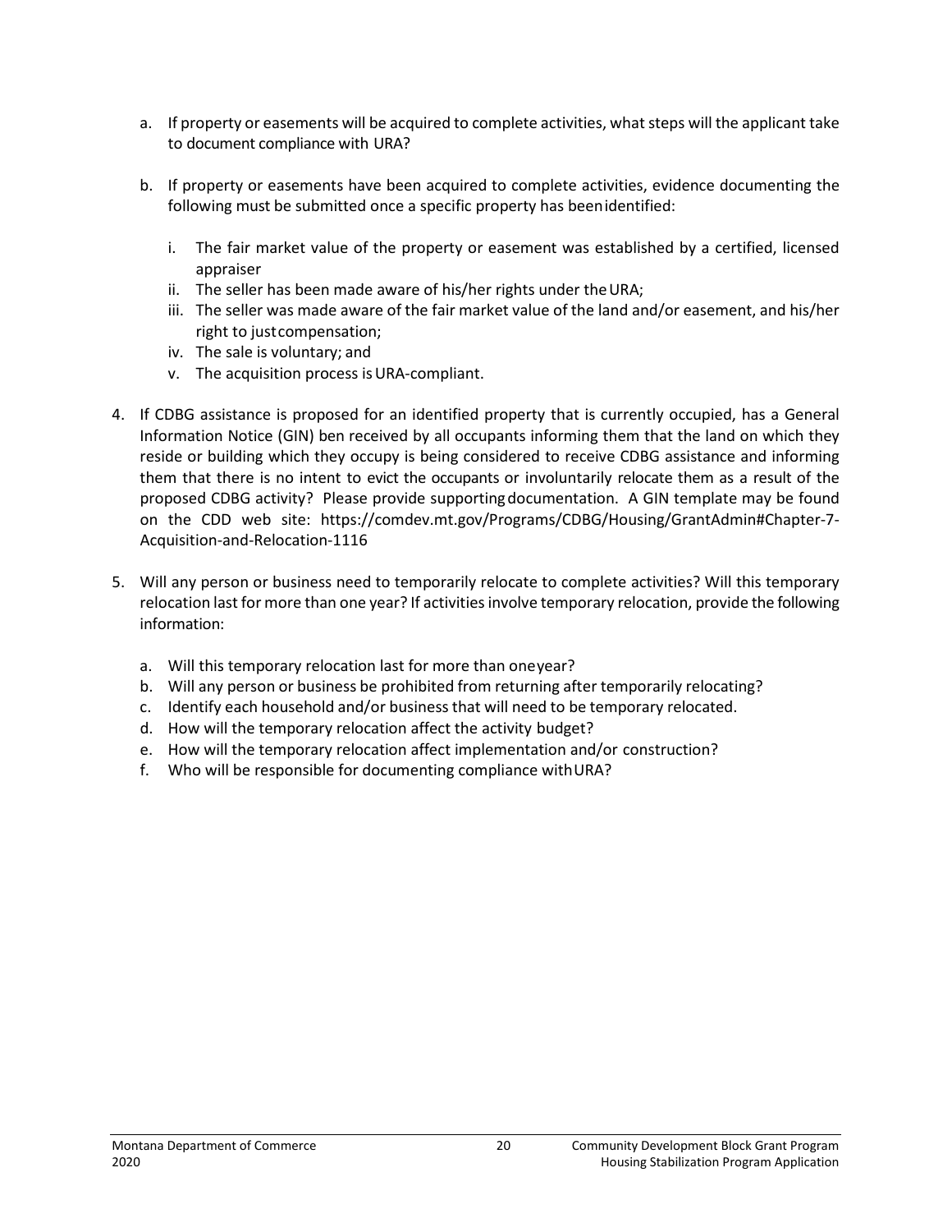a. If property or easements will be acquired to complete activities, what steps will the applicant take to document compliance with URA?

b. If property or easements have been acquired to complete activities, evidence documenting the following must be submitted once a specific property has been identified:

   i. The fair market value of the property or easement was established by a certified, licensed appraiser
   ii. The seller has been made aware of his/her rights under the URA;
   iii. The seller was made aware of the fair market value of the land and/or easement, and his/her right to just compensation;
   iv. The sale is voluntary; and
   v. The acquisition process is URA-compliant.

4. If CDBG assistance is proposed for an identified property that is currently occupied, has a General Information Notice (GIN) ben received by all occupants informing them that the land on which they reside or building which they occupy is being considered to receive CDBG assistance and informing them that there is no intent to evict the occupants or involuntarily relocate them as a result of the proposed CDBG activity? Please provide supporting documentation. A GIN template may be found on the CDD web site: https://comdev.mt.gov/Programs/CDBG/Housing/GrantAdmin#Chapter-7-Acquisition-and-Relocation-1116

5. Will any person or business need to temporarily relocate to complete activities? Will this temporary relocation last for more than one year? If activities involve temporary relocation, provide the following information:

   a. Will this temporary relocation last for more than one year?
   b. Will any person or business be prohibited from returning after temporarily relocating?
   c. Identify each household and/or business that will need to be temporary relocated.
   d. How will the temporary relocation affect the activity budget?
   e. How will the temporary relocation affect implementation and/or construction?
   f. Who will be responsible for documenting compliance with URA?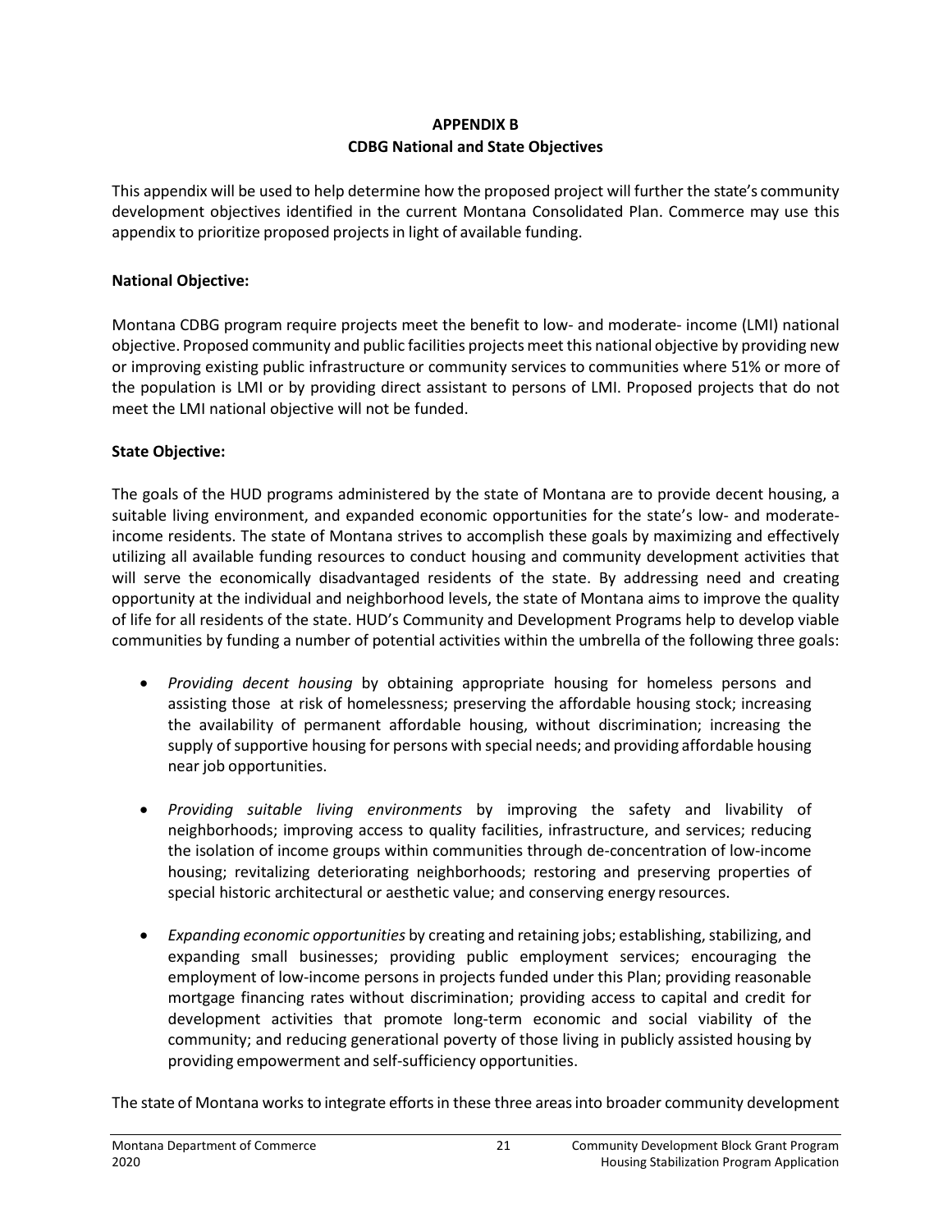**APPENDIX B**
**CDBG National and State Objectives**

This appendix will be used to help determine how the proposed project will further the state's community development objectives identified in the current Montana Consolidated Plan. Commerce may use this appendix to prioritize proposed projects in light of available funding.

**National Objective:**

Montana CDBG program require projects meet the benefit to low- and moderate- income (LMI) national objective. Proposed community and public facilities projects meet this national objective by providing new or improving existing public infrastructure or community services to communities where 51% or more of the population is LMI or by providing direct assistant to persons of LMI. Proposed projects that do not meet the LMI national objective will not be funded.

**State Objective:**

The goals of the HUD programs administered by the state of Montana are to provide decent housing, a suitable living environment, and expanded economic opportunities for the state's low- and moderate-income residents. The state of Montana strives to accomplish these goals by maximizing and effectively utilizing all available funding resources to conduct housing and community development activities that will serve the economically disadvantaged residents of the state. By addressing need and creating opportunity at the individual and neighborhood levels, the state of Montana aims to improve the quality of life for all residents of the state. HUD's Community and Development Programs help to develop viable communities by funding a number of potential activities within the umbrella of the following three goals:

- *Providing decent housing* by obtaining appropriate housing for homeless persons and assisting those at risk of homelessness; preserving the affordable housing stock; increasing the availability of permanent affordable housing, without discrimination; increasing the supply of supportive housing for persons with special needs; and providing affordable housing near job opportunities.

- *Providing suitable living environments* by improving the safety and livability of neighborhoods; improving access to quality facilities, infrastructure, and services; reducing the isolation of income groups within communities through de-concentration of low-income housing; revitalizing deteriorating neighborhoods; restoring and preserving properties of special historic architectural or aesthetic value; and conserving energy resources.

- *Expanding economic opportunities* by creating and retaining jobs; establishing, stabilizing, and expanding small businesses; providing public employment services; encouraging the employment of low-income persons in projects funded under this Plan; providing reasonable mortgage financing rates without discrimination; providing access to capital and credit for development activities that promote long-term economic and social viability of the community; and reducing generational poverty of those living in publicly assisted housing by providing empowerment and self-sufficiency opportunities.

The state of Montana works to integrate efforts in these three areas into broader community development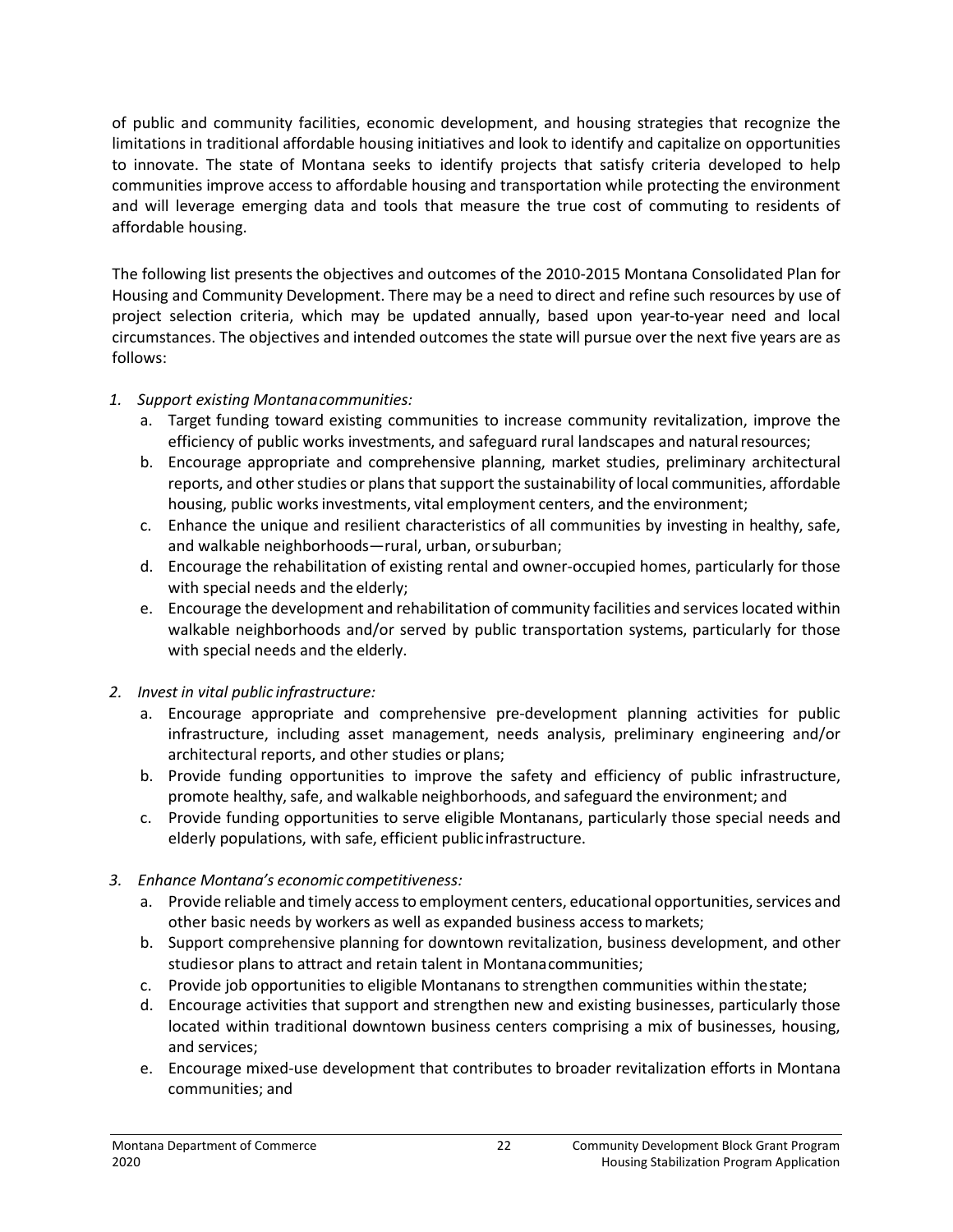of public and community facilities, economic development, and housing strategies that recognize the limitations in traditional affordable housing initiatives and look to identify and capitalize on opportunities to innovate. The state of Montana seeks to identify projects that satisfy criteria developed to help communities improve access to affordable housing and transportation while protecting the environment and will leverage emerging data and tools that measure the true cost of commuting to residents of affordable housing.

The following list presents the objectives and outcomes of the 2010-2015 Montana Consolidated Plan for Housing and Community Development. There may be a need to direct and refine such resources by use of project selection criteria, which may be updated annually, based upon year-to-year need and local circumstances. The objectives and intended outcomes the state will pursue over the next five years are as follows:

1. *Support existing Montana communities:*
   a. Target funding toward existing communities to increase community revitalization, improve the efficiency of public works investments, and safeguard rural landscapes and natural resources;
   b. Encourage appropriate and comprehensive planning, market studies, preliminary architectural reports, and other studies or plans that support the sustainability of local communities, affordable housing, public works investments, vital employment centers, and the environment;
   c. Enhance the unique and resilient characteristics of all communities by investing in healthy, safe, and walkable neighborhoods—rural, urban, or suburban;
   d. Encourage the rehabilitation of existing rental and owner-occupied homes, particularly for those with special needs and the elderly;
   e. Encourage the development and rehabilitation of community facilities and services located within walkable neighborhoods and/or served by public transportation systems, particularly for those with special needs and the elderly.

2. *Invest in vital public infrastructure:*
   a. Encourage appropriate and comprehensive pre-development planning activities for public infrastructure, including asset management, needs analysis, preliminary engineering and/or architectural reports, and other studies or plans;
   b. Provide funding opportunities to improve the safety and efficiency of public infrastructure, promote healthy, safe, and walkable neighborhoods, and safeguard the environment; and
   c. Provide funding opportunities to serve eligible Montanans, particularly those special needs and elderly populations, with safe, efficient public infrastructure.

3. *Enhance Montana's economic competitiveness:*
   a. Provide reliable and timely access to employment centers, educational opportunities, services and other basic needs by workers as well as expanded business access to markets;
   b. Support comprehensive planning for downtown revitalization, business development, and other studies or plans to attract and retain talent in Montana communities;
   c. Provide job opportunities to eligible Montanans to strengthen communities within the state;
   d. Encourage activities that support and strengthen new and existing businesses, particularly those located within traditional downtown business centers comprising a mix of businesses, housing, and services;
   e. Encourage mixed-use development that contributes to broader revitalization efforts in Montana communities; and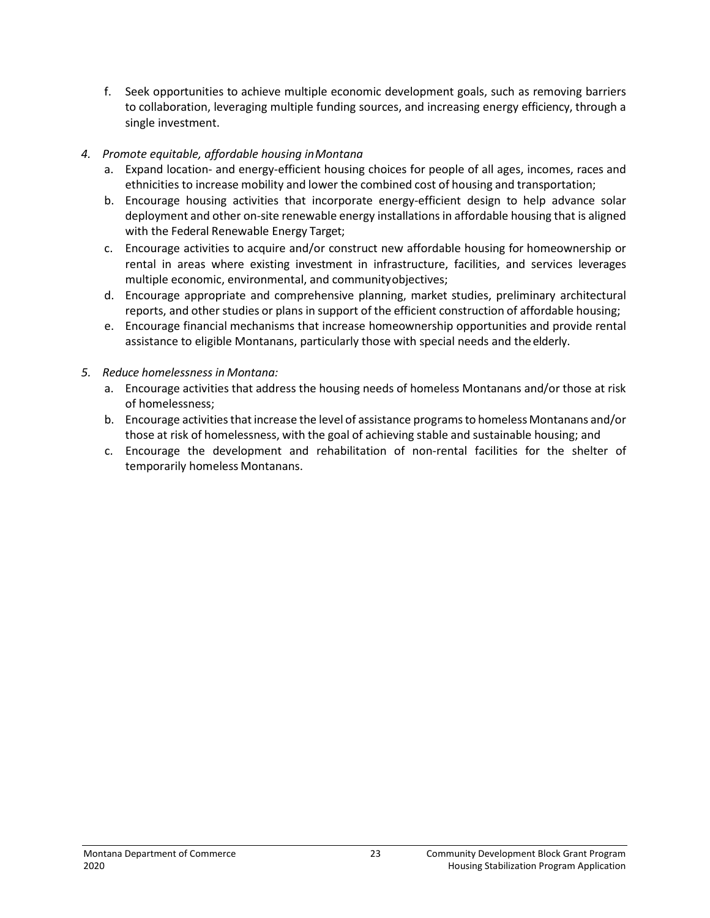f. Seek opportunities to achieve multiple economic development goals, such as removing barriers to collaboration, leveraging multiple funding sources, and increasing energy efficiency, through a single investment.

4. *Promote equitable, affordable housing in Montana*
   a. Expand location- and energy-efficient housing choices for people of all ages, incomes, races and ethnicities to increase mobility and lower the combined cost of housing and transportation;
   b. Encourage housing activities that incorporate energy-efficient design to help advance solar deployment and other on-site renewable energy installations in affordable housing that is aligned with the Federal Renewable Energy Target;
   c. Encourage activities to acquire and/or construct new affordable housing for homeownership or rental in areas where existing investment in infrastructure, facilities, and services leverages multiple economic, environmental, and community objectives;
   d. Encourage appropriate and comprehensive planning, market studies, preliminary architectural reports, and other studies or plans in support of the efficient construction of affordable housing;
   e. Encourage financial mechanisms that increase homeownership opportunities and provide rental assistance to eligible Montanans, particularly those with special needs and the elderly.

5. *Reduce homelessness in Montana:*
   a. Encourage activities that address the housing needs of homeless Montanans and/or those at risk of homelessness;
   b. Encourage activities that increase the level of assistance programs to homeless Montanans and/or those at risk of homelessness, with the goal of achieving stable and sustainable housing; and
   c. Encourage the development and rehabilitation of non-rental facilities for the shelter of temporarily homeless Montanans.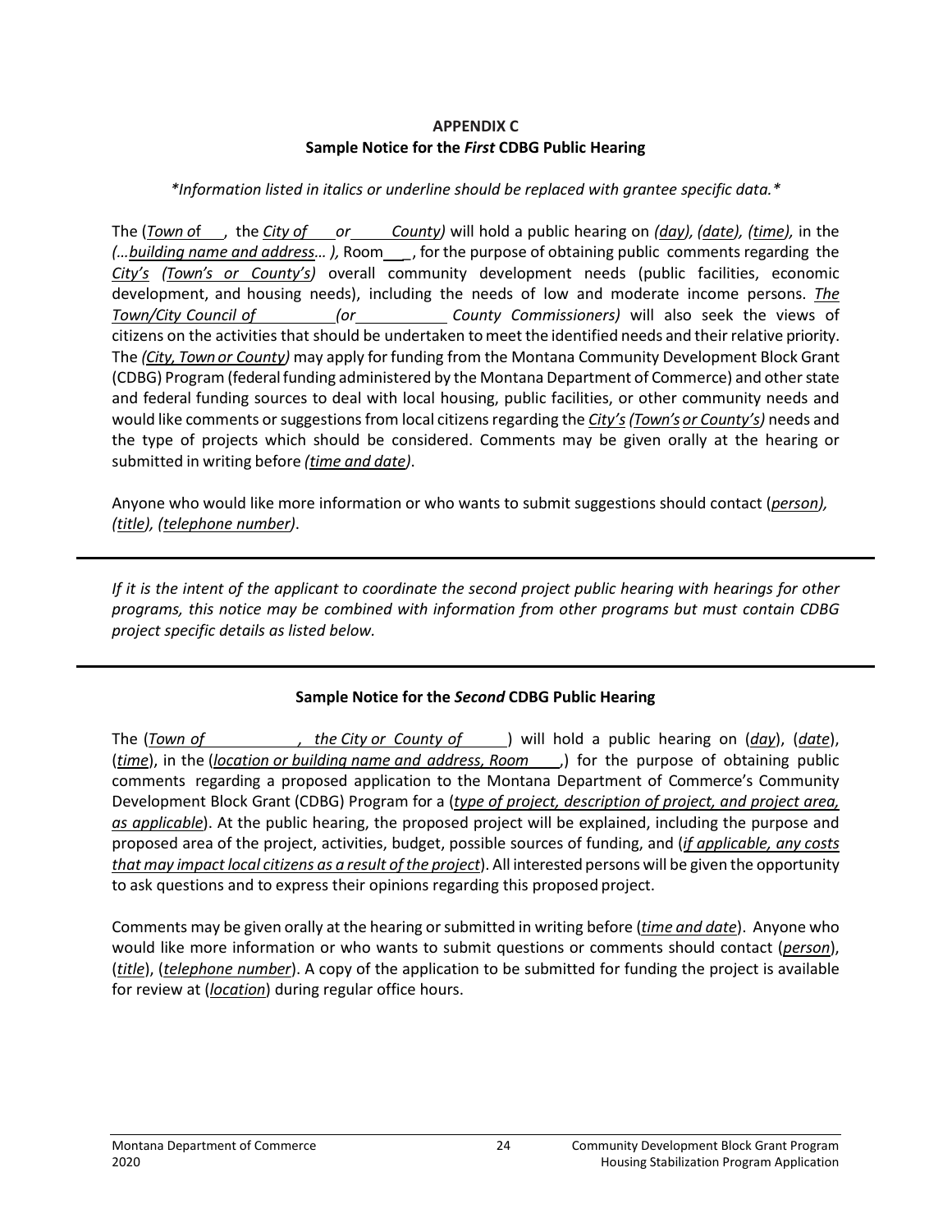**APPENDIX C**
**Sample Notice for the *First* CDBG Public Hearing**

*\*Information listed in italics or underline should be replaced with grantee specific data.\**

The (*Town of* ___, the *City of* ___ *or* ____ *County)* will hold a public hearing on *(day), (date), (time),* in the *(…building name and address… ),* Room ___, for the purpose of obtaining public comments regarding the *City's (Town's or County's)* overall community development needs (public facilities, economic development, and housing needs), including the needs of low and moderate income persons. *The Town/City Council of* ________ *(or* __________ *County Commissioners)* will also seek the views of citizens on the activities that should be undertaken to meet the identified needs and their relative priority. The *(City, Town or County)* may apply for funding from the Montana Community Development Block Grant (CDBG) Program (federal funding administered by the Montana Department of Commerce) and other state and federal funding sources to deal with local housing, public facilities, or other community needs and would like comments or suggestions from local citizens regarding the *City's (Town's or County's)* needs and the type of projects which should be considered. Comments may be given orally at the hearing or submitted in writing before *(time and date)*.

Anyone who would like more information or who wants to submit suggestions should contact (*person), (title), (telephone number)*.

---

*If it is the intent of the applicant to coordinate the second project public hearing with hearings for other programs, this notice may be combined with information from other programs but must contain CDBG project specific details as listed below.*

---

**Sample Notice for the *Second* CDBG Public Hearing**

The (*Town of* __________, *the City or County of* _____) will hold a public hearing on (*day*), (*date*), (*time*), in the (*location or building name and address, Room* ___,) for the purpose of obtaining public comments regarding a proposed application to the Montana Department of Commerce's Community Development Block Grant (CDBG) Program for a (*type of project, description of project, and project area, as applicable*). At the public hearing, the proposed project will be explained, including the purpose and proposed area of the project, activities, budget, possible sources of funding, and (*if applicable, any costs that may impact local citizens as a result of the project*). All interested persons will be given the opportunity to ask questions and to express their opinions regarding this proposed project.

Comments may be given orally at the hearing or submitted in writing before (*time and date*). Anyone who would like more information or who wants to submit questions or comments should contact (*person*), (*title*), (*telephone number*). A copy of the application to be submitted for funding the project is available for review at (*location*) during regular office hours.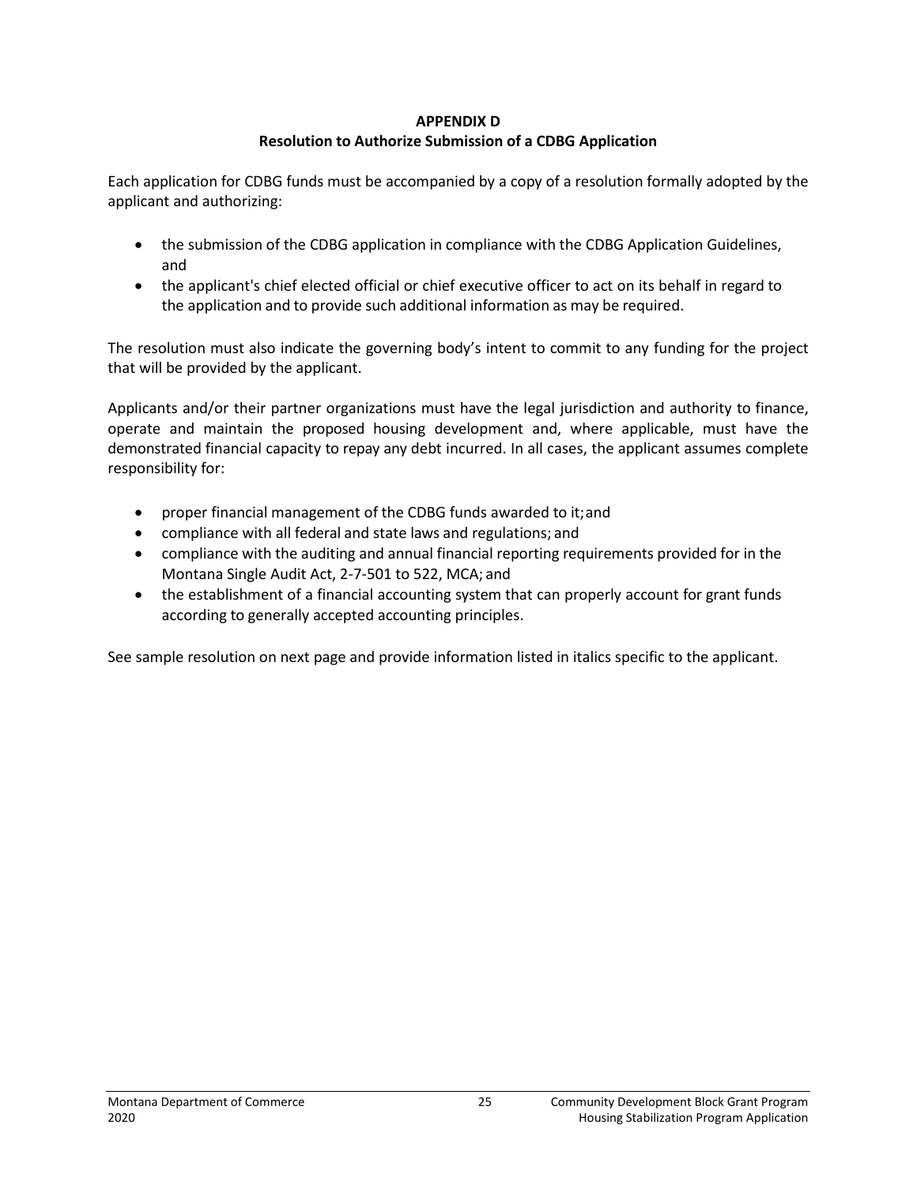# APPENDIX D
## Resolution to Authorize Submission of a CDBG Application

Each application for CDBG funds must be accompanied by a copy of a resolution formally adopted by the applicant and authorizing:

- the submission of the CDBG application in compliance with the CDBG Application Guidelines, and
- the applicant's chief elected official or chief executive officer to act on its behalf in regard to the application and to provide such additional information as may be required.

The resolution must also indicate the governing body's intent to commit to any funding for the project that will be provided by the applicant.

Applicants and/or their partner organizations must have the legal jurisdiction and authority to finance, operate and maintain the proposed housing development and, where applicable, must have the demonstrated financial capacity to repay any debt incurred. In all cases, the applicant assumes complete responsibility for:

- proper financial management of the CDBG funds awarded to it; and
- compliance with all federal and state laws and regulations; and
- compliance with the auditing and annual financial reporting requirements provided for in the Montana Single Audit Act, 2-7-501 to 522, MCA; and
- the establishment of a financial accounting system that can properly account for grant funds according to generally accepted accounting principles.

See sample resolution on next page and provide information listed in italics specific to the applicant.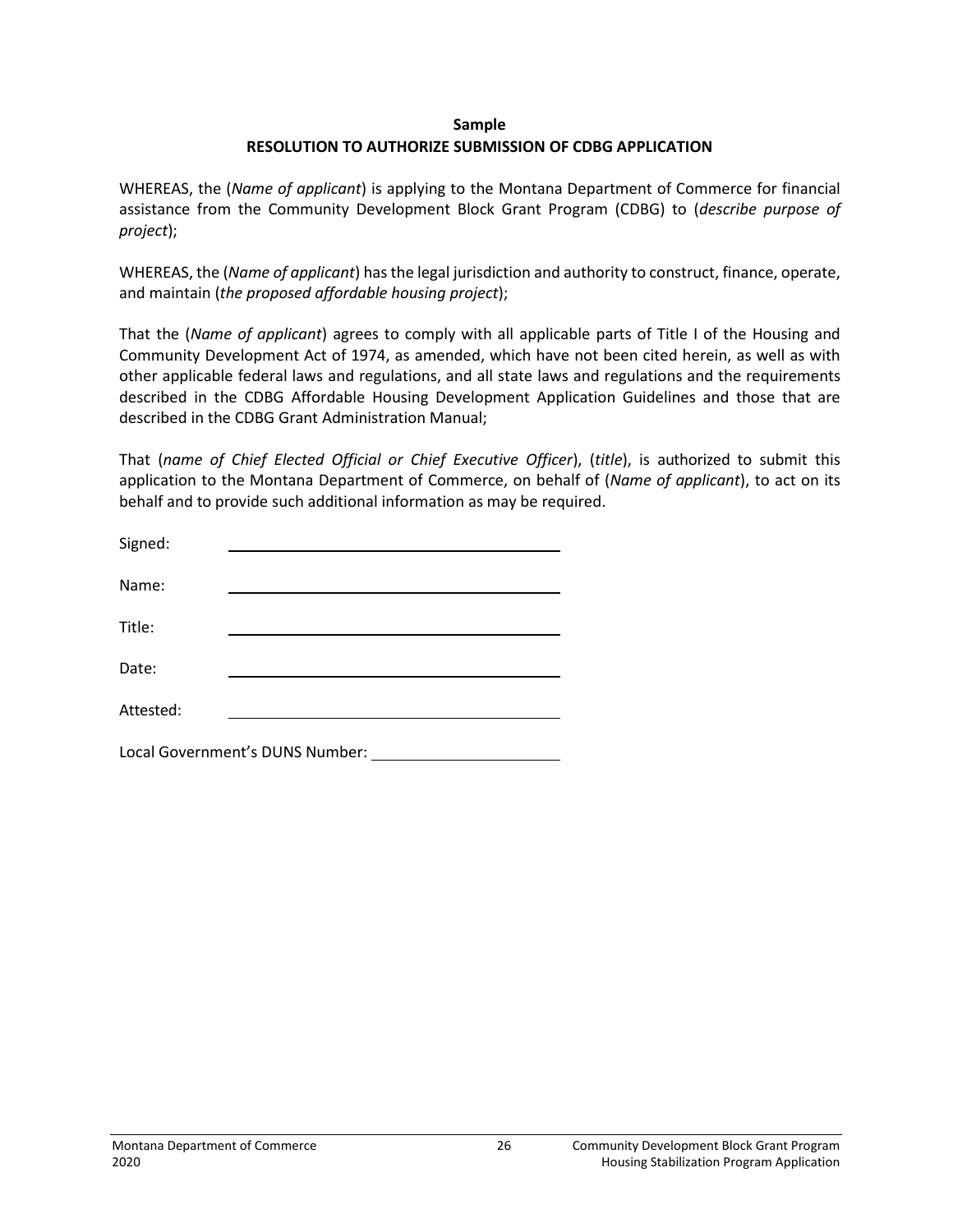**Sample**

**RESOLUTION TO AUTHORIZE SUBMISSION OF CDBG APPLICATION**

WHEREAS, the (*Name of applicant*) is applying to the Montana Department of Commerce for financial assistance from the Community Development Block Grant Program (CDBG) to (*describe purpose of project*);

WHEREAS, the (*Name of applicant*) has the legal jurisdiction and authority to construct, finance, operate, and maintain (*the proposed affordable housing project*);

That the (*Name of applicant*) agrees to comply with all applicable parts of Title I of the Housing and Community Development Act of 1974, as amended, which have not been cited herein, as well as with other applicable federal laws and regulations, and all state laws and regulations and the requirements described in the CDBG Affordable Housing Development Application Guidelines and those that are described in the CDBG Grant Administration Manual;

That (*name of Chief Elected Official or Chief Executive Officer*), (*title*), is authorized to submit this application to the Montana Department of Commerce, on behalf of (*Name of applicant*), to act on its behalf and to provide such additional information as may be required.

Signed: ______________________________

Name: ______________________________

Title: ______________________________

Date: ______________________________

Attested: ______________________________

Local Government's DUNS Number: ____________________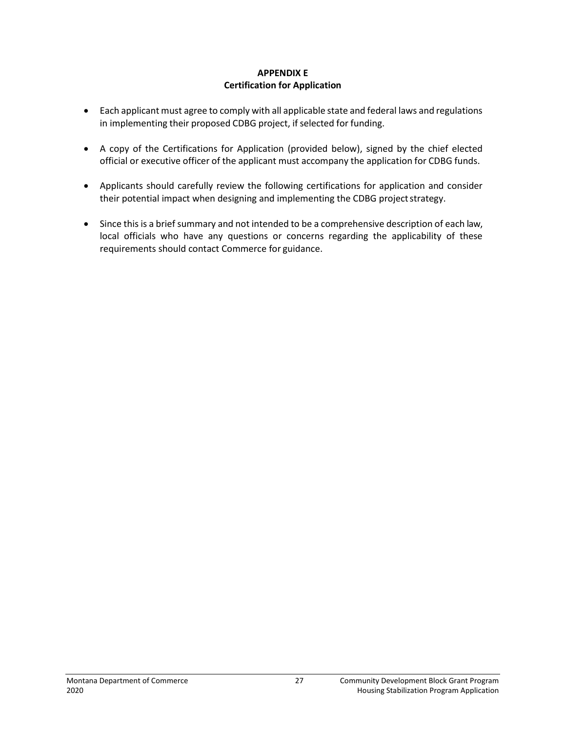## APPENDIX E
## Certification for Application

- Each applicant must agree to comply with all applicable state and federal laws and regulations in implementing their proposed CDBG project, if selected for funding.
- A copy of the Certifications for Application (provided below), signed by the chief elected official or executive officer of the applicant must accompany the application for CDBG funds.
- Applicants should carefully review the following certifications for application and consider their potential impact when designing and implementing the CDBG project strategy.
- Since this is a brief summary and not intended to be a comprehensive description of each law, local officials who have any questions or concerns regarding the applicability of these requirements should contact Commerce for guidance.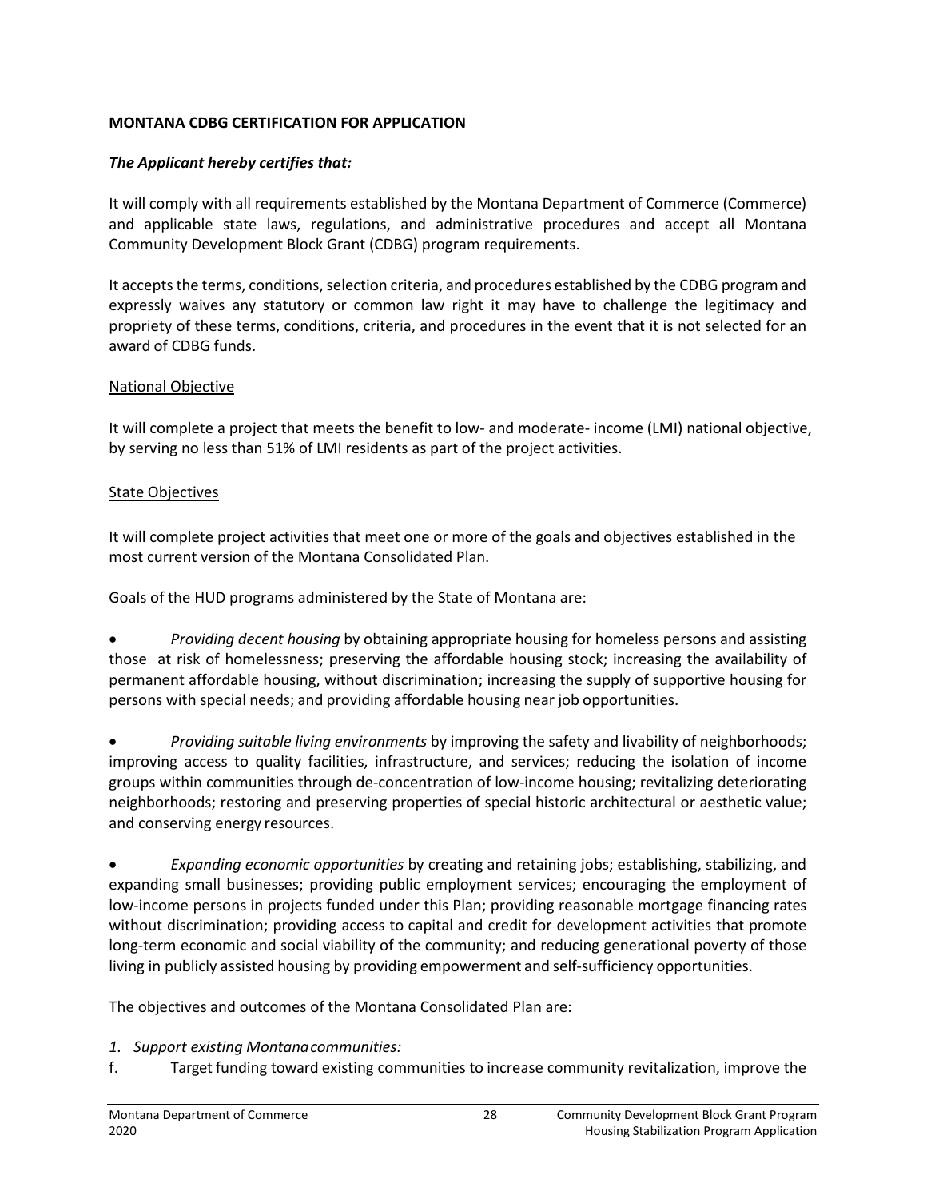**MONTANA CDBG CERTIFICATION FOR APPLICATION**

***The Applicant hereby certifies that:***

It will comply with all requirements established by the Montana Department of Commerce (Commerce) and applicable state laws, regulations, and administrative procedures and accept all Montana Community Development Block Grant (CDBG) program requirements.

It accepts the terms, conditions, selection criteria, and procedures established by the CDBG program and expressly waives any statutory or common law right it may have to challenge the legitimacy and propriety of these terms, conditions, criteria, and procedures in the event that it is not selected for an award of CDBG funds.

<u>National Objective</u>

It will complete a project that meets the benefit to low- and moderate- income (LMI) national objective, by serving no less than 51% of LMI residents as part of the project activities.

<u>State Objectives</u>

It will complete project activities that meet one or more of the goals and objectives established in the most current version of the Montana Consolidated Plan.

Goals of the HUD programs administered by the State of Montana are:

- *Providing decent housing* by obtaining appropriate housing for homeless persons and assisting those at risk of homelessness; preserving the affordable housing stock; increasing the availability of permanent affordable housing, without discrimination; increasing the supply of supportive housing for persons with special needs; and providing affordable housing near job opportunities.

- *Providing suitable living environments* by improving the safety and livability of neighborhoods; improving access to quality facilities, infrastructure, and services; reducing the isolation of income groups within communities through de-concentration of low-income housing; revitalizing deteriorating neighborhoods; restoring and preserving properties of special historic architectural or aesthetic value; and conserving energy resources.

- *Expanding economic opportunities* by creating and retaining jobs; establishing, stabilizing, and expanding small businesses; providing public employment services; encouraging the employment of low-income persons in projects funded under this Plan; providing reasonable mortgage financing rates without discrimination; providing access to capital and credit for development activities that promote long-term economic and social viability of the community; and reducing generational poverty of those living in publicly assisted housing by providing empowerment and self-sufficiency opportunities.

The objectives and outcomes of the Montana Consolidated Plan are:

*1. Support existing Montana communities:*

f. Target funding toward existing communities to increase community revitalization, improve the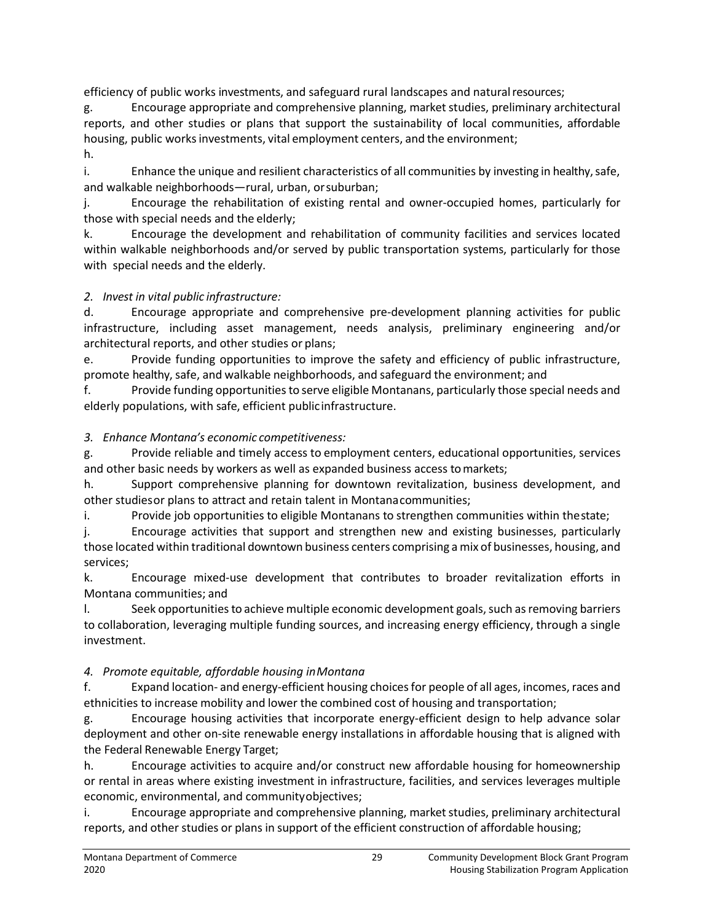efficiency of public works investments, and safeguard rural landscapes and natural resources;

g. Encourage appropriate and comprehensive planning, market studies, preliminary architectural reports, and other studies or plans that support the sustainability of local communities, affordable housing, public works investments, vital employment centers, and the environment;

h.

i. Enhance the unique and resilient characteristics of all communities by investing in healthy, safe, and walkable neighborhoods—rural, urban, or suburban;

j. Encourage the rehabilitation of existing rental and owner-occupied homes, particularly for those with special needs and the elderly;

k. Encourage the development and rehabilitation of community facilities and services located within walkable neighborhoods and/or served by public transportation systems, particularly for those with special needs and the elderly.

*2. Invest in vital public infrastructure:*

d. Encourage appropriate and comprehensive pre-development planning activities for public infrastructure, including asset management, needs analysis, preliminary engineering and/or architectural reports, and other studies or plans;

e. Provide funding opportunities to improve the safety and efficiency of public infrastructure, promote healthy, safe, and walkable neighborhoods, and safeguard the environment; and

f. Provide funding opportunities to serve eligible Montanans, particularly those special needs and elderly populations, with safe, efficient public infrastructure.

*3. Enhance Montana's economic competitiveness:*

g. Provide reliable and timely access to employment centers, educational opportunities, services and other basic needs by workers as well as expanded business access to markets;

h. Support comprehensive planning for downtown revitalization, business development, and other studies or plans to attract and retain talent in Montana communities;

i. Provide job opportunities to eligible Montanans to strengthen communities within the state;

j. Encourage activities that support and strengthen new and existing businesses, particularly those located within traditional downtown business centers comprising a mix of businesses, housing, and services;

k. Encourage mixed-use development that contributes to broader revitalization efforts in Montana communities; and

l. Seek opportunities to achieve multiple economic development goals, such as removing barriers to collaboration, leveraging multiple funding sources, and increasing energy efficiency, through a single investment.

*4. Promote equitable, affordable housing in Montana*

f. Expand location- and energy-efficient housing choices for people of all ages, incomes, races and ethnicities to increase mobility and lower the combined cost of housing and transportation;

g. Encourage housing activities that incorporate energy-efficient design to help advance solar deployment and other on-site renewable energy installations in affordable housing that is aligned with the Federal Renewable Energy Target;

h. Encourage activities to acquire and/or construct new affordable housing for homeownership or rental in areas where existing investment in infrastructure, facilities, and services leverages multiple economic, environmental, and community objectives;

i. Encourage appropriate and comprehensive planning, market studies, preliminary architectural reports, and other studies or plans in support of the efficient construction of affordable housing;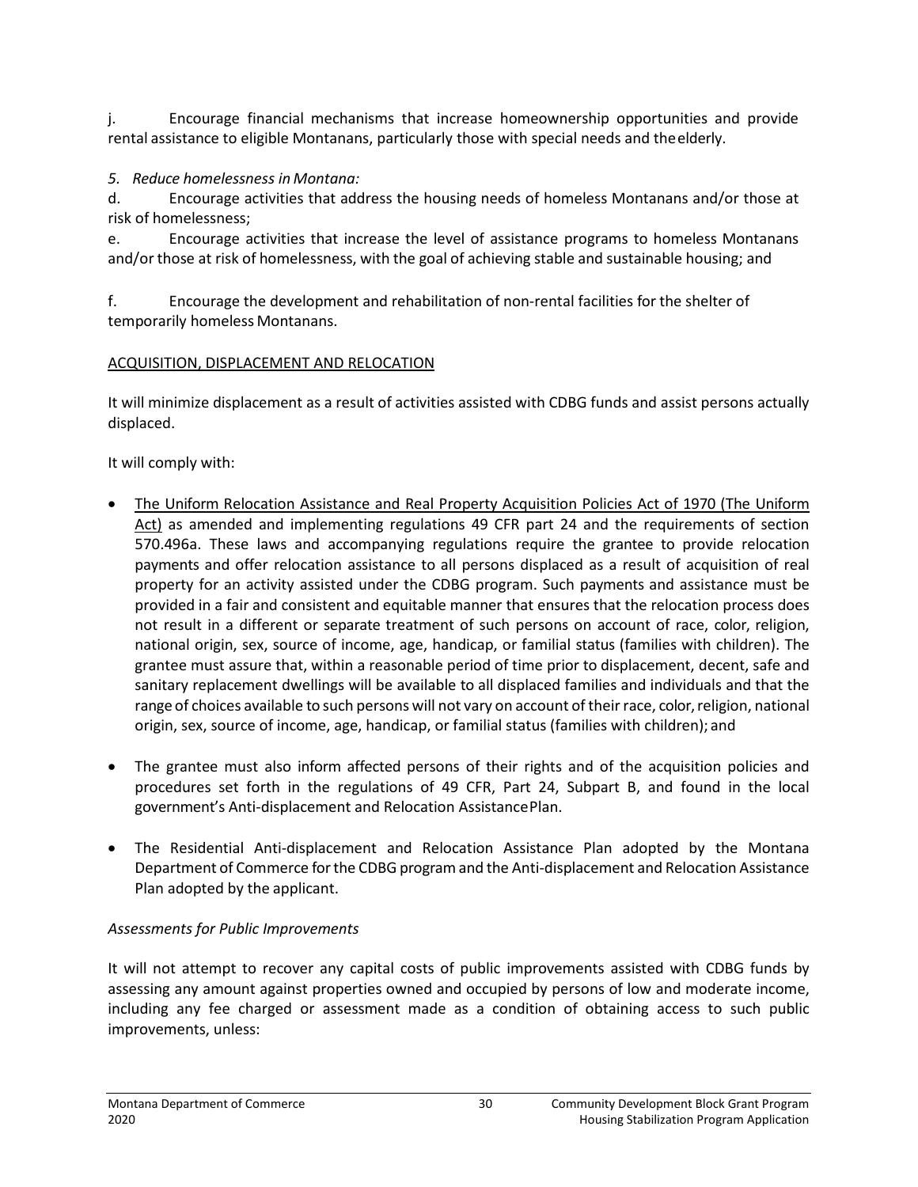j. Encourage financial mechanisms that increase homeownership opportunities and provide rental assistance to eligible Montanans, particularly those with special needs and the elderly.

*5. Reduce homelessness in Montana:*

d. Encourage activities that address the housing needs of homeless Montanans and/or those at risk of homelessness;

e. Encourage activities that increase the level of assistance programs to homeless Montanans and/or those at risk of homelessness, with the goal of achieving stable and sustainable housing; and

f. Encourage the development and rehabilitation of non-rental facilities for the shelter of temporarily homeless Montanans.

<u>ACQUISITION, DISPLACEMENT AND RELOCATION</u>

It will minimize displacement as a result of activities assisted with CDBG funds and assist persons actually displaced.

It will comply with:

- <u>The Uniform Relocation Assistance and Real Property Acquisition Policies Act of 1970 (The Uniform Act)</u> as amended and implementing regulations 49 CFR part 24 and the requirements of section 570.496a. These laws and accompanying regulations require the grantee to provide relocation payments and offer relocation assistance to all persons displaced as a result of acquisition of real property for an activity assisted under the CDBG program. Such payments and assistance must be provided in a fair and consistent and equitable manner that ensures that the relocation process does not result in a different or separate treatment of such persons on account of race, color, religion, national origin, sex, source of income, age, handicap, or familial status (families with children). The grantee must assure that, within a reasonable period of time prior to displacement, decent, safe and sanitary replacement dwellings will be available to all displaced families and individuals and that the range of choices available to such persons will not vary on account of their race, color, religion, national origin, sex, source of income, age, handicap, or familial status (families with children); and

- The grantee must also inform affected persons of their rights and of the acquisition policies and procedures set forth in the regulations of 49 CFR, Part 24, Subpart B, and found in the local government's Anti-displacement and Relocation Assistance Plan.

- The Residential Anti-displacement and Relocation Assistance Plan adopted by the Montana Department of Commerce for the CDBG program and the Anti-displacement and Relocation Assistance Plan adopted by the applicant.

*Assessments for Public Improvements*

It will not attempt to recover any capital costs of public improvements assisted with CDBG funds by assessing any amount against properties owned and occupied by persons of low and moderate income, including any fee charged or assessment made as a condition of obtaining access to such public improvements, unless: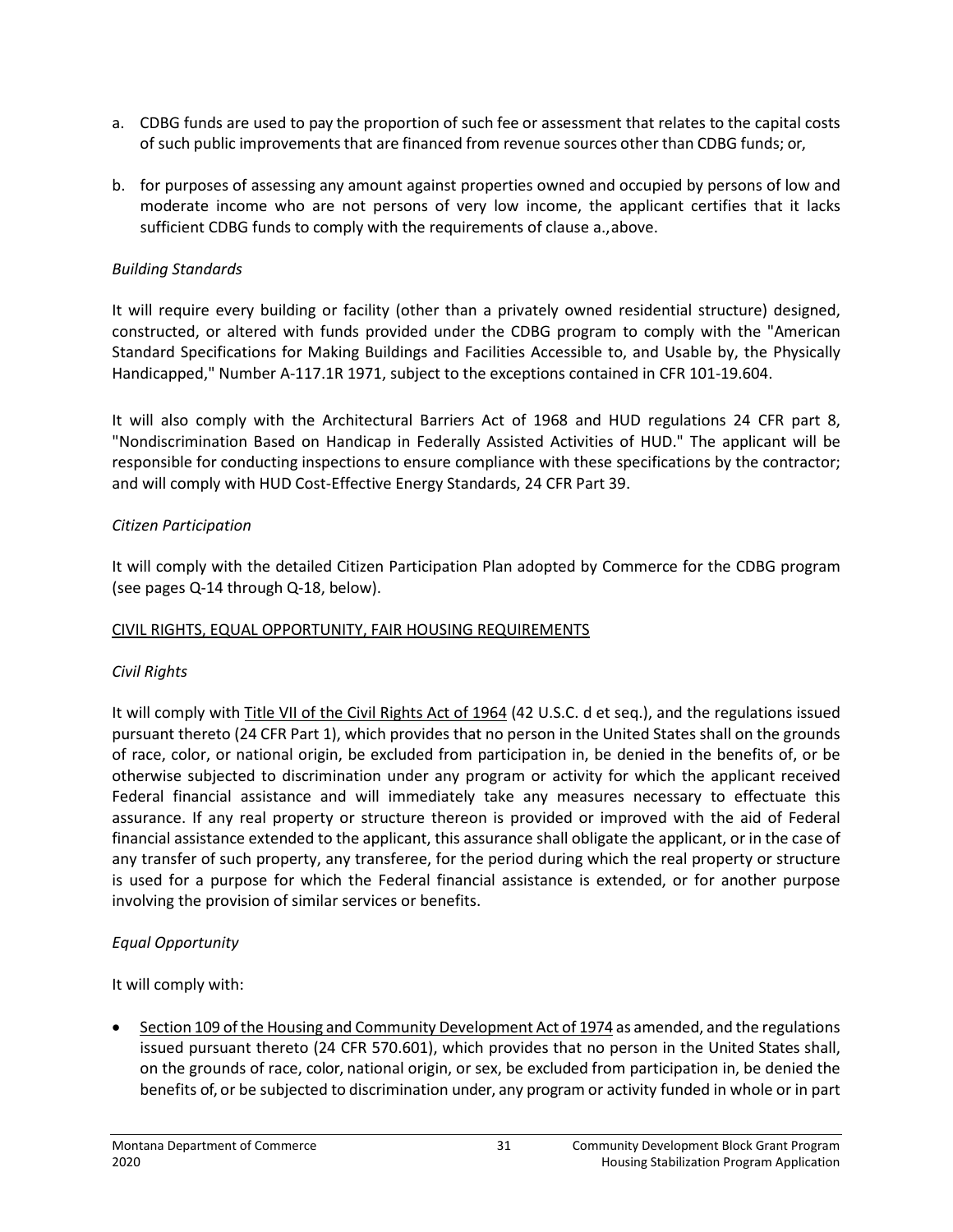a. CDBG funds are used to pay the proportion of such fee or assessment that relates to the capital costs of such public improvements that are financed from revenue sources other than CDBG funds; or,

b. for purposes of assessing any amount against properties owned and occupied by persons of low and moderate income who are not persons of very low income, the applicant certifies that it lacks sufficient CDBG funds to comply with the requirements of clause a., above.

*Building Standards*

It will require every building or facility (other than a privately owned residential structure) designed, constructed, or altered with funds provided under the CDBG program to comply with the "American Standard Specifications for Making Buildings and Facilities Accessible to, and Usable by, the Physically Handicapped," Number A-117.1R 1971, subject to the exceptions contained in CFR 101-19.604.

It will also comply with the Architectural Barriers Act of 1968 and HUD regulations 24 CFR part 8, "Nondiscrimination Based on Handicap in Federally Assisted Activities of HUD." The applicant will be responsible for conducting inspections to ensure compliance with these specifications by the contractor; and will comply with HUD Cost-Effective Energy Standards, 24 CFR Part 39.

*Citizen Participation*

It will comply with the detailed Citizen Participation Plan adopted by Commerce for the CDBG program (see pages Q-14 through Q-18, below).

CIVIL RIGHTS, EQUAL OPPORTUNITY, FAIR HOUSING REQUIREMENTS

*Civil Rights*

It will comply with Title VII of the Civil Rights Act of 1964 (42 U.S.C. d et seq.), and the regulations issued pursuant thereto (24 CFR Part 1), which provides that no person in the United States shall on the grounds of race, color, or national origin, be excluded from participation in, be denied in the benefits of, or be otherwise subjected to discrimination under any program or activity for which the applicant received Federal financial assistance and will immediately take any measures necessary to effectuate this assurance. If any real property or structure thereon is provided or improved with the aid of Federal financial assistance extended to the applicant, this assurance shall obligate the applicant, or in the case of any transfer of such property, any transferee, for the period during which the real property or structure is used for a purpose for which the Federal financial assistance is extended, or for another purpose involving the provision of similar services or benefits.

*Equal Opportunity*

It will comply with:

- Section 109 of the Housing and Community Development Act of 1974 as amended, and the regulations issued pursuant thereto (24 CFR 570.601), which provides that no person in the United States shall, on the grounds of race, color, national origin, or sex, be excluded from participation in, be denied the benefits of, or be subjected to discrimination under, any program or activity funded in whole or in part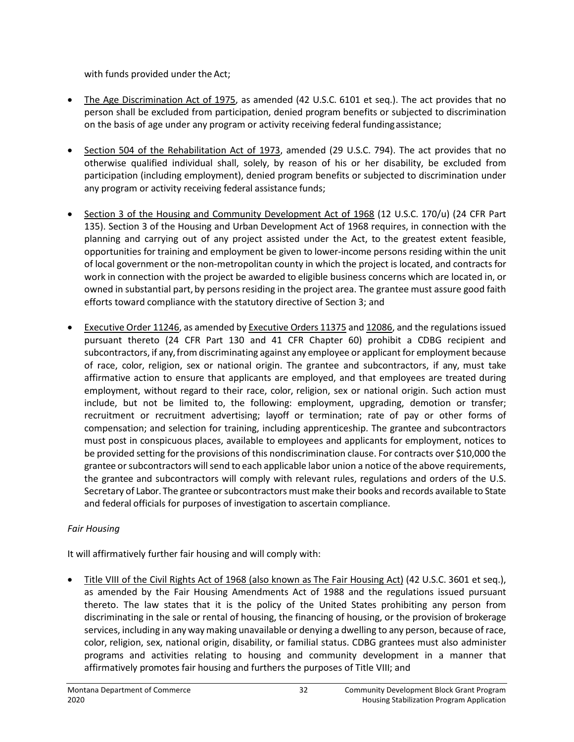with funds provided under the Act;

- The Age Discrimination Act of 1975, as amended (42 U.S.C. 6101 et seq.). The act provides that no person shall be excluded from participation, denied program benefits or subjected to discrimination on the basis of age under any program or activity receiving federal funding assistance;

- Section 504 of the Rehabilitation Act of 1973, amended (29 U.S.C. 794). The act provides that no otherwise qualified individual shall, solely, by reason of his or her disability, be excluded from participation (including employment), denied program benefits or subjected to discrimination under any program or activity receiving federal assistance funds;

- Section 3 of the Housing and Community Development Act of 1968 (12 U.S.C. 170/u) (24 CFR Part 135). Section 3 of the Housing and Urban Development Act of 1968 requires, in connection with the planning and carrying out of any project assisted under the Act, to the greatest extent feasible, opportunities for training and employment be given to lower-income persons residing within the unit of local government or the non-metropolitan county in which the project is located, and contracts for work in connection with the project be awarded to eligible business concerns which are located in, or owned in substantial part, by persons residing in the project area. The grantee must assure good faith efforts toward compliance with the statutory directive of Section 3; and

- Executive Order 11246, as amended by Executive Orders 11375 and 12086, and the regulations issued pursuant thereto (24 CFR Part 130 and 41 CFR Chapter 60) prohibit a CDBG recipient and subcontractors, if any, from discriminating against any employee or applicant for employment because of race, color, religion, sex or national origin. The grantee and subcontractors, if any, must take affirmative action to ensure that applicants are employed, and that employees are treated during employment, without regard to their race, color, religion, sex or national origin. Such action must include, but not be limited to, the following: employment, upgrading, demotion or transfer; recruitment or recruitment advertising; layoff or termination; rate of pay or other forms of compensation; and selection for training, including apprenticeship. The grantee and subcontractors must post in conspicuous places, available to employees and applicants for employment, notices to be provided setting for the provisions of this nondiscrimination clause. For contracts over $10,000 the grantee or subcontractors will send to each applicable labor union a notice of the above requirements, the grantee and subcontractors will comply with relevant rules, regulations and orders of the U.S. Secretary of Labor. The grantee or subcontractors must make their books and records available to State and federal officials for purposes of investigation to ascertain compliance.

*Fair Housing*

It will affirmatively further fair housing and will comply with:

- Title VIII of the Civil Rights Act of 1968 (also known as The Fair Housing Act) (42 U.S.C. 3601 et seq.), as amended by the Fair Housing Amendments Act of 1988 and the regulations issued pursuant thereto. The law states that it is the policy of the United States prohibiting any person from discriminating in the sale or rental of housing, the financing of housing, or the provision of brokerage services, including in any way making unavailable or denying a dwelling to any person, because of race, color, religion, sex, national origin, disability, or familial status. CDBG grantees must also administer programs and activities relating to housing and community development in a manner that affirmatively promotes fair housing and furthers the purposes of Title VIII; and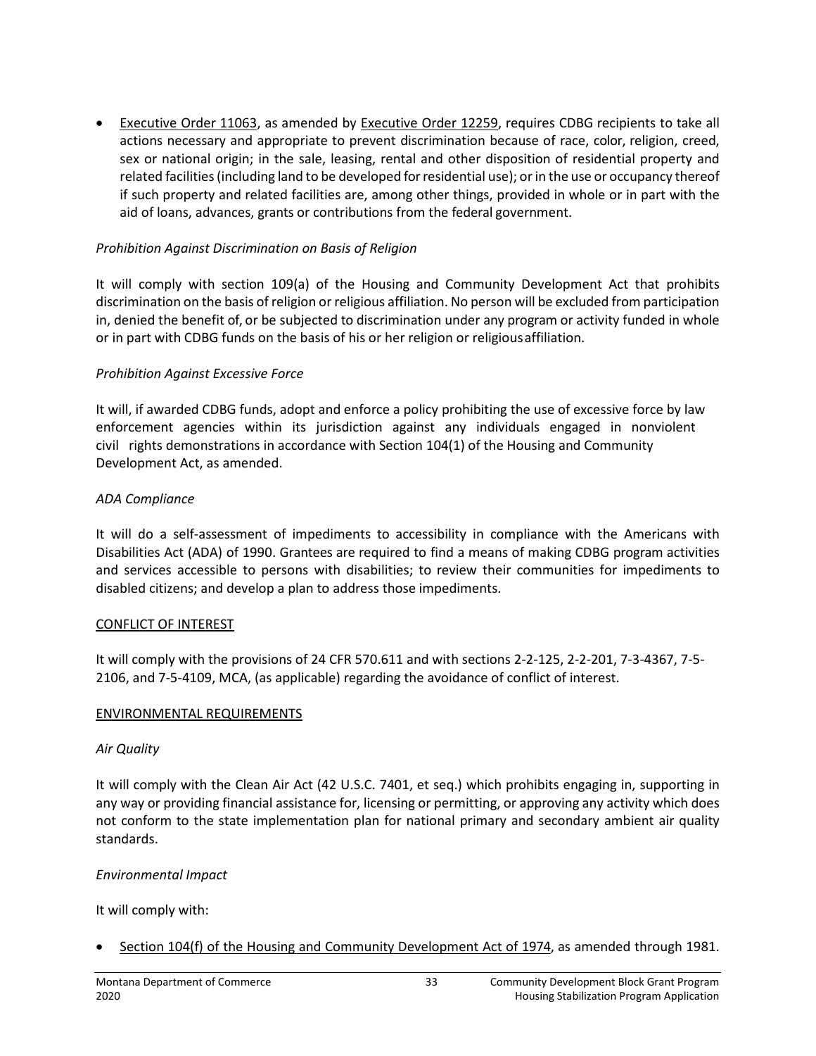- Executive Order 11063, as amended by Executive Order 12259, requires CDBG recipients to take all actions necessary and appropriate to prevent discrimination because of race, color, religion, creed, sex or national origin; in the sale, leasing, rental and other disposition of residential property and related facilities (including land to be developed for residential use); or in the use or occupancy thereof if such property and related facilities are, among other things, provided in whole or in part with the aid of loans, advances, grants or contributions from the federal government.

*Prohibition Against Discrimination on Basis of Religion*

It will comply with section 109(a) of the Housing and Community Development Act that prohibits discrimination on the basis of religion or religious affiliation. No person will be excluded from participation in, denied the benefit of, or be subjected to discrimination under any program or activity funded in whole or in part with CDBG funds on the basis of his or her religion or religious affiliation.

*Prohibition Against Excessive Force*

It will, if awarded CDBG funds, adopt and enforce a policy prohibiting the use of excessive force by law enforcement agencies within its jurisdiction against any individuals engaged in nonviolent civil rights demonstrations in accordance with Section 104(1) of the Housing and Community Development Act, as amended.

*ADA Compliance*

It will do a self-assessment of impediments to accessibility in compliance with the Americans with Disabilities Act (ADA) of 1990. Grantees are required to find a means of making CDBG program activities and services accessible to persons with disabilities; to review their communities for impediments to disabled citizens; and develop a plan to address those impediments.

CONFLICT OF INTEREST

It will comply with the provisions of 24 CFR 570.611 and with sections 2-2-125, 2-2-201, 7-3-4367, 7-5-2106, and 7-5-4109, MCA, (as applicable) regarding the avoidance of conflict of interest.

ENVIRONMENTAL REQUIREMENTS

*Air Quality*

It will comply with the Clean Air Act (42 U.S.C. 7401, et seq.) which prohibits engaging in, supporting in any way or providing financial assistance for, licensing or permitting, or approving any activity which does not conform to the state implementation plan for national primary and secondary ambient air quality standards.

*Environmental Impact*

It will comply with:

- Section 104(f) of the Housing and Community Development Act of 1974, as amended through 1981.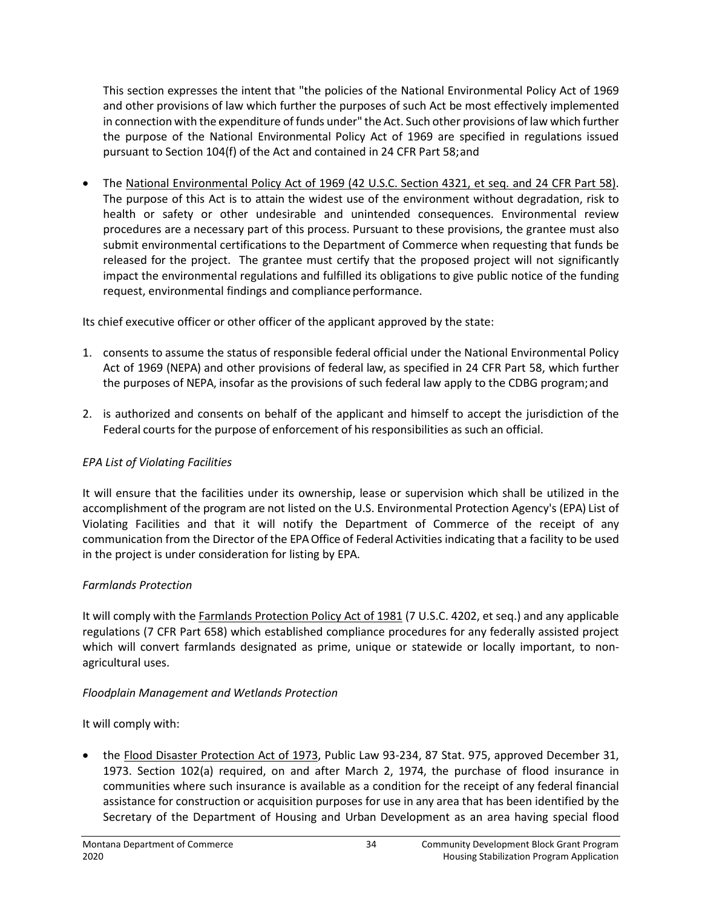This section expresses the intent that "the policies of the National Environmental Policy Act of 1969 and other provisions of law which further the purposes of such Act be most effectively implemented in connection with the expenditure of funds under" the Act. Such other provisions of law which further the purpose of the National Environmental Policy Act of 1969 are specified in regulations issued pursuant to Section 104(f) of the Act and contained in 24 CFR Part 58; and

- The National Environmental Policy Act of 1969 (42 U.S.C. Section 4321, et seq. and 24 CFR Part 58). The purpose of this Act is to attain the widest use of the environment without degradation, risk to health or safety or other undesirable and unintended consequences. Environmental review procedures are a necessary part of this process. Pursuant to these provisions, the grantee must also submit environmental certifications to the Department of Commerce when requesting that funds be released for the project. The grantee must certify that the proposed project will not significantly impact the environmental regulations and fulfilled its obligations to give public notice of the funding request, environmental findings and compliance performance.

Its chief executive officer or other officer of the applicant approved by the state:

1. consents to assume the status of responsible federal official under the National Environmental Policy Act of 1969 (NEPA) and other provisions of federal law, as specified in 24 CFR Part 58, which further the purposes of NEPA, insofar as the provisions of such federal law apply to the CDBG program; and
2. is authorized and consents on behalf of the applicant and himself to accept the jurisdiction of the Federal courts for the purpose of enforcement of his responsibilities as such an official.

*EPA List of Violating Facilities*

It will ensure that the facilities under its ownership, lease or supervision which shall be utilized in the accomplishment of the program are not listed on the U.S. Environmental Protection Agency's (EPA) List of Violating Facilities and that it will notify the Department of Commerce of the receipt of any communication from the Director of the EPA Office of Federal Activities indicating that a facility to be used in the project is under consideration for listing by EPA.

*Farmlands Protection*

It will comply with the Farmlands Protection Policy Act of 1981 (7 U.S.C. 4202, et seq.) and any applicable regulations (7 CFR Part 658) which established compliance procedures for any federally assisted project which will convert farmlands designated as prime, unique or statewide or locally important, to non-agricultural uses.

*Floodplain Management and Wetlands Protection*

It will comply with:

- the Flood Disaster Protection Act of 1973, Public Law 93-234, 87 Stat. 975, approved December 31, 1973. Section 102(a) required, on and after March 2, 1974, the purchase of flood insurance in communities where such insurance is available as a condition for the receipt of any federal financial assistance for construction or acquisition purposes for use in any area that has been identified by the Secretary of the Department of Housing and Urban Development as an area having special flood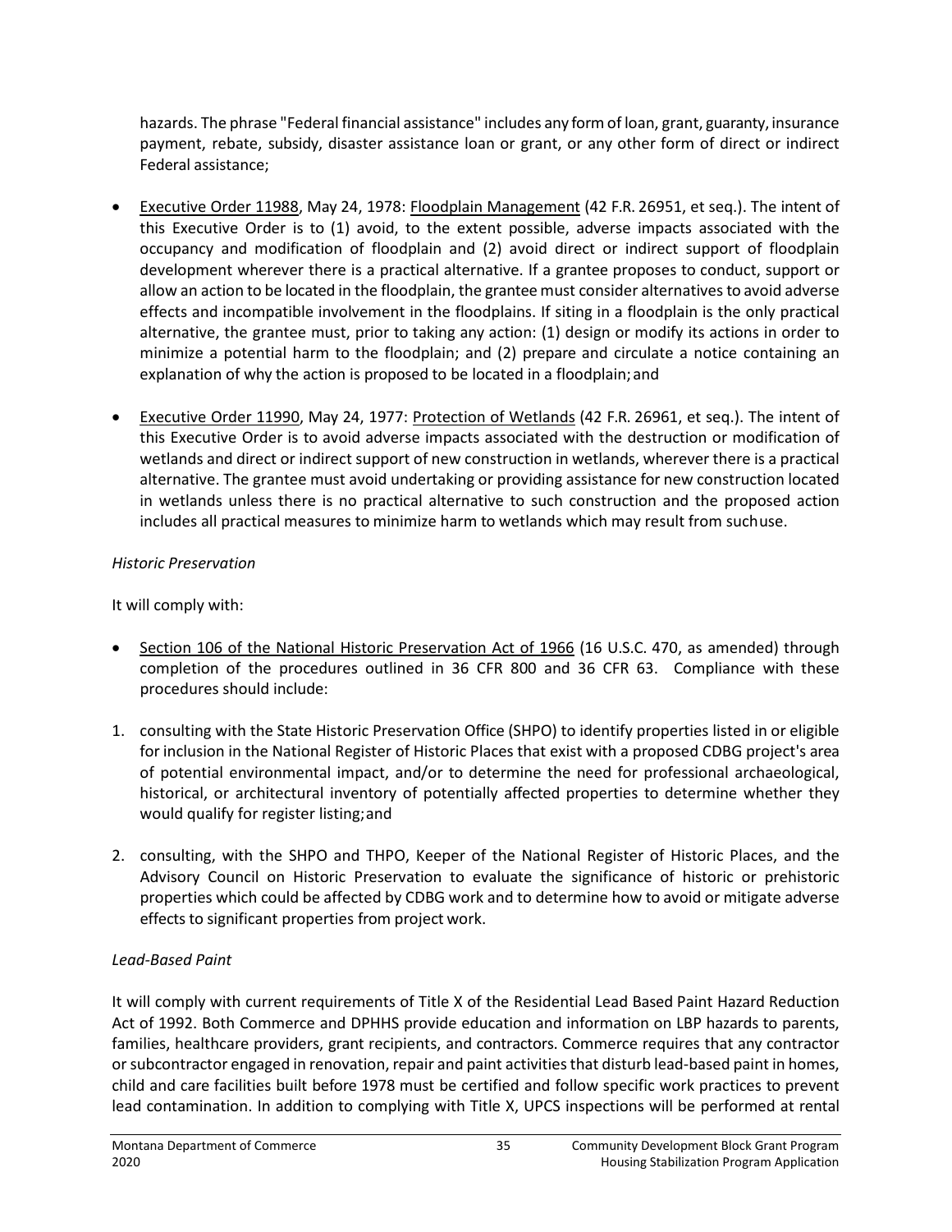hazards. The phrase "Federal financial assistance" includes any form of loan, grant, guaranty, insurance payment, rebate, subsidy, disaster assistance loan or grant, or any other form of direct or indirect Federal assistance;

- Executive Order 11988, May 24, 1978: Floodplain Management (42 F.R. 26951, et seq.). The intent of this Executive Order is to (1) avoid, to the extent possible, adverse impacts associated with the occupancy and modification of floodplain and (2) avoid direct or indirect support of floodplain development wherever there is a practical alternative. If a grantee proposes to conduct, support or allow an action to be located in the floodplain, the grantee must consider alternatives to avoid adverse effects and incompatible involvement in the floodplains. If siting in a floodplain is the only practical alternative, the grantee must, prior to taking any action: (1) design or modify its actions in order to minimize a potential harm to the floodplain; and (2) prepare and circulate a notice containing an explanation of why the action is proposed to be located in a floodplain; and

- Executive Order 11990, May 24, 1977: Protection of Wetlands (42 F.R. 26961, et seq.). The intent of this Executive Order is to avoid adverse impacts associated with the destruction or modification of wetlands and direct or indirect support of new construction in wetlands, wherever there is a practical alternative. The grantee must avoid undertaking or providing assistance for new construction located in wetlands unless there is no practical alternative to such construction and the proposed action includes all practical measures to minimize harm to wetlands which may result from suchuse.

*Historic Preservation*

It will comply with:

- Section 106 of the National Historic Preservation Act of 1966 (16 U.S.C. 470, as amended) through completion of the procedures outlined in 36 CFR 800 and 36 CFR 63. Compliance with these procedures should include:

1. consulting with the State Historic Preservation Office (SHPO) to identify properties listed in or eligible for inclusion in the National Register of Historic Places that exist with a proposed CDBG project's area of potential environmental impact, and/or to determine the need for professional archaeological, historical, or architectural inventory of potentially affected properties to determine whether they would qualify for register listing; and

2. consulting, with the SHPO and THPO, Keeper of the National Register of Historic Places, and the Advisory Council on Historic Preservation to evaluate the significance of historic or prehistoric properties which could be affected by CDBG work and to determine how to avoid or mitigate adverse effects to significant properties from project work.

*Lead-Based Paint*

It will comply with current requirements of Title X of the Residential Lead Based Paint Hazard Reduction Act of 1992. Both Commerce and DPHHS provide education and information on LBP hazards to parents, families, healthcare providers, grant recipients, and contractors. Commerce requires that any contractor or subcontractor engaged in renovation, repair and paint activities that disturb lead-based paint in homes, child and care facilities built before 1978 must be certified and follow specific work practices to prevent lead contamination. In addition to complying with Title X, UPCS inspections will be performed at rental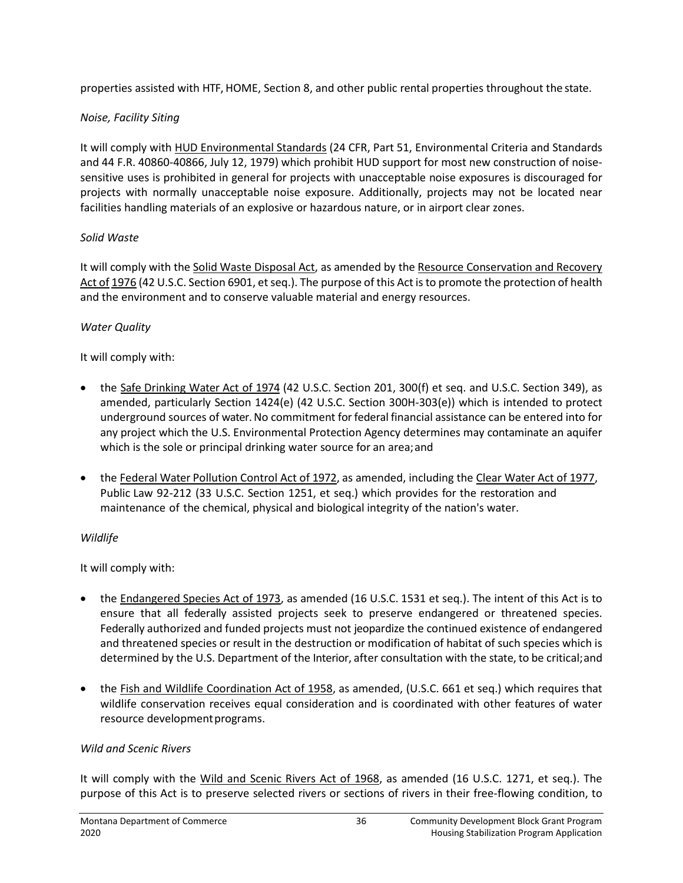properties assisted with HTF, HOME, Section 8, and other public rental properties throughout the state.

*Noise, Facility Siting*

It will comply with HUD Environmental Standards (24 CFR, Part 51, Environmental Criteria and Standards and 44 F.R. 40860-40866, July 12, 1979) which prohibit HUD support for most new construction of noise-sensitive uses is prohibited in general for projects with unacceptable noise exposures is discouraged for projects with normally unacceptable noise exposure. Additionally, projects may not be located near facilities handling materials of an explosive or hazardous nature, or in airport clear zones.

*Solid Waste*

It will comply with the Solid Waste Disposal Act, as amended by the Resource Conservation and Recovery Act of 1976 (42 U.S.C. Section 6901, et seq.). The purpose of this Act is to promote the protection of health and the environment and to conserve valuable material and energy resources.

*Water Quality*

It will comply with:

- the Safe Drinking Water Act of 1974 (42 U.S.C. Section 201, 300(f) et seq. and U.S.C. Section 349), as amended, particularly Section 1424(e) (42 U.S.C. Section 300H-303(e)) which is intended to protect underground sources of water. No commitment for federal financial assistance can be entered into for any project which the U.S. Environmental Protection Agency determines may contaminate an aquifer which is the sole or principal drinking water source for an area; and
- the Federal Water Pollution Control Act of 1972, as amended, including the Clear Water Act of 1977, Public Law 92-212 (33 U.S.C. Section 1251, et seq.) which provides for the restoration and maintenance of the chemical, physical and biological integrity of the nation's water.

*Wildlife*

It will comply with:

- the Endangered Species Act of 1973, as amended (16 U.S.C. 1531 et seq.). The intent of this Act is to ensure that all federally assisted projects seek to preserve endangered or threatened species. Federally authorized and funded projects must not jeopardize the continued existence of endangered and threatened species or result in the destruction or modification of habitat of such species which is determined by the U.S. Department of the Interior, after consultation with the state, to be critical; and
- the Fish and Wildlife Coordination Act of 1958, as amended, (U.S.C. 661 et seq.) which requires that wildlife conservation receives equal consideration and is coordinated with other features of water resource development programs.

*Wild and Scenic Rivers*

It will comply with the Wild and Scenic Rivers Act of 1968, as amended (16 U.S.C. 1271, et seq.). The purpose of this Act is to preserve selected rivers or sections of rivers in their free-flowing condition, to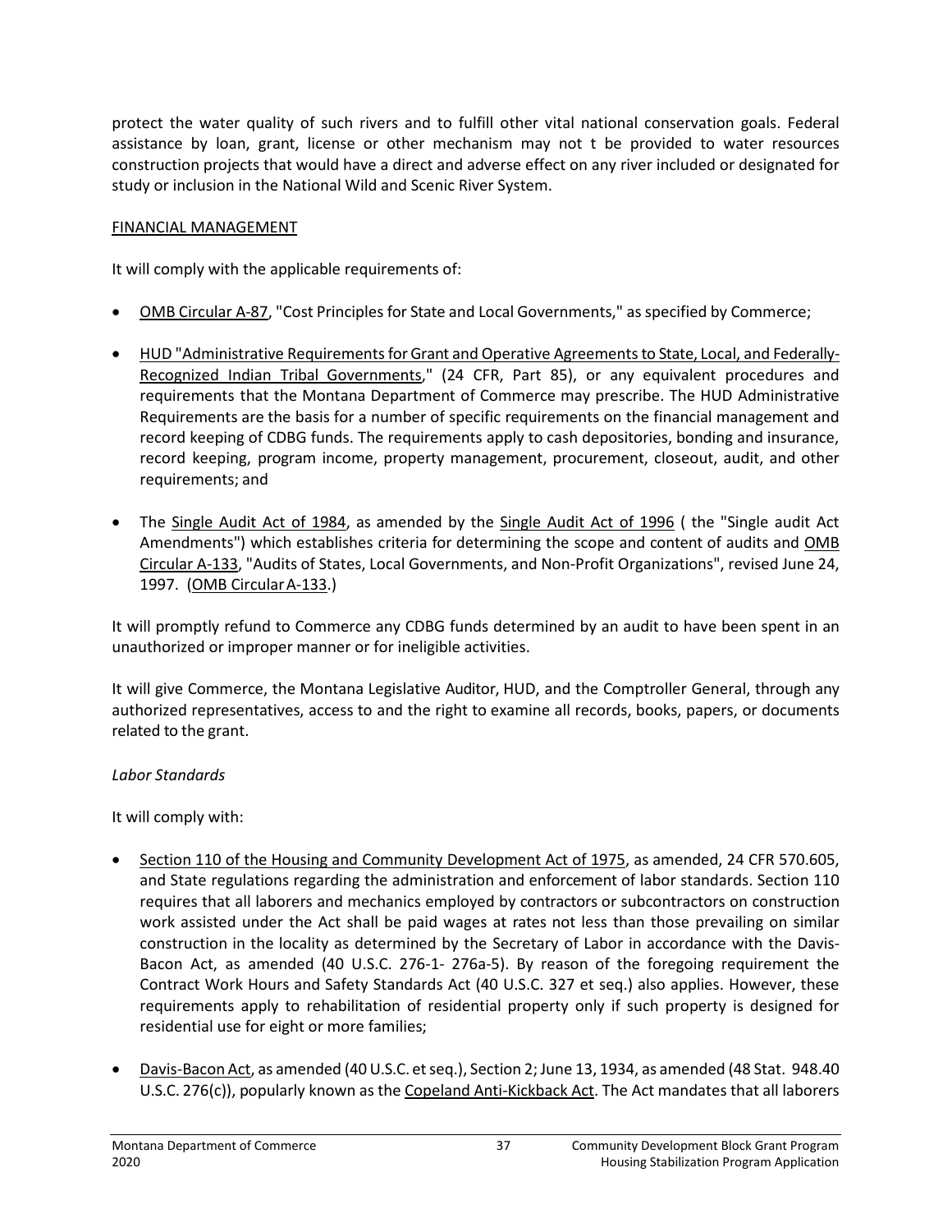protect the water quality of such rivers and to fulfill other vital national conservation goals. Federal assistance by loan, grant, license or other mechanism may not t be provided to water resources construction projects that would have a direct and adverse effect on any river included or designated for study or inclusion in the National Wild and Scenic River System.

FINANCIAL MANAGEMENT

It will comply with the applicable requirements of:

- OMB Circular A-87, "Cost Principles for State and Local Governments," as specified by Commerce;
- HUD "Administrative Requirements for Grant and Operative Agreements to State, Local, and Federally-Recognized Indian Tribal Governments," (24 CFR, Part 85), or any equivalent procedures and requirements that the Montana Department of Commerce may prescribe. The HUD Administrative Requirements are the basis for a number of specific requirements on the financial management and record keeping of CDBG funds. The requirements apply to cash depositories, bonding and insurance, record keeping, program income, property management, procurement, closeout, audit, and other requirements; and
- The Single Audit Act of 1984, as amended by the Single Audit Act of 1996 ( the "Single audit Act Amendments") which establishes criteria for determining the scope and content of audits and OMB Circular A-133, "Audits of States, Local Governments, and Non-Profit Organizations", revised June 24, 1997. (OMB Circular A-133.)

It will promptly refund to Commerce any CDBG funds determined by an audit to have been spent in an unauthorized or improper manner or for ineligible activities.

It will give Commerce, the Montana Legislative Auditor, HUD, and the Comptroller General, through any authorized representatives, access to and the right to examine all records, books, papers, or documents related to the grant.

*Labor Standards*

It will comply with:

- Section 110 of the Housing and Community Development Act of 1975, as amended, 24 CFR 570.605, and State regulations regarding the administration and enforcement of labor standards. Section 110 requires that all laborers and mechanics employed by contractors or subcontractors on construction work assisted under the Act shall be paid wages at rates not less than those prevailing on similar construction in the locality as determined by the Secretary of Labor in accordance with the Davis-Bacon Act, as amended (40 U.S.C. 276-1- 276a-5). By reason of the foregoing requirement the Contract Work Hours and Safety Standards Act (40 U.S.C. 327 et seq.) also applies. However, these requirements apply to rehabilitation of residential property only if such property is designed for residential use for eight or more families;
- Davis-Bacon Act, as amended (40 U.S.C. et seq.), Section 2; June 13, 1934, as amended (48 Stat. 948.40 U.S.C. 276(c)), popularly known as the Copeland Anti-Kickback Act. The Act mandates that all laborers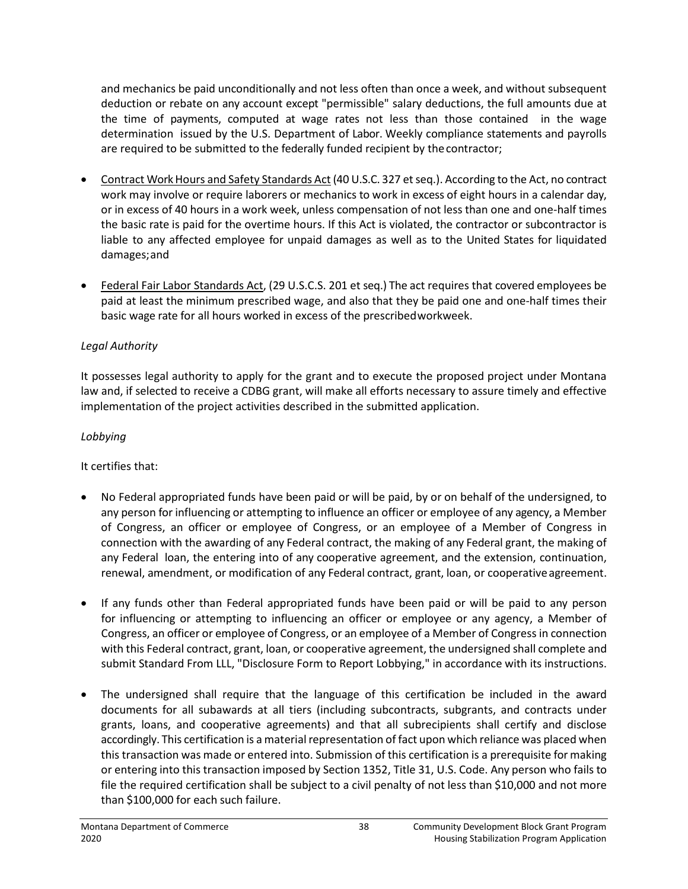and mechanics be paid unconditionally and not less often than once a week, and without subsequent deduction or rebate on any account except "permissible" salary deductions, the full amounts due at the time of payments, computed at wage rates not less than those contained in the wage determination issued by the U.S. Department of Labor. Weekly compliance statements and payrolls are required to be submitted to the federally funded recipient by the contractor;

- Contract Work Hours and Safety Standards Act (40 U.S.C. 327 et seq.). According to the Act, no contract work may involve or require laborers or mechanics to work in excess of eight hours in a calendar day, or in excess of 40 hours in a work week, unless compensation of not less than one and one-half times the basic rate is paid for the overtime hours. If this Act is violated, the contractor or subcontractor is liable to any affected employee for unpaid damages as well as to the United States for liquidated damages; and

- Federal Fair Labor Standards Act, (29 U.S.C.S. 201 et seq.) The act requires that covered employees be paid at least the minimum prescribed wage, and also that they be paid one and one-half times their basic wage rate for all hours worked in excess of the prescribed workweek.

*Legal Authority*

It possesses legal authority to apply for the grant and to execute the proposed project under Montana law and, if selected to receive a CDBG grant, will make all efforts necessary to assure timely and effective implementation of the project activities described in the submitted application.

*Lobbying*

It certifies that:

- No Federal appropriated funds have been paid or will be paid, by or on behalf of the undersigned, to any person for influencing or attempting to influence an officer or employee of any agency, a Member of Congress, an officer or employee of Congress, or an employee of a Member of Congress in connection with the awarding of any Federal contract, the making of any Federal grant, the making of any Federal loan, the entering into of any cooperative agreement, and the extension, continuation, renewal, amendment, or modification of any Federal contract, grant, loan, or cooperative agreement.

- If any funds other than Federal appropriated funds have been paid or will be paid to any person for influencing or attempting to influencing an officer or employee or any agency, a Member of Congress, an officer or employee of Congress, or an employee of a Member of Congress in connection with this Federal contract, grant, loan, or cooperative agreement, the undersigned shall complete and submit Standard From LLL, "Disclosure Form to Report Lobbying," in accordance with its instructions.

- The undersigned shall require that the language of this certification be included in the award documents for all subawards at all tiers (including subcontracts, subgrants, and contracts under grants, loans, and cooperative agreements) and that all subrecipients shall certify and disclose accordingly. This certification is a material representation of fact upon which reliance was placed when this transaction was made or entered into. Submission of this certification is a prerequisite for making or entering into this transaction imposed by Section 1352, Title 31, U.S. Code. Any person who fails to file the required certification shall be subject to a civil penalty of not less than $10,000 and not more than $100,000 for each such failure.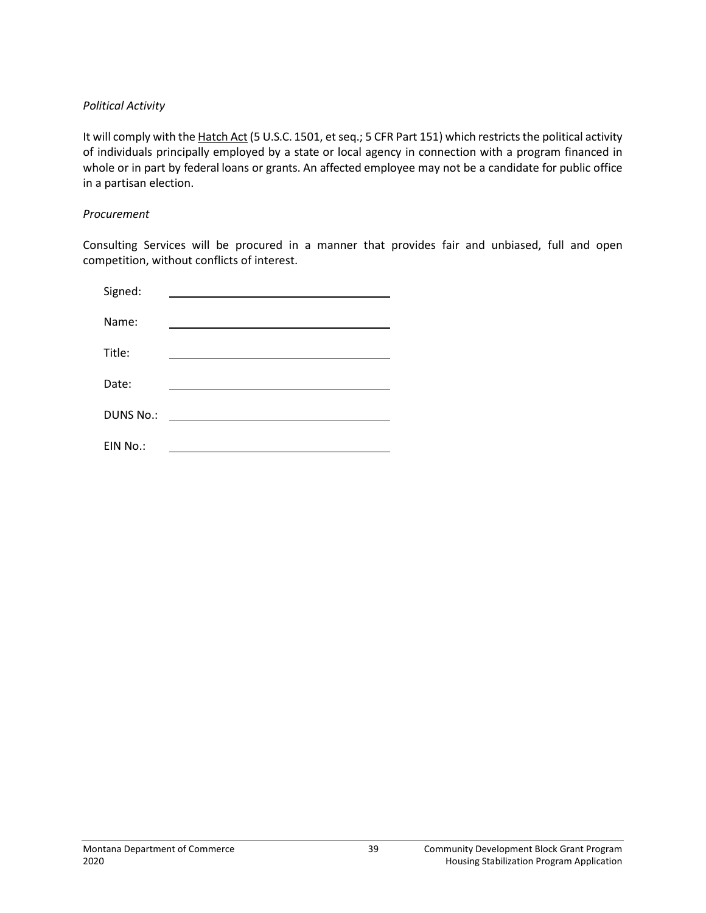*Political Activity*

It will comply with the Hatch Act (5 U.S.C. 1501, et seq.; 5 CFR Part 151) which restricts the political activity of individuals principally employed by a state or local agency in connection with a program financed in whole or in part by federal loans or grants. An affected employee may not be a candidate for public office in a partisan election.

*Procurement*

Consulting Services will be procured in a manner that provides fair and unbiased, full and open competition, without conflicts of interest.

Signed: ______________________________

Name: ______________________________

Title: ______________________________

Date: ______________________________

DUNS No.: ______________________________

EIN No.: ______________________________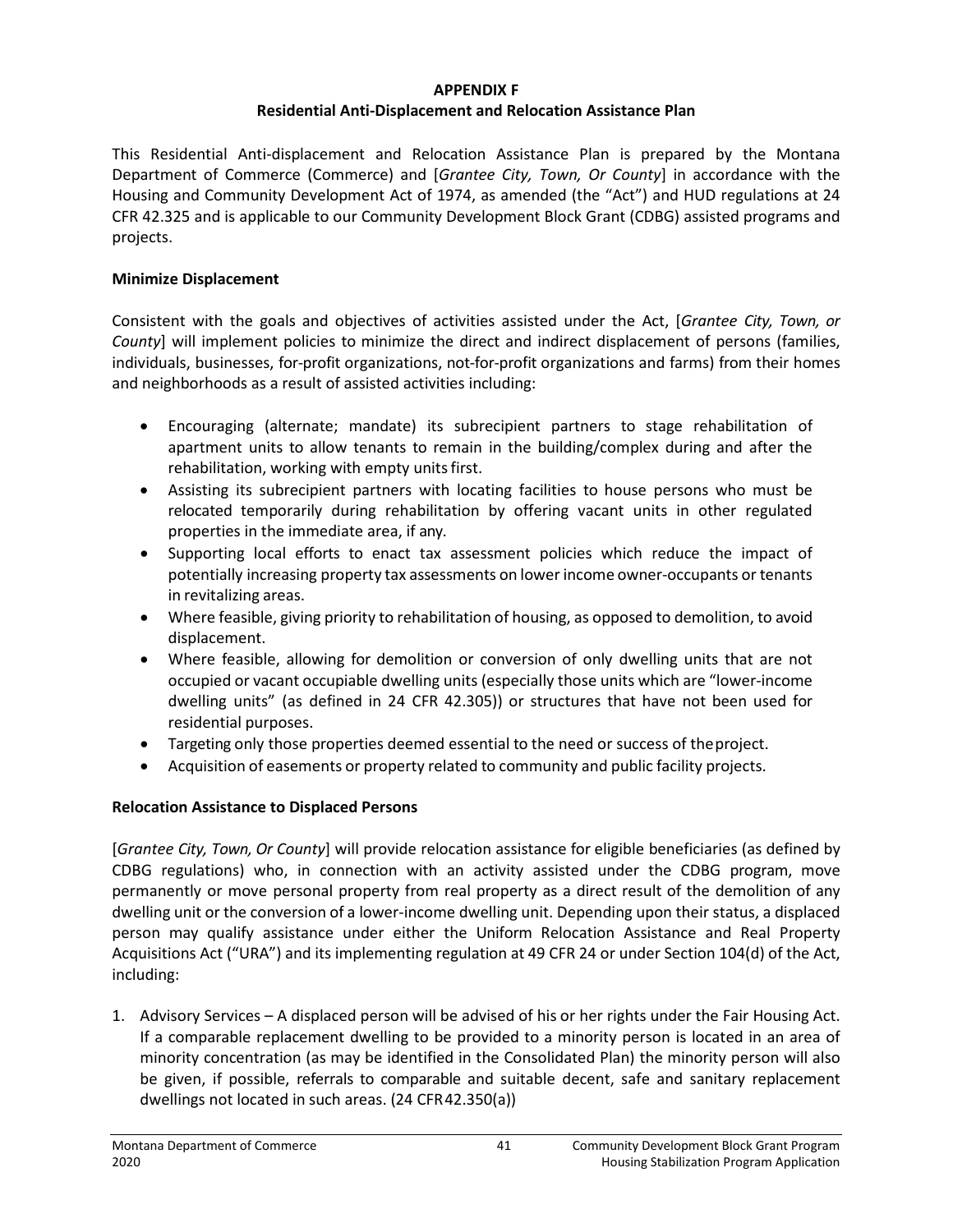**APPENDIX F**
**Residential Anti-Displacement and Relocation Assistance Plan**

This Residential Anti-displacement and Relocation Assistance Plan is prepared by the Montana Department of Commerce (Commerce) and [*Grantee City, Town, Or County*] in accordance with the Housing and Community Development Act of 1974, as amended (the "Act") and HUD regulations at 24 CFR 42.325 and is applicable to our Community Development Block Grant (CDBG) assisted programs and projects.

**Minimize Displacement**

Consistent with the goals and objectives of activities assisted under the Act, [*Grantee City, Town, or County*] will implement policies to minimize the direct and indirect displacement of persons (families, individuals, businesses, for-profit organizations, not-for-profit organizations and farms) from their homes and neighborhoods as a result of assisted activities including:

- Encouraging (alternate; mandate) its subrecipient partners to stage rehabilitation of apartment units to allow tenants to remain in the building/complex during and after the rehabilitation, working with empty units first.
- Assisting its subrecipient partners with locating facilities to house persons who must be relocated temporarily during rehabilitation by offering vacant units in other regulated properties in the immediate area, if any.
- Supporting local efforts to enact tax assessment policies which reduce the impact of potentially increasing property tax assessments on lower income owner-occupants or tenants in revitalizing areas.
- Where feasible, giving priority to rehabilitation of housing, as opposed to demolition, to avoid displacement.
- Where feasible, allowing for demolition or conversion of only dwelling units that are not occupied or vacant occupiable dwelling units (especially those units which are "lower-income dwelling units" (as defined in 24 CFR 42.305)) or structures that have not been used for residential purposes.
- Targeting only those properties deemed essential to the need or success of the project.
- Acquisition of easements or property related to community and public facility projects.

**Relocation Assistance to Displaced Persons**

[*Grantee City, Town, Or County*] will provide relocation assistance for eligible beneficiaries (as defined by CDBG regulations) who, in connection with an activity assisted under the CDBG program, move permanently or move personal property from real property as a direct result of the demolition of any dwelling unit or the conversion of a lower-income dwelling unit. Depending upon their status, a displaced person may qualify assistance under either the Uniform Relocation Assistance and Real Property Acquisitions Act ("URA") and its implementing regulation at 49 CFR 24 or under Section 104(d) of the Act, including:

1. Advisory Services – A displaced person will be advised of his or her rights under the Fair Housing Act. If a comparable replacement dwelling to be provided to a minority person is located in an area of minority concentration (as may be identified in the Consolidated Plan) the minority person will also be given, if possible, referrals to comparable and suitable decent, safe and sanitary replacement dwellings not located in such areas. (24 CFR 42.350(a))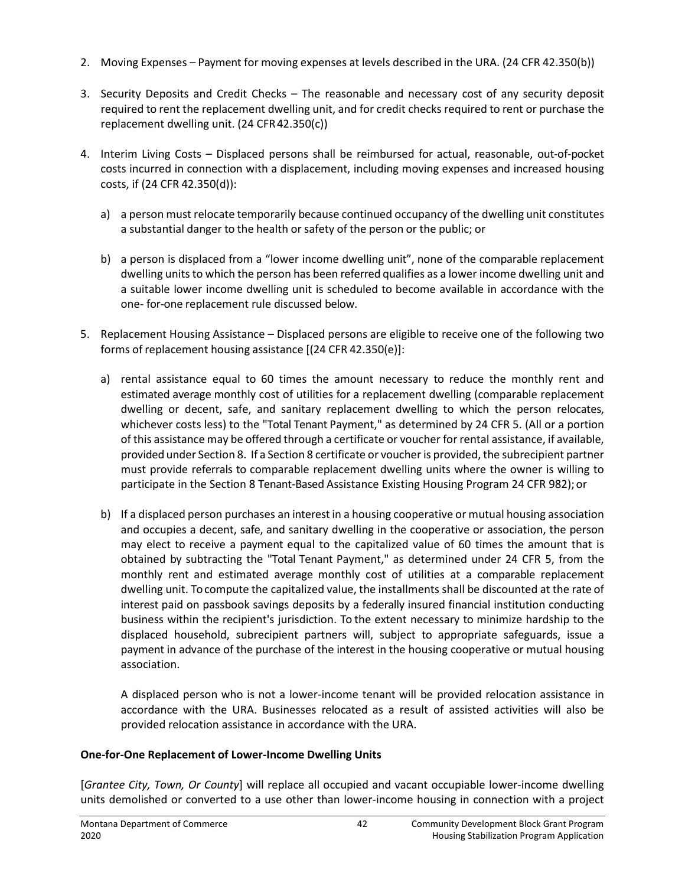2. Moving Expenses – Payment for moving expenses at levels described in the URA. (24 CFR 42.350(b))

3. Security Deposits and Credit Checks – The reasonable and necessary cost of any security deposit required to rent the replacement dwelling unit, and for credit checks required to rent or purchase the replacement dwelling unit. (24 CFR 42.350(c))

4. Interim Living Costs – Displaced persons shall be reimbursed for actual, reasonable, out-of-pocket costs incurred in connection with a displacement, including moving expenses and increased housing costs, if (24 CFR 42.350(d)):

   a) a person must relocate temporarily because continued occupancy of the dwelling unit constitutes a substantial danger to the health or safety of the person or the public; or

   b) a person is displaced from a "lower income dwelling unit", none of the comparable replacement dwelling units to which the person has been referred qualifies as a lower income dwelling unit and a suitable lower income dwelling unit is scheduled to become available in accordance with the one- for-one replacement rule discussed below.

5. Replacement Housing Assistance – Displaced persons are eligible to receive one of the following two forms of replacement housing assistance [(24 CFR 42.350(e)]:

   a) rental assistance equal to 60 times the amount necessary to reduce the monthly rent and estimated average monthly cost of utilities for a replacement dwelling (comparable replacement dwelling or decent, safe, and sanitary replacement dwelling to which the person relocates, whichever costs less) to the "Total Tenant Payment," as determined by 24 CFR 5. (All or a portion of this assistance may be offered through a certificate or voucher for rental assistance, if available, provided under Section 8. If a Section 8 certificate or voucher is provided, the subrecipient partner must provide referrals to comparable replacement dwelling units where the owner is willing to participate in the Section 8 Tenant-Based Assistance Existing Housing Program 24 CFR 982); or

   b) If a displaced person purchases an interest in a housing cooperative or mutual housing association and occupies a decent, safe, and sanitary dwelling in the cooperative or association, the person may elect to receive a payment equal to the capitalized value of 60 times the amount that is obtained by subtracting the "Total Tenant Payment," as determined under 24 CFR 5, from the monthly rent and estimated average monthly cost of utilities at a comparable replacement dwelling unit. To compute the capitalized value, the installments shall be discounted at the rate of interest paid on passbook savings deposits by a federally insured financial institution conducting business within the recipient's jurisdiction. To the extent necessary to minimize hardship to the displaced household, subrecipient partners will, subject to appropriate safeguards, issue a payment in advance of the purchase of the interest in the housing cooperative or mutual housing association.

   A displaced person who is not a lower-income tenant will be provided relocation assistance in accordance with the URA. Businesses relocated as a result of assisted activities will also be provided relocation assistance in accordance with the URA.

**One-for-One Replacement of Lower-Income Dwelling Units**

[*Grantee City, Town, Or County*] will replace all occupied and vacant occupiable lower-income dwelling units demolished or converted to a use other than lower-income housing in connection with a project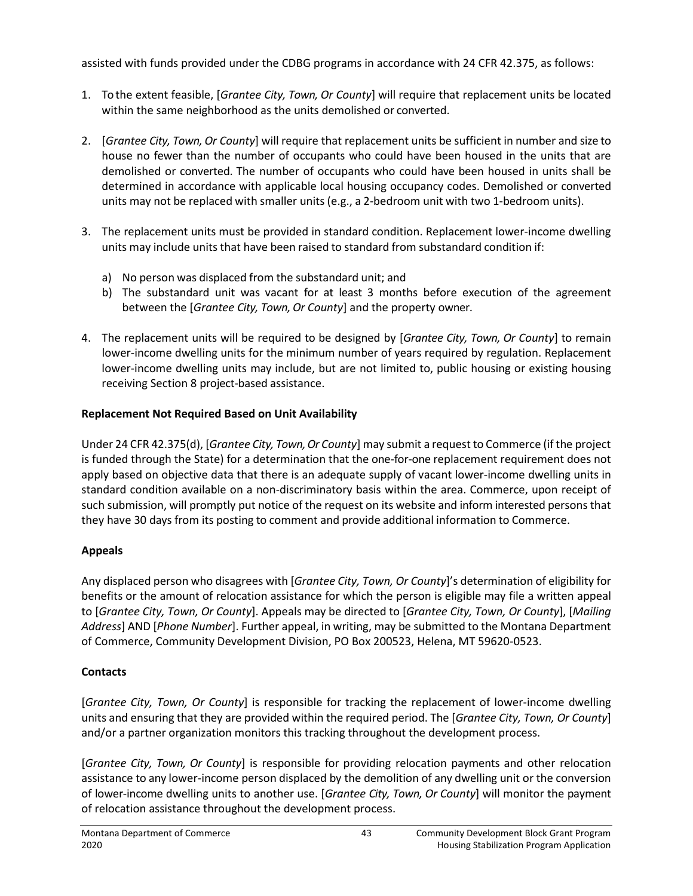assisted with funds provided under the CDBG programs in accordance with 24 CFR 42.375, as follows:

1. To the extent feasible, [*Grantee City, Town, Or County*] will require that replacement units be located within the same neighborhood as the units demolished or converted.

2. [*Grantee City, Town, Or County*] will require that replacement units be sufficient in number and size to house no fewer than the number of occupants who could have been housed in the units that are demolished or converted. The number of occupants who could have been housed in units shall be determined in accordance with applicable local housing occupancy codes. Demolished or converted units may not be replaced with smaller units (e.g., a 2-bedroom unit with two 1-bedroom units).

3. The replacement units must be provided in standard condition. Replacement lower-income dwelling units may include units that have been raised to standard from substandard condition if:

   a) No person was displaced from the substandard unit; and
   b) The substandard unit was vacant for at least 3 months before execution of the agreement between the [*Grantee City, Town, Or County*] and the property owner.

4. The replacement units will be required to be designed by [*Grantee City, Town, Or County*] to remain lower-income dwelling units for the minimum number of years required by regulation. Replacement lower-income dwelling units may include, but are not limited to, public housing or existing housing receiving Section 8 project-based assistance.

**Replacement Not Required Based on Unit Availability**

Under 24 CFR 42.375(d), [*Grantee City, Town, Or County*] may submit a request to Commerce (if the project is funded through the State) for a determination that the one-for-one replacement requirement does not apply based on objective data that there is an adequate supply of vacant lower-income dwelling units in standard condition available on a non-discriminatory basis within the area. Commerce, upon receipt of such submission, will promptly put notice of the request on its website and inform interested persons that they have 30 days from its posting to comment and provide additional information to Commerce.

**Appeals**

Any displaced person who disagrees with [*Grantee City, Town, Or County*]'s determination of eligibility for benefits or the amount of relocation assistance for which the person is eligible may file a written appeal to [*Grantee City, Town, Or County*]. Appeals may be directed to [*Grantee City, Town, Or County*], [*Mailing Address*] AND [*Phone Number*]. Further appeal, in writing, may be submitted to the Montana Department of Commerce, Community Development Division, PO Box 200523, Helena, MT 59620-0523.

**Contacts**

[*Grantee City, Town, Or County*] is responsible for tracking the replacement of lower-income dwelling units and ensuring that they are provided within the required period. The [*Grantee City, Town, Or County*] and/or a partner organization monitors this tracking throughout the development process.

[*Grantee City, Town, Or County*] is responsible for providing relocation payments and other relocation assistance to any lower-income person displaced by the demolition of any dwelling unit or the conversion of lower-income dwelling units to another use. [*Grantee City, Town, Or County*] will monitor the payment of relocation assistance throughout the development process.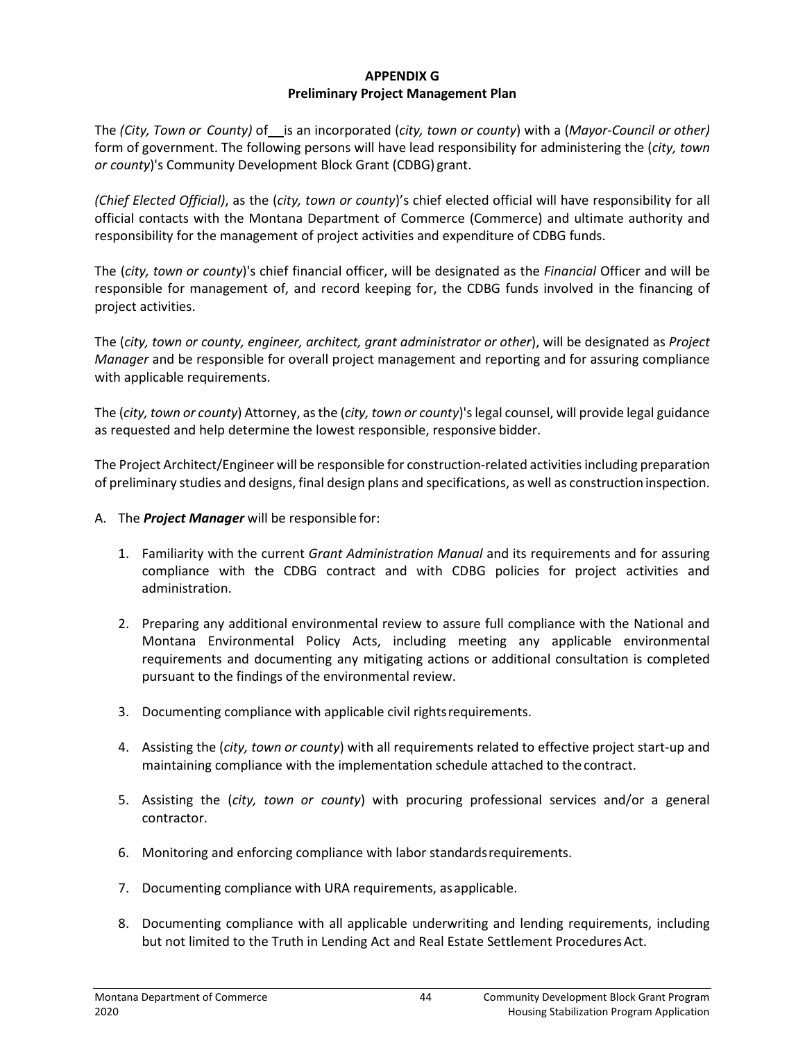# APPENDIX G
## Preliminary Project Management Plan

The *(City, Town or County)* of \_\_ is an incorporated (*city, town or county*) with a (*Mayor-Council or other)* form of government. The following persons will have lead responsibility for administering the (*city, town or county*)'s Community Development Block Grant (CDBG) grant.

*(Chief Elected Official)*, as the (*city, town or county*)'s chief elected official will have responsibility for all official contacts with the Montana Department of Commerce (Commerce) and ultimate authority and responsibility for the management of project activities and expenditure of CDBG funds.

The (*city, town or county*)'s chief financial officer, will be designated as the *Financial* Officer and will be responsible for management of, and record keeping for, the CDBG funds involved in the financing of project activities.

The (*city, town or county, engineer, architect, grant administrator or other*), will be designated as *Project Manager* and be responsible for overall project management and reporting and for assuring compliance with applicable requirements.

The (*city, town or county*) Attorney, as the (*city, town or county*)'s legal counsel, will provide legal guidance as requested and help determine the lowest responsible, responsive bidder.

The Project Architect/Engineer will be responsible for construction-related activities including preparation of preliminary studies and designs, final design plans and specifications, as well as construction inspection.

A. The ***Project Manager*** will be responsible for:

1. Familiarity with the current *Grant Administration Manual* and its requirements and for assuring compliance with the CDBG contract and with CDBG policies for project activities and administration.

2. Preparing any additional environmental review to assure full compliance with the National and Montana Environmental Policy Acts, including meeting any applicable environmental requirements and documenting any mitigating actions or additional consultation is completed pursuant to the findings of the environmental review.

3. Documenting compliance with applicable civil rights requirements.

4. Assisting the (*city, town or county*) with all requirements related to effective project start-up and maintaining compliance with the implementation schedule attached to the contract.

5. Assisting the (*city, town or county*) with procuring professional services and/or a general contractor.

6. Monitoring and enforcing compliance with labor standards requirements.

7. Documenting compliance with URA requirements, as applicable.

8. Documenting compliance with all applicable underwriting and lending requirements, including but not limited to the Truth in Lending Act and Real Estate Settlement Procedures Act.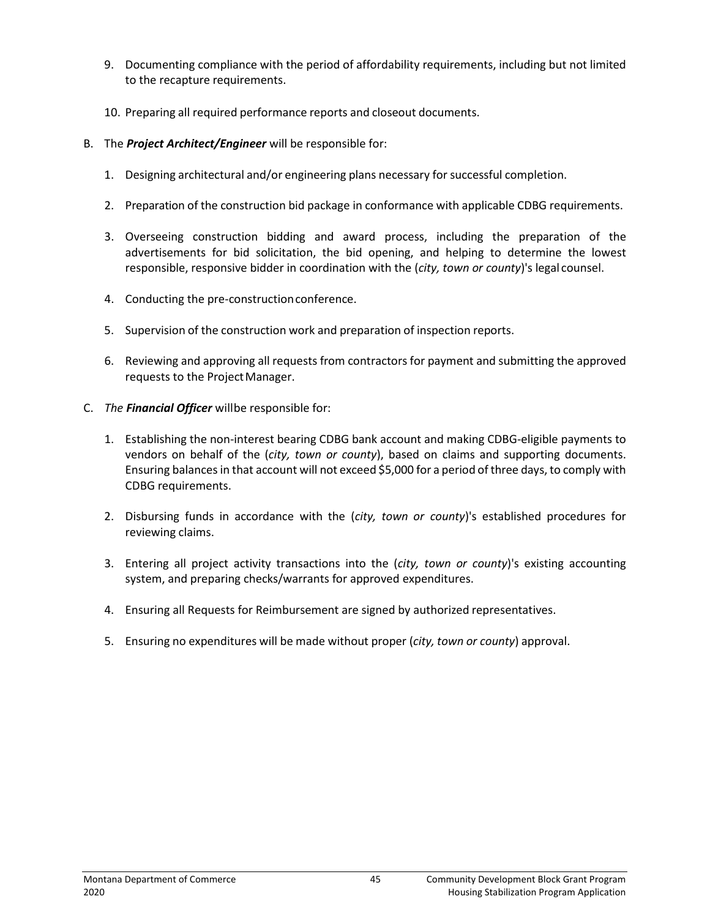9. Documenting compliance with the period of affordability requirements, including but not limited to the recapture requirements.

10. Preparing all required performance reports and closeout documents.

B. The ***Project Architect/Engineer*** will be responsible for:

   1. Designing architectural and/or engineering plans necessary for successful completion.

   2. Preparation of the construction bid package in conformance with applicable CDBG requirements.

   3. Overseeing construction bidding and award process, including the preparation of the advertisements for bid solicitation, the bid opening, and helping to determine the lowest responsible, responsive bidder in coordination with the (*city, town or county*)'s legal counsel.

   4. Conducting the pre-construction conference.

   5. Supervision of the construction work and preparation of inspection reports.

   6. Reviewing and approving all requests from contractors for payment and submitting the approved requests to the Project Manager.

C. *The* ***Financial Officer*** will be responsible for:

   1. Establishing the non-interest bearing CDBG bank account and making CDBG-eligible payments to vendors on behalf of the (*city, town or county*), based on claims and supporting documents. Ensuring balances in that account will not exceed $5,000 for a period of three days, to comply with CDBG requirements.

   2. Disbursing funds in accordance with the (*city, town or county*)'s established procedures for reviewing claims.

   3. Entering all project activity transactions into the (*city, town or county*)'s existing accounting system, and preparing checks/warrants for approved expenditures.

   4. Ensuring all Requests for Reimbursement are signed by authorized representatives.

   5. Ensuring no expenditures will be made without proper (*city, town or county*) approval.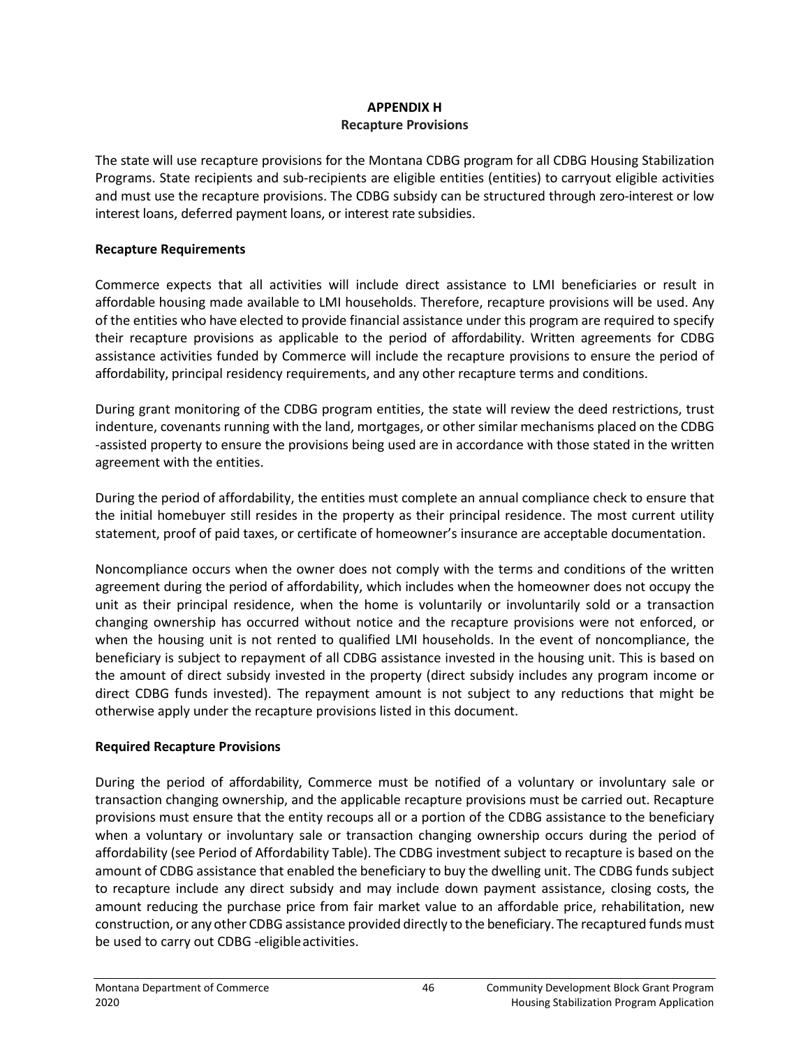## APPENDIX H
### Recapture Provisions

The state will use recapture provisions for the Montana CDBG program for all CDBG Housing Stabilization Programs. State recipients and sub-recipients are eligible entities (entities) to carryout eligible activities and must use the recapture provisions. The CDBG subsidy can be structured through zero-interest or low interest loans, deferred payment loans, or interest rate subsidies.

**Recapture Requirements**

Commerce expects that all activities will include direct assistance to LMI beneficiaries or result in affordable housing made available to LMI households. Therefore, recapture provisions will be used. Any of the entities who have elected to provide financial assistance under this program are required to specify their recapture provisions as applicable to the period of affordability. Written agreements for CDBG assistance activities funded by Commerce will include the recapture provisions to ensure the period of affordability, principal residency requirements, and any other recapture terms and conditions.

During grant monitoring of the CDBG program entities, the state will review the deed restrictions, trust indenture, covenants running with the land, mortgages, or other similar mechanisms placed on the CDBG -assisted property to ensure the provisions being used are in accordance with those stated in the written agreement with the entities.

During the period of affordability, the entities must complete an annual compliance check to ensure that the initial homebuyer still resides in the property as their principal residence. The most current utility statement, proof of paid taxes, or certificate of homeowner's insurance are acceptable documentation.

Noncompliance occurs when the owner does not comply with the terms and conditions of the written agreement during the period of affordability, which includes when the homeowner does not occupy the unit as their principal residence, when the home is voluntarily or involuntarily sold or a transaction changing ownership has occurred without notice and the recapture provisions were not enforced, or when the housing unit is not rented to qualified LMI households. In the event of noncompliance, the beneficiary is subject to repayment of all CDBG assistance invested in the housing unit. This is based on the amount of direct subsidy invested in the property (direct subsidy includes any program income or direct CDBG funds invested). The repayment amount is not subject to any reductions that might be otherwise apply under the recapture provisions listed in this document.

**Required Recapture Provisions**

During the period of affordability, Commerce must be notified of a voluntary or involuntary sale or transaction changing ownership, and the applicable recapture provisions must be carried out. Recapture provisions must ensure that the entity recoups all or a portion of the CDBG assistance to the beneficiary when a voluntary or involuntary sale or transaction changing ownership occurs during the period of affordability (see Period of Affordability Table). The CDBG investment subject to recapture is based on the amount of CDBG assistance that enabled the beneficiary to buy the dwelling unit. The CDBG funds subject to recapture include any direct subsidy and may include down payment assistance, closing costs, the amount reducing the purchase price from fair market value to an affordable price, rehabilitation, new construction, or any other CDBG assistance provided directly to the beneficiary. The recaptured funds must be used to carry out CDBG -eligible activities.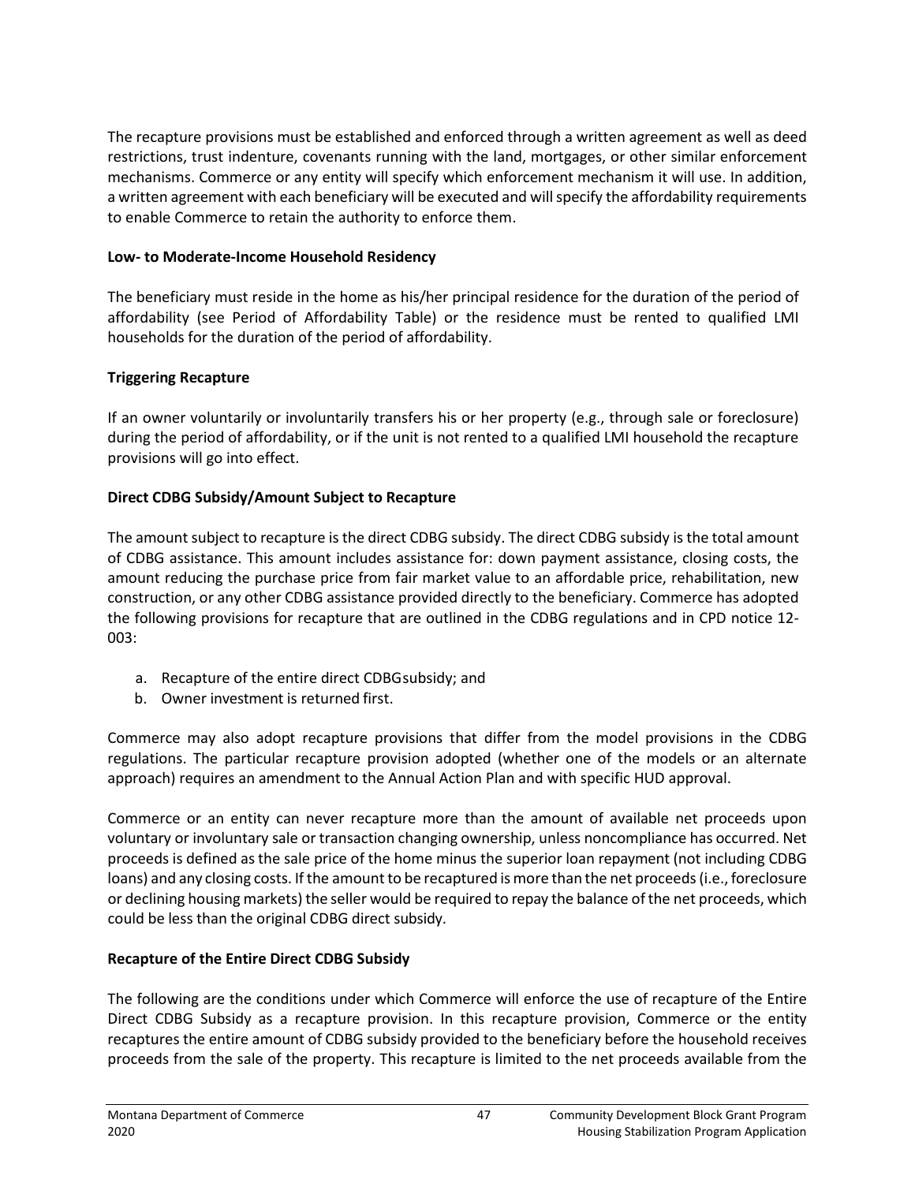The recapture provisions must be established and enforced through a written agreement as well as deed restrictions, trust indenture, covenants running with the land, mortgages, or other similar enforcement mechanisms. Commerce or any entity will specify which enforcement mechanism it will use. In addition, a written agreement with each beneficiary will be executed and will specify the affordability requirements to enable Commerce to retain the authority to enforce them.

**Low- to Moderate-Income Household Residency**

The beneficiary must reside in the home as his/her principal residence for the duration of the period of affordability (see Period of Affordability Table) or the residence must be rented to qualified LMI households for the duration of the period of affordability.

**Triggering Recapture**

If an owner voluntarily or involuntarily transfers his or her property (e.g., through sale or foreclosure) during the period of affordability, or if the unit is not rented to a qualified LMI household the recapture provisions will go into effect.

**Direct CDBG Subsidy/Amount Subject to Recapture**

The amount subject to recapture is the direct CDBG subsidy. The direct CDBG subsidy is the total amount of CDBG assistance. This amount includes assistance for: down payment assistance, closing costs, the amount reducing the purchase price from fair market value to an affordable price, rehabilitation, new construction, or any other CDBG assistance provided directly to the beneficiary. Commerce has adopted the following provisions for recapture that are outlined in the CDBG regulations and in CPD notice 12-003:

a. Recapture of the entire direct CDBG subsidy; and
b. Owner investment is returned first.

Commerce may also adopt recapture provisions that differ from the model provisions in the CDBG regulations. The particular recapture provision adopted (whether one of the models or an alternate approach) requires an amendment to the Annual Action Plan and with specific HUD approval.

Commerce or an entity can never recapture more than the amount of available net proceeds upon voluntary or involuntary sale or transaction changing ownership, unless noncompliance has occurred. Net proceeds is defined as the sale price of the home minus the superior loan repayment (not including CDBG loans) and any closing costs. If the amount to be recaptured is more than the net proceeds (i.e., foreclosure or declining housing markets) the seller would be required to repay the balance of the net proceeds, which could be less than the original CDBG direct subsidy.

**Recapture of the Entire Direct CDBG Subsidy**

The following are the conditions under which Commerce will enforce the use of recapture of the Entire Direct CDBG Subsidy as a recapture provision. In this recapture provision, Commerce or the entity recaptures the entire amount of CDBG subsidy provided to the beneficiary before the household receives proceeds from the sale of the property. This recapture is limited to the net proceeds available from the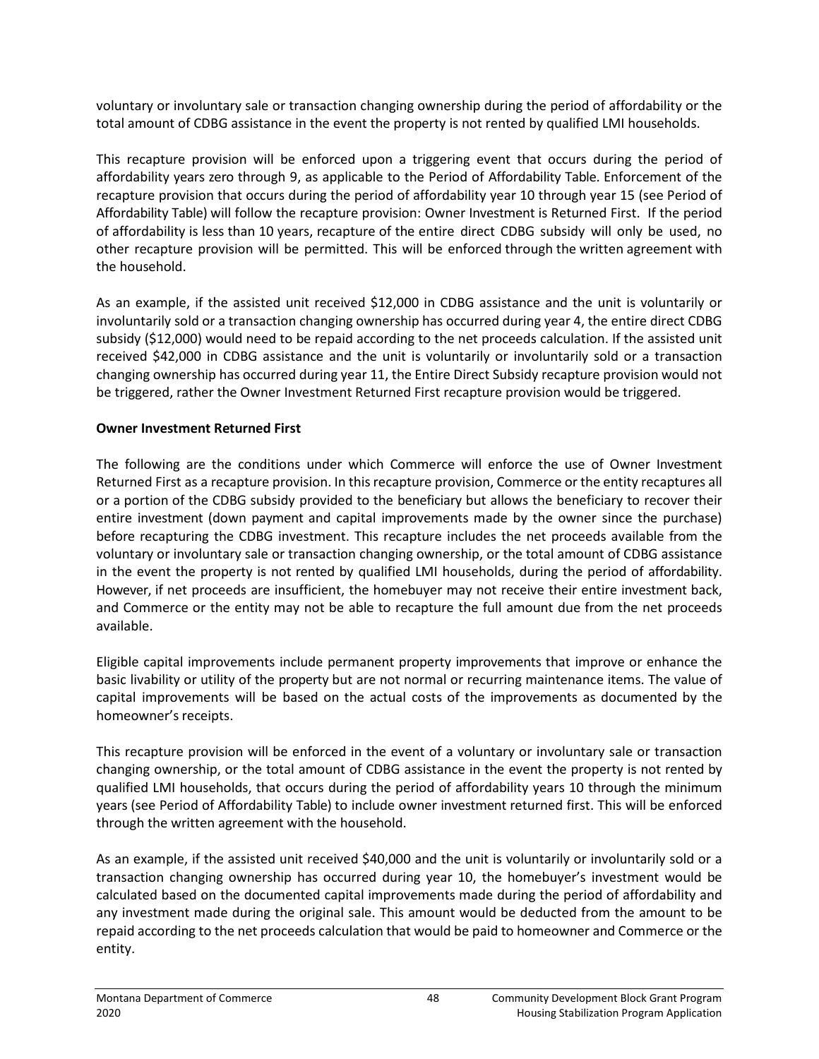voluntary or involuntary sale or transaction changing ownership during the period of affordability or the total amount of CDBG assistance in the event the property is not rented by qualified LMI households.

This recapture provision will be enforced upon a triggering event that occurs during the period of affordability years zero through 9, as applicable to the Period of Affordability Table. Enforcement of the recapture provision that occurs during the period of affordability year 10 through year 15 (see Period of Affordability Table) will follow the recapture provision: Owner Investment is Returned First. If the period of affordability is less than 10 years, recapture of the entire direct CDBG subsidy will only be used, no other recapture provision will be permitted. This will be enforced through the written agreement with the household.

As an example, if the assisted unit received $12,000 in CDBG assistance and the unit is voluntarily or involuntarily sold or a transaction changing ownership has occurred during year 4, the entire direct CDBG subsidy ($12,000) would need to be repaid according to the net proceeds calculation. If the assisted unit received $42,000 in CDBG assistance and the unit is voluntarily or involuntarily sold or a transaction changing ownership has occurred during year 11, the Entire Direct Subsidy recapture provision would not be triggered, rather the Owner Investment Returned First recapture provision would be triggered.

**Owner Investment Returned First**

The following are the conditions under which Commerce will enforce the use of Owner Investment Returned First as a recapture provision. In this recapture provision, Commerce or the entity recaptures all or a portion of the CDBG subsidy provided to the beneficiary but allows the beneficiary to recover their entire investment (down payment and capital improvements made by the owner since the purchase) before recapturing the CDBG investment. This recapture includes the net proceeds available from the voluntary or involuntary sale or transaction changing ownership, or the total amount of CDBG assistance in the event the property is not rented by qualified LMI households, during the period of affordability. However, if net proceeds are insufficient, the homebuyer may not receive their entire investment back, and Commerce or the entity may not be able to recapture the full amount due from the net proceeds available.

Eligible capital improvements include permanent property improvements that improve or enhance the basic livability or utility of the property but are not normal or recurring maintenance items. The value of capital improvements will be based on the actual costs of the improvements as documented by the homeowner's receipts.

This recapture provision will be enforced in the event of a voluntary or involuntary sale or transaction changing ownership, or the total amount of CDBG assistance in the event the property is not rented by qualified LMI households, that occurs during the period of affordability years 10 through the minimum years (see Period of Affordability Table) to include owner investment returned first. This will be enforced through the written agreement with the household.

As an example, if the assisted unit received $40,000 and the unit is voluntarily or involuntarily sold or a transaction changing ownership has occurred during year 10, the homebuyer's investment would be calculated based on the documented capital improvements made during the period of affordability and any investment made during the original sale. This amount would be deducted from the amount to be repaid according to the net proceeds calculation that would be paid to homeowner and Commerce or the entity.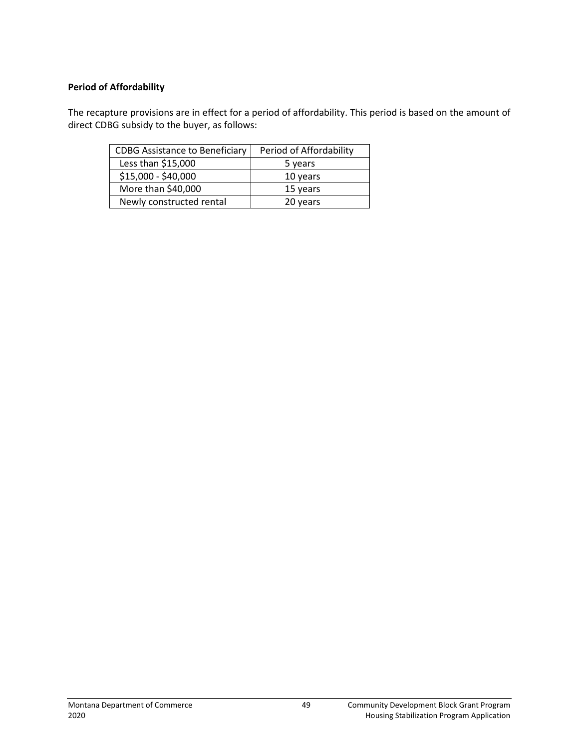**Period of Affordability**

The recapture provisions are in effect for a period of affordability. This period is based on the amount of direct CDBG subsidy to the buyer, as follows:

| CDBG Assistance to Beneficiary | Period of Affordability |
| --- | --- |
| Less than $15,000 | 5 years |
| $15,000 - $40,000 | 10 years |
| More than $40,000 | 15 years |
| Newly constructed rental | 20 years |